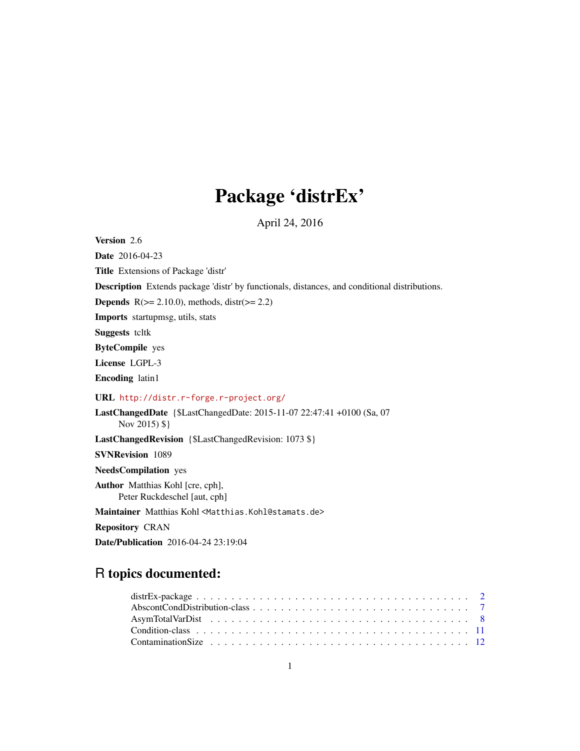# Package 'distrEx'

April 24, 2016

**Version** 2.6

**Date** 2016-04-23

**Title** Extensions of Package 'distr'

**Description** Extends package 'distr' by functionals, distances, and conditional distributions.

**Depends** R(>= 2.10.0), methods, distr(>= 2.2)

**Imports** startupmsg, utils, stats

**Suggests** tcltk

**ByteCompile** yes

**License** LGPL-3

**Encoding** latin1

**URL** http://distr.r-forge.r-project.org/

**LastChangedDate** {$LastChangedDate: 2015-11-07 22:47:41 +0100 (Sa, 07 Nov 2015) $}

**LastChangedRevision** {$LastChangedRevision: 1073 $}

**SVNRevision** 1089

**NeedsCompilation** yes

**Author** Matthias Kohl [cre, cph],
Peter Ruckdeschel [aut, cph]

**Maintainer** Matthias Kohl <Matthias.Kohl@stamats.de>

**Repository** CRAN

**Date/Publication** 2016-04-24 23:19:04

## R topics documented:

distrEx-package . . . . . . . . . . . . . . . . . . . . . . . . . . . . . . . . . . . . . . 2
AbscontCondDistribution-class . . . . . . . . . . . . . . . . . . . . . . . . . . . . . 7
AsymTotalVarDist . . . . . . . . . . . . . . . . . . . . . . . . . . . . . . . . . . . . 8
Condition-class . . . . . . . . . . . . . . . . . . . . . . . . . . . . . . . . . . . . . . 11
ContaminationSize . . . . . . . . . . . . . . . . . . . . . . . . . . . . . . . . . . . . 12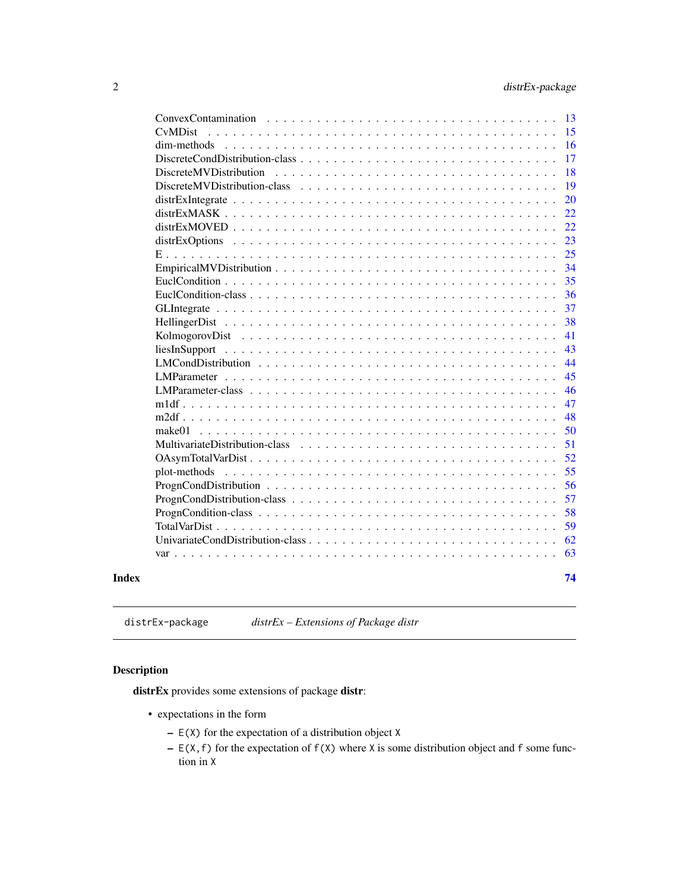| | |
|---|---|
| ConvexContamination | 13 |
| CvMDist | 15 |
| dim-methods | 16 |
| DiscreteCondDistribution-class | 17 |
| DiscreteMVDistribution | 18 |
| DiscreteMVDistribution-class | 19 |
| distrExIntegrate | 20 |
| distrExMASK | 22 |
| distrExMOVED | 22 |
| distrExOptions | 23 |
| E | 25 |
| EmpiricalMVDistribution | 34 |
| EuclCondition | 35 |
| EuclCondition-class | 36 |
| GLIntegrate | 37 |
| HellingerDist | 38 |
| KolmogorovDist | 41 |
| liesInSupport | 43 |
| LMCondDistribution | 44 |
| LMParameter | 45 |
| LMParameter-class | 46 |
| m1df | 47 |
| m2df | 48 |
| make01 | 50 |
| MultivariateDistribution-class | 51 |
| OAsymTotalVarDist | 52 |
| plot-methods | 55 |
| PrognCondDistribution | 56 |
| PrognCondDistribution-class | 57 |
| PrognCondition-class | 58 |
| TotalVarDist | 59 |
| UnivariateCondDistribution-class | 62 |
| var | 63 |

**Index** **74**

---

distrEx-package — *distrEx – Extensions of Package distr*

---

### Description

**distrEx** provides some extensions of package **distr**:

- expectations in the form
  - `E(X)` for the expectation of a distribution object `X`
  - `E(X,f)` for the expectation of `f(X)` where `X` is some distribution object and `f` some function in `X`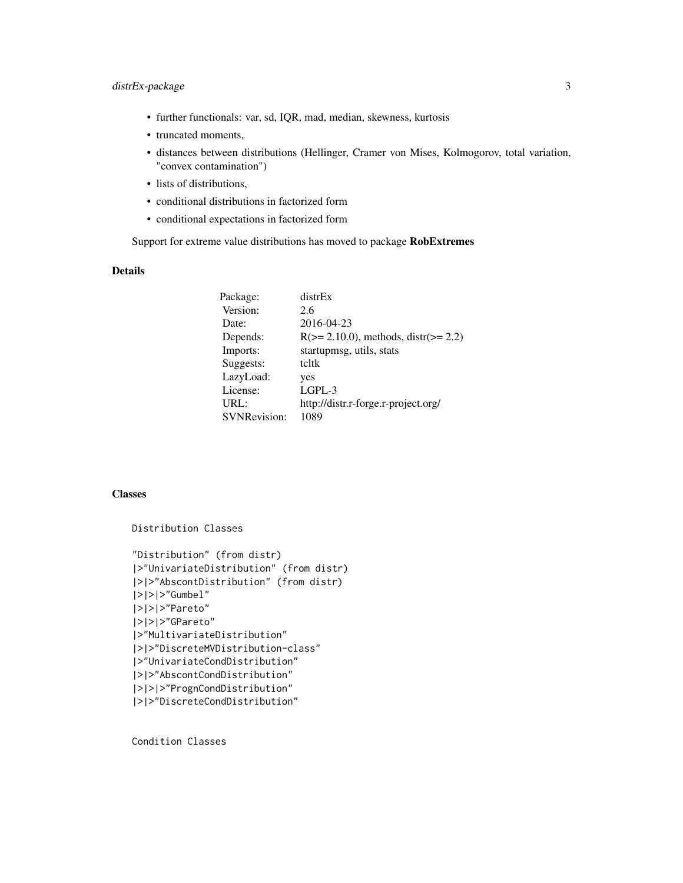- further functionals: var, sd, IQR, mad, median, skewness, kurtosis
- truncated moments,
- distances between distributions (Hellinger, Cramer von Mises, Kolmogorov, total variation, "convex contamination")
- lists of distributions,
- conditional distributions in factorized form
- conditional expectations in factorized form

Support for extreme value distributions has moved to package **RobExtremes**

## Details

| | |
|---|---|
| Package: | distrEx |
| Version: | 2.6 |
| Date: | 2016-04-23 |
| Depends: | R(>= 2.10.0), methods, distr(>= 2.2) |
| Imports: | startupmsg, utils, stats |
| Suggests: | tcltk |
| LazyLoad: | yes |
| License: | LGPL-3 |
| URL: | http://distr.r-forge.r-project.org/ |
| SVNRevision: | 1089 |

## Classes

```
Distribution Classes

"Distribution" (from distr)
|>"UnivariateDistribution" (from distr)
|>|>"AbscontDistribution" (from distr)
|>|>|>"Gumbel"
|>|>|>"Pareto"
|>|>|>"GPareto"
|>"MultivariateDistribution"
|>|>"DiscreteMVDistribution-class"
|>"UnivariateCondDistribution"
|>|>"AbscontCondDistribution"
|>|>|>"PrognCondDistribution"
|>|>"DiscreteCondDistribution"


Condition Classes
```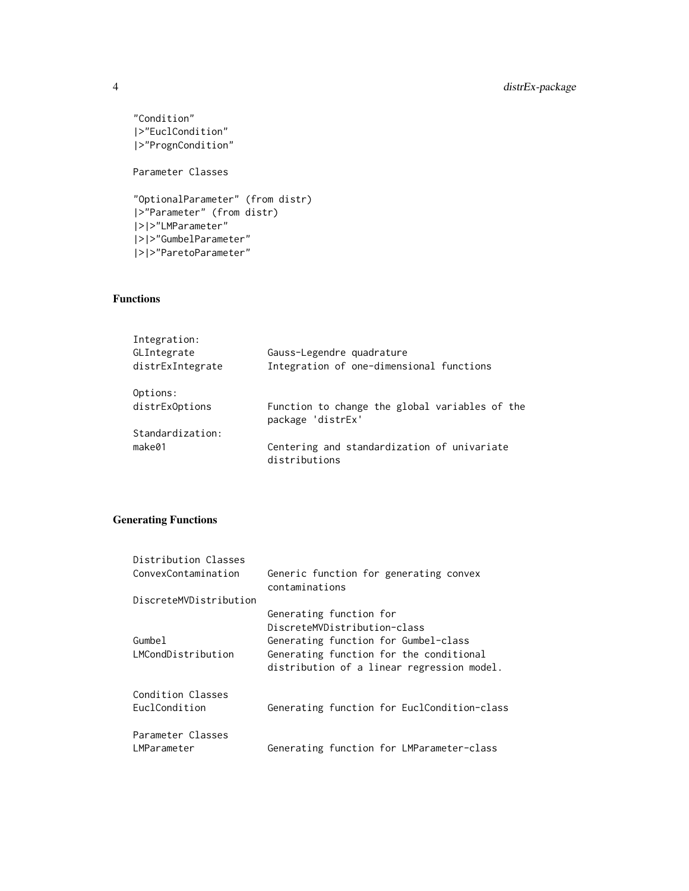```
"Condition"
|>"EuclCondition"
|>"PrognCondition"

Parameter Classes

"OptionalParameter" (from distr)
|>"Parameter" (from distr)
|>|>"LMParameter"
|>|>"GumbelParameter"
|>|>"ParetoParameter"
```

## Functions

```
Integration:
GLIntegrate             Gauss-Legendre quadrature
distrExIntegrate        Integration of one-dimensional functions

Options:
distrExOptions          Function to change the global variables of the
                        package 'distrEx'
Standardization:
make01                  Centering and standardization of univariate
                        distributions
```

## Generating Functions

```
Distribution Classes
ConvexContamination     Generic function for generating convex
                        contaminations
DiscreteMVDistribution
                        Generating function for
                        DiscreteMVDistribution-class
Gumbel                  Generating function for Gumbel-class
LMCondDistribution      Generating function for the conditional
                        distribution of a linear regression model.

Condition Classes
EuclCondition           Generating function for EuclCondition-class

Parameter Classes
LMParameter             Generating function for LMParameter-class
```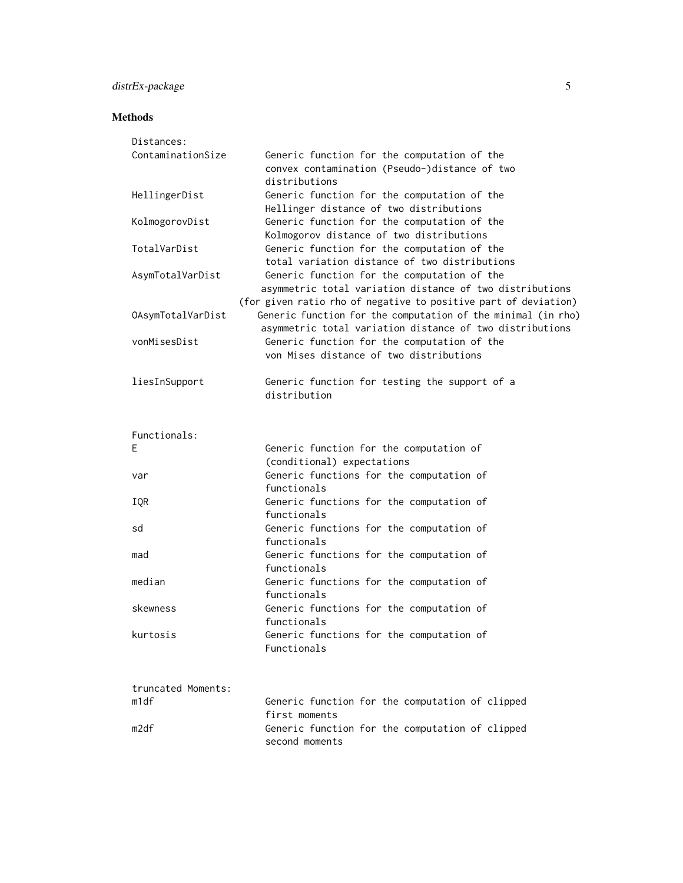### Methods

```
Distances:
ContaminationSize      Generic function for the computation of the
                       convex contamination (Pseudo-)distance of two
                       distributions
HellingerDist          Generic function for the computation of the
                       Hellinger distance of two distributions
KolmogorovDist         Generic function for the computation of the
                       Kolmogorov distance of two distributions
TotalVarDist           Generic function for the computation of the
                       total variation distance of two distributions
AsymTotalVarDist       Generic function for the computation of the
                      asymmetric total variation distance of two distributions
                  (for given ratio rho of negative to positive part of deviation)
OAsymTotalVarDist     Generic function for the computation of the minimal (in rho)
                      asymmetric total variation distance of two distributions
vonMisesDist           Generic function for the computation of the
                       von Mises distance of two distributions

liesInSupport          Generic function for testing the support of a
                       distribution


Functionals:
E                      Generic function for the computation of
                       (conditional) expectations
var                    Generic functions for the computation of
                       functionals
IQR                    Generic functions for the computation of
                       functionals
sd                     Generic functions for the computation of
                       functionals
mad                    Generic functions for the computation of
                       functionals
median                 Generic functions for the computation of
                       functionals
skewness               Generic functions for the computation of
                       functionals
kurtosis               Generic functions for the computation of
                       Functionals


truncated Moments:
m1df                   Generic function for the computation of clipped
                       first moments
m2df                   Generic function for the computation of clipped
                       second moments
```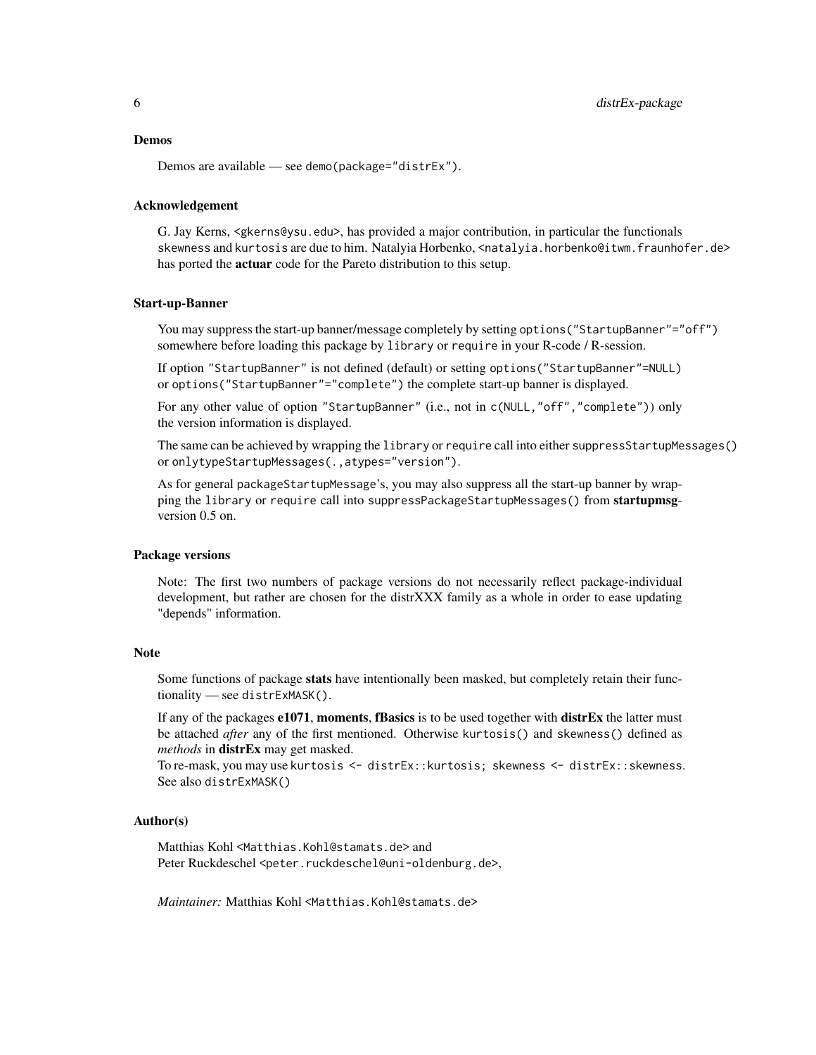## Demos

Demos are available — see `demo(package="distrEx")`.

## Acknowledgement

G. Jay Kerns, `<gkerns@ysu.edu>`, has provided a major contribution, in particular the functionals `skewness` and `kurtosis` are due to him. Natalyia Horbenko, `<natalyia.horbenko@itwm.fraunhofer.de>` has ported the **actuar** code for the Pareto distribution to this setup.

## Start-up-Banner

You may suppress the start-up banner/message completely by setting `options("StartupBanner"="off")` somewhere before loading this package by `library` or `require` in your R-code / R-session.

If option `"StartupBanner"` is not defined (default) or setting `options("StartupBanner"=NULL)` or `options("StartupBanner"="complete")` the complete start-up banner is displayed.

For any other value of option `"StartupBanner"` (i.e., not in `c(NULL,"off","complete")`) only the version information is displayed.

The same can be achieved by wrapping the `library` or `require` call into either `suppressStartupMessages()` or `onlytypeStartupMessages(.,atypes="version")`.

As for general `packageStartupMessage`'s, you may also suppress all the start-up banner by wrapping the `library` or `require` call into `suppressPackageStartupMessages()` from **startupmsg**-version 0.5 on.

## Package versions

Note: The first two numbers of package versions do not necessarily reflect package-individual development, but rather are chosen for the distrXXX family as a whole in order to ease updating "depends" information.

## Note

Some functions of package **stats** have intentionally been masked, but completely retain their functionality — see `distrExMASK()`.

If any of the packages **e1071**, **moments**, **fBasics** is to be used together with **distrEx** the latter must be attached *after* any of the first mentioned. Otherwise `kurtosis()` and `skewness()` defined as *methods* in **distrEx** may get masked.
To re-mask, you may use `kurtosis <- distrEx::kurtosis; skewness <- distrEx::skewness`. See also `distrExMASK()`

## Author(s)

Matthias Kohl `<Matthias.Kohl@stamats.de>` and
Peter Ruckdeschel `<peter.ruckdeschel@uni-oldenburg.de>`,

*Maintainer:* Matthias Kohl `<Matthias.Kohl@stamats.de>`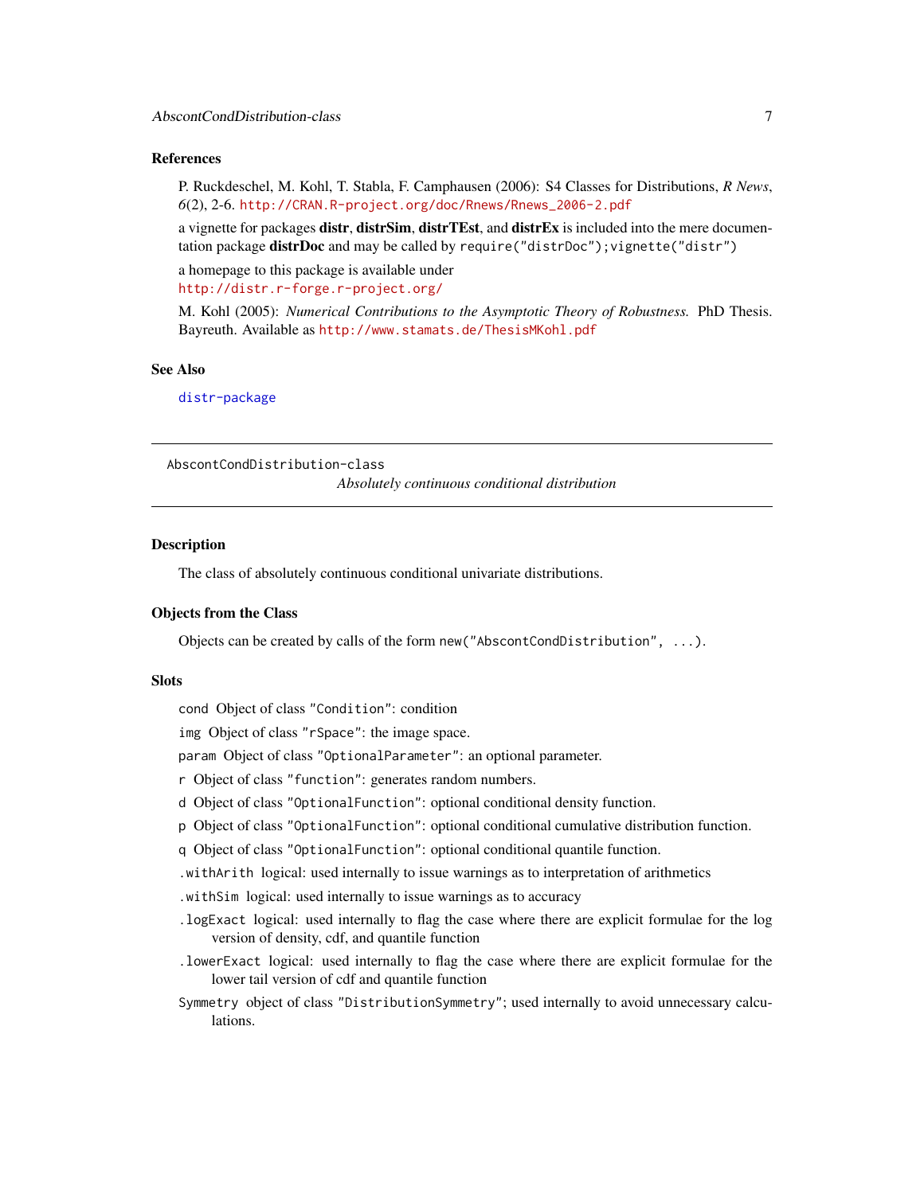### References

P. Ruckdeschel, M. Kohl, T. Stabla, F. Camphausen (2006): S4 Classes for Distributions, *R News*, *6*(2), 2-6. http://CRAN.R-project.org/doc/Rnews/Rnews_2006-2.pdf

a vignette for packages **distr**, **distrSim**, **distrTEst**, and **distrEx** is included into the mere documentation package **distrDoc** and may be called by `require("distrDoc");vignette("distr")`

a homepage to this package is available under
http://distr.r-forge.r-project.org/

M. Kohl (2005): *Numerical Contributions to the Asymptotic Theory of Robustness.* PhD Thesis. Bayreuth. Available as http://www.stamats.de/ThesisMKohl.pdf

### See Also

distr-package

---

## AbscontCondDistribution-class    *Absolutely continuous conditional distribution*

---

### Description

The class of absolutely continuous conditional univariate distributions.

### Objects from the Class

Objects can be created by calls of the form `new("AbscontCondDistribution", ...)`.

### Slots

- `cond` Object of class `"Condition"`: condition
- `img` Object of class `"rSpace"`: the image space.
- `param` Object of class `"OptionalParameter"`: an optional parameter.
- `r` Object of class `"function"`: generates random numbers.
- `d` Object of class `"OptionalFunction"`: optional conditional density function.
- `p` Object of class `"OptionalFunction"`: optional conditional cumulative distribution function.
- `q` Object of class `"OptionalFunction"`: optional conditional quantile function.
- `.withArith` logical: used internally to issue warnings as to interpretation of arithmetics
- `.withSim` logical: used internally to issue warnings as to accuracy
- `.logExact` logical: used internally to flag the case where there are explicit formulae for the log version of density, cdf, and quantile function
- `.lowerExact` logical: used internally to flag the case where there are explicit formulae for the lower tail version of cdf and quantile function
- `Symmetry` object of class `"DistributionSymmetry"`; used internally to avoid unnecessary calculations.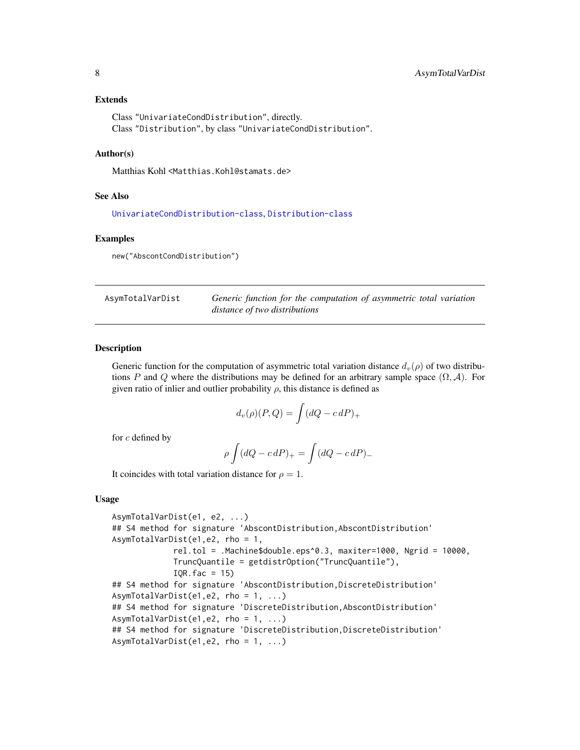### Extends

Class "UnivariateCondDistribution", directly.
Class "Distribution", by class "UnivariateCondDistribution".

### Author(s)

Matthias Kohl <Matthias.Kohl@stamats.de>

### See Also

UnivariateCondDistribution-class, Distribution-class

### Examples

```
new("AbscontCondDistribution")
```

---

## AsymTotalVarDist — *Generic function for the computation of asymmetric total variation distance of two distributions*

---

### Description

Generic function for the computation of asymmetric total variation distance $d_v(\rho)$ of two distributions $P$ and $Q$ where the distributions may be defined for an arbitrary sample space $(\Omega, \mathcal{A})$. For given ratio of inlier and outlier probability $\rho$, this distance is defined as

$$d_v(\rho)(P, Q) = \int (dQ - c\, dP)_+$$

for $c$ defined by

$$\rho \int (dQ - c\, dP)_+ = \int (dQ - c\, dP)_-$$

It coincides with total variation distance for $\rho = 1$.

### Usage

```
AsymTotalVarDist(e1, e2, ...)
## S4 method for signature 'AbscontDistribution,AbscontDistribution'
AsymTotalVarDist(e1,e2, rho = 1,
             rel.tol = .Machine$double.eps^0.3, maxiter=1000, Ngrid = 10000,
             TruncQuantile = getdistrOption("TruncQuantile"),
             IQR.fac = 15)
## S4 method for signature 'AbscontDistribution,DiscreteDistribution'
AsymTotalVarDist(e1,e2, rho = 1, ...)
## S4 method for signature 'DiscreteDistribution,AbscontDistribution'
AsymTotalVarDist(e1,e2, rho = 1, ...)
## S4 method for signature 'DiscreteDistribution,DiscreteDistribution'
AsymTotalVarDist(e1,e2, rho = 1, ...)
```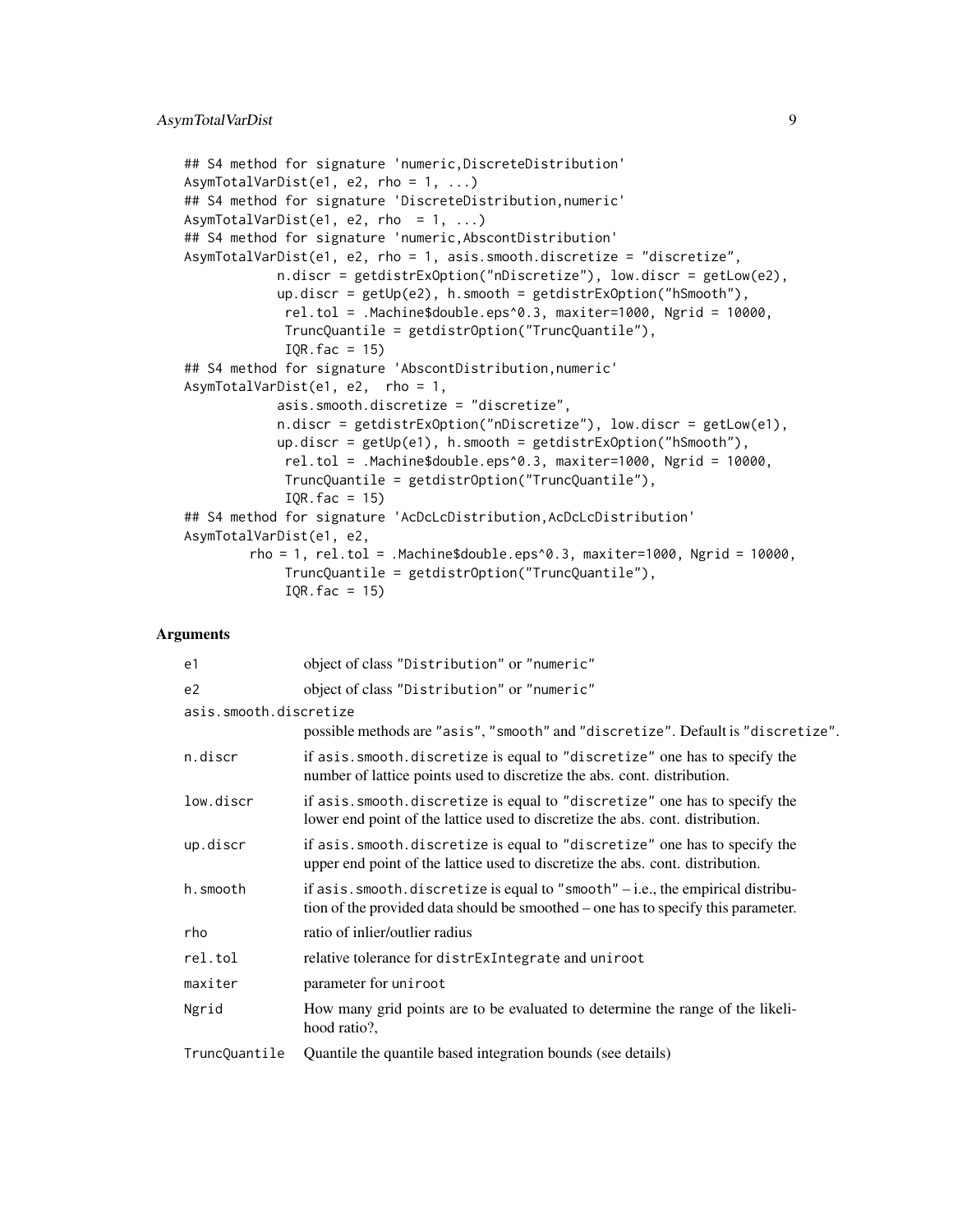```
## S4 method for signature 'numeric,DiscreteDistribution'
AsymTotalVarDist(e1, e2, rho = 1, ...)
## S4 method for signature 'DiscreteDistribution,numeric'
AsymTotalVarDist(e1, e2, rho  = 1, ...)
## S4 method for signature 'numeric,AbscontDistribution'
AsymTotalVarDist(e1, e2, rho = 1, asis.smooth.discretize = "discretize",
            n.discr = getdistrExOption("nDiscretize"), low.discr = getLow(e2),
            up.discr = getUp(e2), h.smooth = getdistrExOption("hSmooth"),
             rel.tol = .Machine$double.eps^0.3, maxiter=1000, Ngrid = 10000,
             TruncQuantile = getdistrOption("TruncQuantile"),
             IQR.fac = 15)
## S4 method for signature 'AbscontDistribution,numeric'
AsymTotalVarDist(e1, e2,  rho = 1,
            asis.smooth.discretize = "discretize",
            n.discr = getdistrExOption("nDiscretize"), low.discr = getLow(e1),
            up.discr = getUp(e1), h.smooth = getdistrExOption("hSmooth"),
             rel.tol = .Machine$double.eps^0.3, maxiter=1000, Ngrid = 10000,
             TruncQuantile = getdistrOption("TruncQuantile"),
             IQR.fac = 15)
## S4 method for signature 'AcDcLcDistribution,AcDcLcDistribution'
AsymTotalVarDist(e1, e2,
        rho = 1, rel.tol = .Machine$double.eps^0.3, maxiter=1000, Ngrid = 10000,
             TruncQuantile = getdistrOption("TruncQuantile"),
             IQR.fac = 15)
```

## Arguments

| | |
|---|---|
| e1 | object of class "Distribution" or "numeric" |
| e2 | object of class "Distribution" or "numeric" |
| asis.smooth.discretize | possible methods are "asis", "smooth" and "discretize". Default is "discretize". |
| n.discr | if asis.smooth.discretize is equal to "discretize" one has to specify the number of lattice points used to discretize the abs. cont. distribution. |
| low.discr | if asis.smooth.discretize is equal to "discretize" one has to specify the lower end point of the lattice used to discretize the abs. cont. distribution. |
| up.discr | if asis.smooth.discretize is equal to "discretize" one has to specify the upper end point of the lattice used to discretize the abs. cont. distribution. |
| h.smooth | if asis.smooth.discretize is equal to "smooth" – i.e., the empirical distribution of the provided data should be smoothed – one has to specify this parameter. |
| rho | ratio of inlier/outlier radius |
| rel.tol | relative tolerance for distrExIntegrate and uniroot |
| maxiter | parameter for uniroot |
| Ngrid | How many grid points are to be evaluated to determine the range of the likelihood ratio?, |
| TruncQuantile | Quantile the quantile based integration bounds (see details) |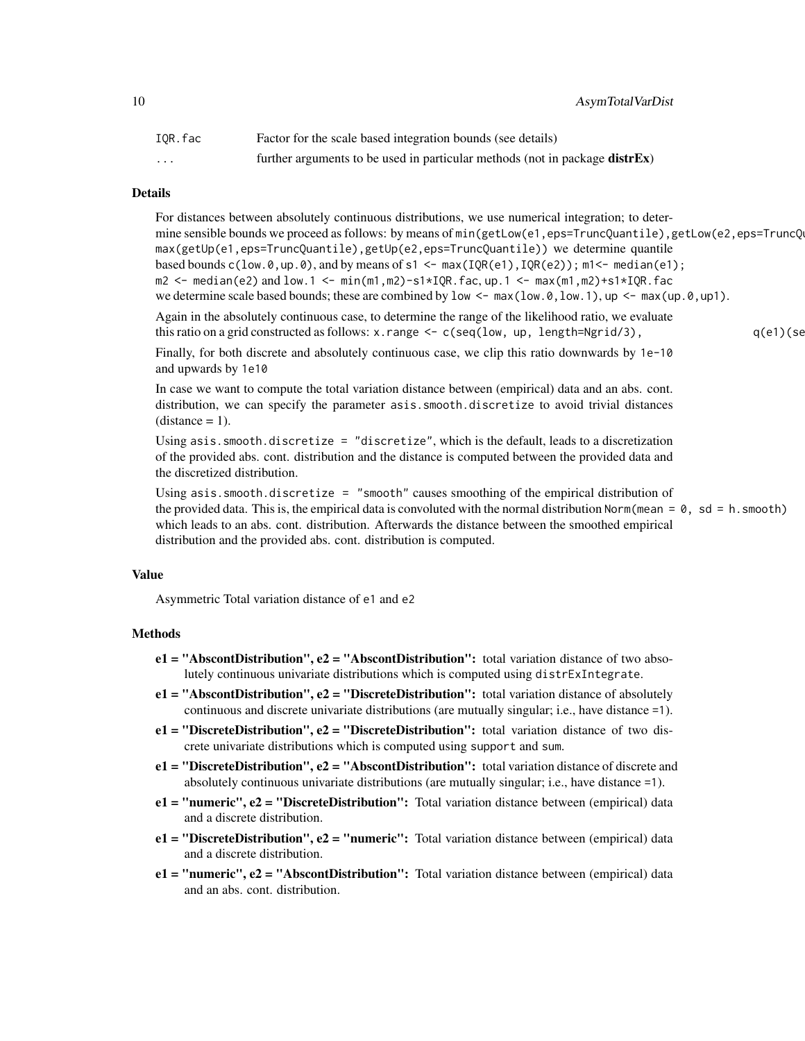| | |
|---|---|
| IQR.fac | Factor for the scale based integration bounds (see details) |
| ... | further arguments to be used in particular methods (not in package **distrEx**) |

### Details

For distances between absolutely continuous distributions, we use numerical integration; to determine sensible bounds we proceed as follows: by means of `min(getLow(e1,eps=TruncQuantile),getLow(e2,eps=TruncQu` `max(getUp(e1,eps=TruncQuantile),getUp(e2,eps=TruncQuantile))` we determine quantile based bounds `c(low.0,up.0)`, and by means of `s1 <- max(IQR(e1),IQR(e2)); m1<- median(e1); m2 <- median(e2)` and `low.1 <- min(m1,m2)-s1*IQR.fac, up.1 <- max(m1,m2)+s1*IQR.fac` we determine scale based bounds; these are combined by `low <- max(low.0,low.1), up <- max(up.0,up1)`.

Again in the absolutely continuous case, to determine the range of the likelihood ratio, we evaluate this ratio on a grid constructed as follows: `x.range <- c(seq(low, up, length=Ngrid/3),` `q(e1)(se`

Finally, for both discrete and absolutely continuous case, we clip this ratio downwards by `1e-10` and upwards by `1e10`

In case we want to compute the total variation distance between (empirical) data and an abs. cont. distribution, we can specify the parameter `asis.smooth.discretize` to avoid trivial distances (distance = 1).

Using `asis.smooth.discretize = "discretize"`, which is the default, leads to a discretization of the provided abs. cont. distribution and the distance is computed between the provided data and the discretized distribution.

Using `asis.smooth.discretize = "smooth"` causes smoothing of the empirical distribution of the provided data. This is, the empirical data is convoluted with the normal distribution `Norm(mean = 0, sd = h.smooth)` which leads to an abs. cont. distribution. Afterwards the distance between the smoothed empirical distribution and the provided abs. cont. distribution is computed.

### Value

Asymmetric Total variation distance of `e1` and `e2`

### Methods

- **e1 = "AbscontDistribution", e2 = "AbscontDistribution":** total variation distance of two absolutely continuous univariate distributions which is computed using `distrExIntegrate`.
- **e1 = "AbscontDistribution", e2 = "DiscreteDistribution":** total variation distance of absolutely continuous and discrete univariate distributions (are mutually singular; i.e., have distance =1).
- **e1 = "DiscreteDistribution", e2 = "DiscreteDistribution":** total variation distance of two discrete univariate distributions which is computed using `support` and `sum`.
- **e1 = "DiscreteDistribution", e2 = "AbscontDistribution":** total variation distance of discrete and absolutely continuous univariate distributions (are mutually singular; i.e., have distance =1).
- **e1 = "numeric", e2 = "DiscreteDistribution":** Total variation distance between (empirical) data and a discrete distribution.
- **e1 = "DiscreteDistribution", e2 = "numeric":** Total variation distance between (empirical) data and a discrete distribution.
- **e1 = "numeric", e2 = "AbscontDistribution":** Total variation distance between (empirical) data and an abs. cont. distribution.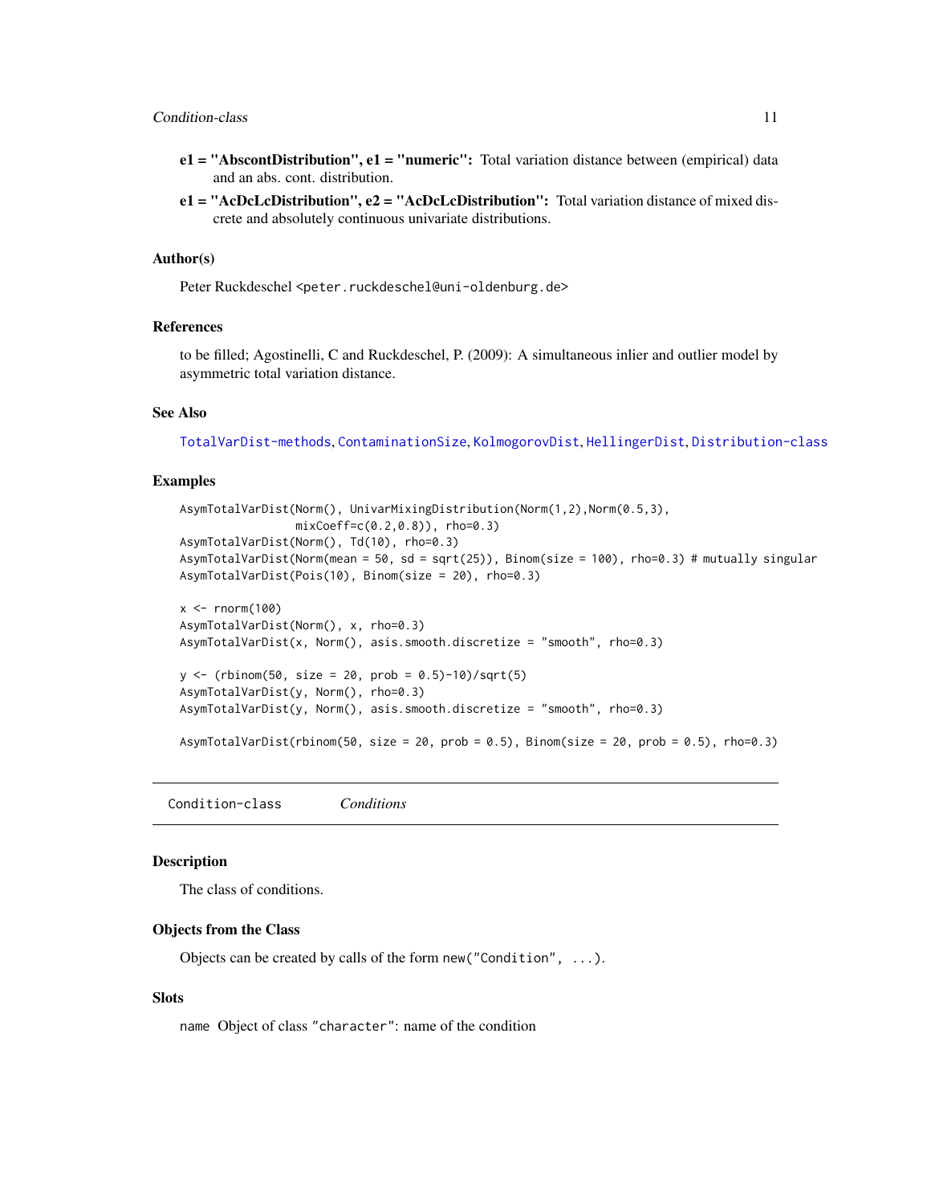**e1 = "AbscontDistribution", e1 = "numeric":** Total variation distance between (empirical) data and an abs. cont. distribution.

**e1 = "AcDcLcDistribution", e2 = "AcDcLcDistribution":** Total variation distance of mixed discrete and absolutely continuous univariate distributions.

### Author(s)

Peter Ruckdeschel <peter.ruckdeschel@uni-oldenburg.de>

### References

to be filled; Agostinelli, C and Ruckdeschel, P. (2009): A simultaneous inlier and outlier model by asymmetric total variation distance.

### See Also

TotalVarDist-methods, ContaminationSize, KolmogorovDist, HellingerDist, Distribution-class

### Examples

```
AsymTotalVarDist(Norm(), UnivarMixingDistribution(Norm(1,2),Norm(0.5,3),
                 mixCoeff=c(0.2,0.8)), rho=0.3)
AsymTotalVarDist(Norm(), Td(10), rho=0.3)
AsymTotalVarDist(Norm(mean = 50, sd = sqrt(25)), Binom(size = 100), rho=0.3) # mutually singular
AsymTotalVarDist(Pois(10), Binom(size = 20), rho=0.3)

x <- rnorm(100)
AsymTotalVarDist(Norm(), x, rho=0.3)
AsymTotalVarDist(x, Norm(), asis.smooth.discretize = "smooth", rho=0.3)

y <- (rbinom(50, size = 20, prob = 0.5)-10)/sqrt(5)
AsymTotalVarDist(y, Norm(), rho=0.3)
AsymTotalVarDist(y, Norm(), asis.smooth.discretize = "smooth", rho=0.3)

AsymTotalVarDist(rbinom(50, size = 20, prob = 0.5), Binom(size = 20, prob = 0.5), rho=0.3)
```

---

## Condition-class *Conditions*

---

### Description

The class of conditions.

### Objects from the Class

Objects can be created by calls of the form `new("Condition", ...)`.

### Slots

`name` Object of class `"character"`: name of the condition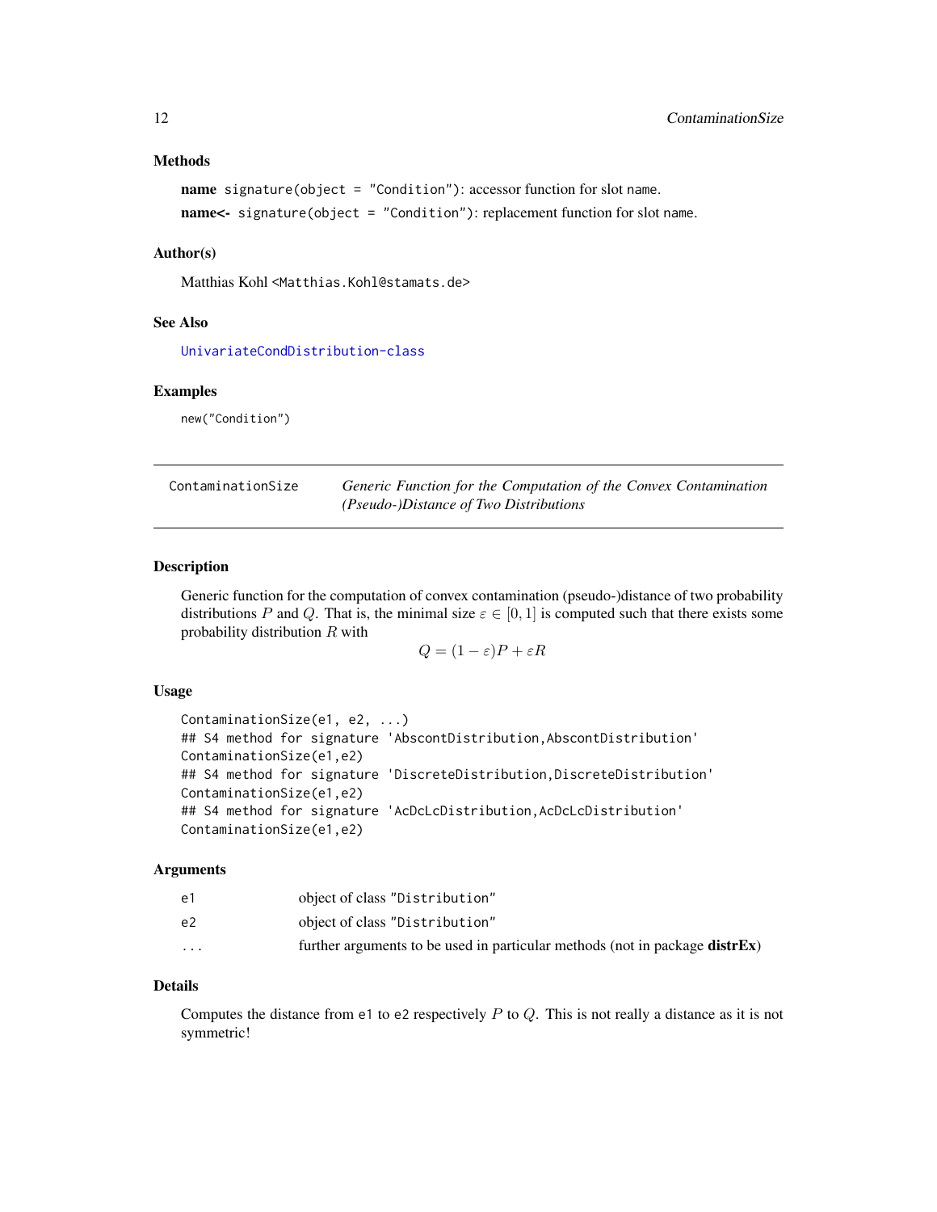### Methods

**name** `signature(object = "Condition")`: accessor function for slot `name`.

**name<-** `signature(object = "Condition")`: replacement function for slot `name`.

### Author(s)

Matthias Kohl <Matthias.Kohl@stamats.de>

### See Also

UnivariateCondDistribution-class

### Examples

```
new("Condition")
```

---

## ContaminationSize — *Generic Function for the Computation of the Convex Contamination (Pseudo-)Distance of Two Distributions*

---

### Description

Generic function for the computation of convex contamination (pseudo-)distance of two probability distributions $P$ and $Q$. That is, the minimal size $\varepsilon \in [0, 1]$ is computed such that there exists some probability distribution $R$ with

$$Q = (1 - \varepsilon)P + \varepsilon R$$

### Usage

```
ContaminationSize(e1, e2, ...)
## S4 method for signature 'AbscontDistribution,AbscontDistribution'
ContaminationSize(e1,e2)
## S4 method for signature 'DiscreteDistribution,DiscreteDistribution'
ContaminationSize(e1,e2)
## S4 method for signature 'AcDcLcDistribution,AcDcLcDistribution'
ContaminationSize(e1,e2)
```

### Arguments

| | |
|---|---|
| `e1` | object of class "Distribution" |
| `e2` | object of class "Distribution" |
| `...` | further arguments to be used in particular methods (not in package **distrEx**) |

### Details

Computes the distance from `e1` to `e2` respectively $P$ to $Q$. This is not really a distance as it is not symmetric!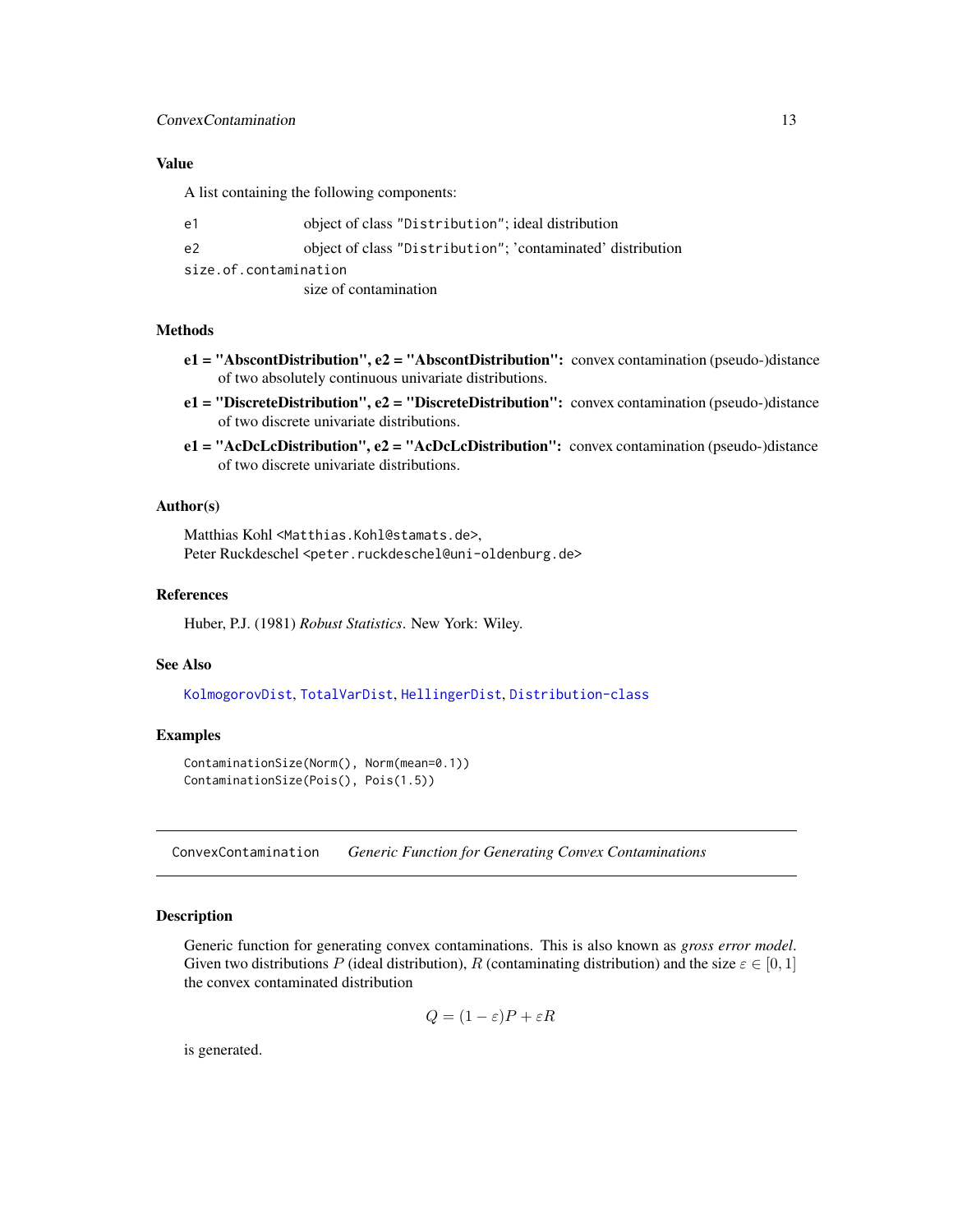### Value

A list containing the following components:

- `e1` object of class `"Distribution"`; ideal distribution
- `e2` object of class `"Distribution"`; 'contaminated' distribution
- `size.of.contamination` size of contamination

### Methods

- **e1 = "AbscontDistribution", e2 = "AbscontDistribution":** convex contamination (pseudo-)distance of two absolutely continuous univariate distributions.
- **e1 = "DiscreteDistribution", e2 = "DiscreteDistribution":** convex contamination (pseudo-)distance of two discrete univariate distributions.
- **e1 = "AcDcLcDistribution", e2 = "AcDcLcDistribution":** convex contamination (pseudo-)distance of two discrete univariate distributions.

### Author(s)

Matthias Kohl <Matthias.Kohl@stamats.de>,
Peter Ruckdeschel <peter.ruckdeschel@uni-oldenburg.de>

### References

Huber, P.J. (1981) *Robust Statistics*. New York: Wiley.

### See Also

KolmogorovDist, TotalVarDist, HellingerDist, Distribution-class

### Examples

```
ContaminationSize(Norm(), Norm(mean=0.1))
ContaminationSize(Pois(), Pois(1.5))
```

---

## ConvexContamination    *Generic Function for Generating Convex Contaminations*

### Description

Generic function for generating convex contaminations. This is also known as *gross error model*. Given two distributions $P$ (ideal distribution), $R$ (contaminating distribution) and the size $\varepsilon \in [0, 1]$ the convex contaminated distribution

$$Q = (1 - \varepsilon)P + \varepsilon R$$

is generated.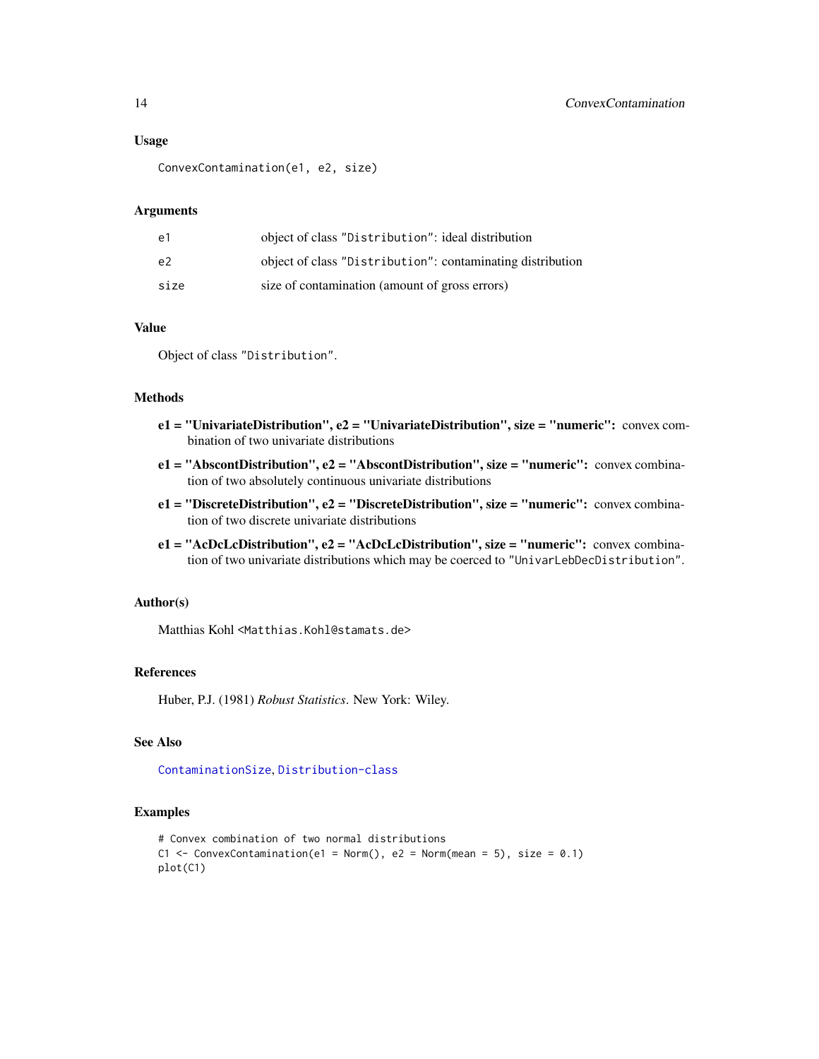## Usage

```
ConvexContamination(e1, e2, size)
```

## Arguments

| | |
|---|---|
| e1 | object of class "Distribution": ideal distribution |
| e2 | object of class "Distribution": contaminating distribution |
| size | size of contamination (amount of gross errors) |

## Value

Object of class "Distribution".

## Methods

- **e1 = "UnivariateDistribution", e2 = "UnivariateDistribution", size = "numeric":** convex combination of two univariate distributions
- **e1 = "AbscontDistribution", e2 = "AbscontDistribution", size = "numeric":** convex combination of two absolutely continuous univariate distributions
- **e1 = "DiscreteDistribution", e2 = "DiscreteDistribution", size = "numeric":** convex combination of two discrete univariate distributions
- **e1 = "AcDcLcDistribution", e2 = "AcDcLcDistribution", size = "numeric":** convex combination of two univariate distributions which may be coerced to "UnivarLebDecDistribution".

## Author(s)

Matthias Kohl <Matthias.Kohl@stamats.de>

## References

Huber, P.J. (1981) *Robust Statistics*. New York: Wiley.

## See Also

ContaminationSize, Distribution-class

## Examples

```
# Convex combination of two normal distributions
C1 <- ConvexContamination(e1 = Norm(), e2 = Norm(mean = 5), size = 0.1)
plot(C1)
```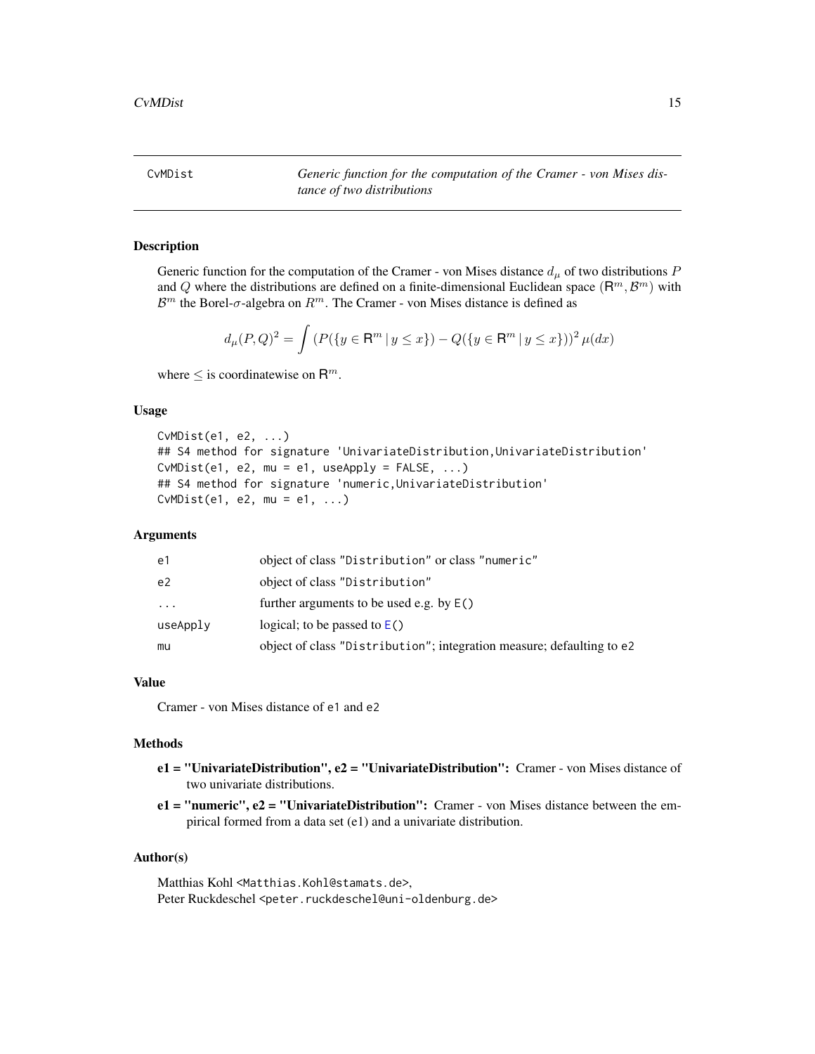# CvMDist

*Generic function for the computation of the Cramer - von Mises distance of two distributions*

## Description

Generic function for the computation of the Cramer - von Mises distance $d_\mu$ of two distributions $P$ and $Q$ where the distributions are defined on a finite-dimensional Euclidean space $(\mathsf{R}^m, \mathcal{B}^m)$ with $\mathcal{B}^m$ the Borel-$\sigma$-algebra on $R^m$. The Cramer - von Mises distance is defined as

$$d_\mu(P,Q)^2 = \int \left(P(\{y \in \mathsf{R}^m \,|\, y \le x\}) - Q(\{y \in \mathsf{R}^m \,|\, y \le x\})\right)^2 \mu(dx)$$

where $\le$ is coordinatewise on $\mathsf{R}^m$.

## Usage

```
CvMDist(e1, e2, ...)
## S4 method for signature 'UnivariateDistribution,UnivariateDistribution'
CvMDist(e1, e2, mu = e1, useApply = FALSE, ...)
## S4 method for signature 'numeric,UnivariateDistribution'
CvMDist(e1, e2, mu = e1, ...)
```

## Arguments

| | |
|---|---|
| `e1` | object of class "Distribution" or class "numeric" |
| `e2` | object of class "Distribution" |
| `...` | further arguments to be used e.g. by `E()` |
| `useApply` | logical; to be passed to `E()` |
| `mu` | object of class "Distribution"; integration measure; defaulting to `e2` |

## Value

Cramer - von Mises distance of `e1` and `e2`

## Methods

- **e1 = "UnivariateDistribution", e2 = "UnivariateDistribution":** Cramer - von Mises distance of two univariate distributions.
- **e1 = "numeric", e2 = "UnivariateDistribution":** Cramer - von Mises distance between the empirical formed from a data set (e1) and a univariate distribution.

## Author(s)

Matthias Kohl <Matthias.Kohl@stamats.de>,
Peter Ruckdeschel <peter.ruckdeschel@uni-oldenburg.de>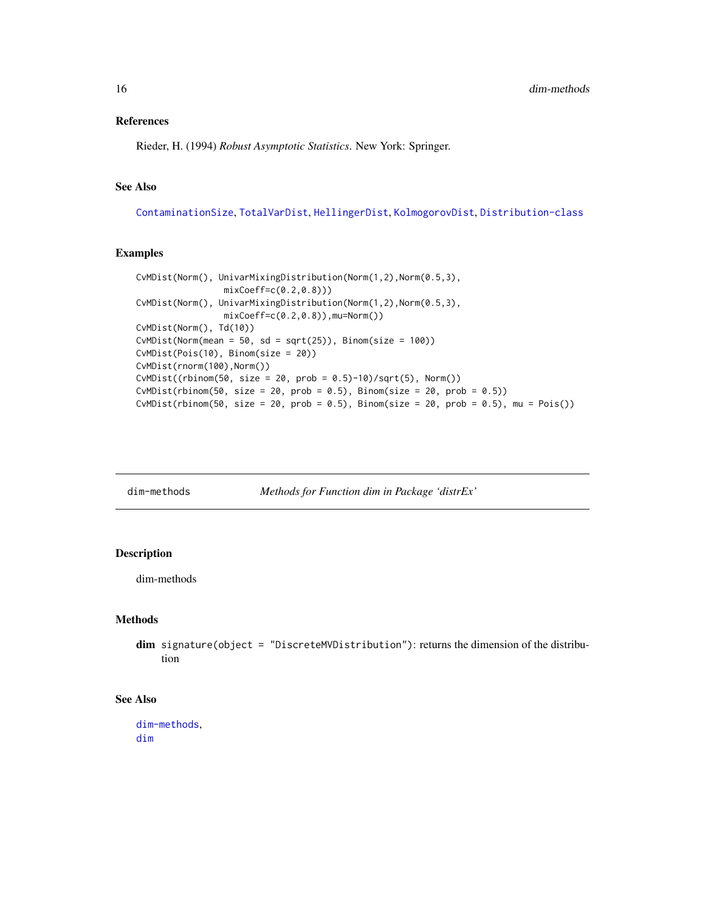### References

Rieder, H. (1994) *Robust Asymptotic Statistics*. New York: Springer.

### See Also

ContaminationSize, TotalVarDist, HellingerDist, KolmogorovDist, Distribution-class

### Examples

```
CvMDist(Norm(), UnivarMixingDistribution(Norm(1,2),Norm(0.5,3),
                mixCoeff=c(0.2,0.8)))
CvMDist(Norm(), UnivarMixingDistribution(Norm(1,2),Norm(0.5,3),
                mixCoeff=c(0.2,0.8)),mu=Norm())
CvMDist(Norm(), Td(10))
CvMDist(Norm(mean = 50, sd = sqrt(25)), Binom(size = 100))
CvMDist(Pois(10), Binom(size = 20))
CvMDist(rnorm(100),Norm())
CvMDist((rbinom(50, size = 20, prob = 0.5)-10)/sqrt(5), Norm())
CvMDist(rbinom(50, size = 20, prob = 0.5), Binom(size = 20, prob = 0.5))
CvMDist(rbinom(50, size = 20, prob = 0.5), Binom(size = 20, prob = 0.5), mu = Pois())
```

---

## dim-methods *Methods for Function dim in Package 'distrEx'*

---

### Description

dim-methods

### Methods

**dim** `signature(object = "DiscreteMVDistribution")`: returns the dimension of the distribution

### See Also

dim-methods,
dim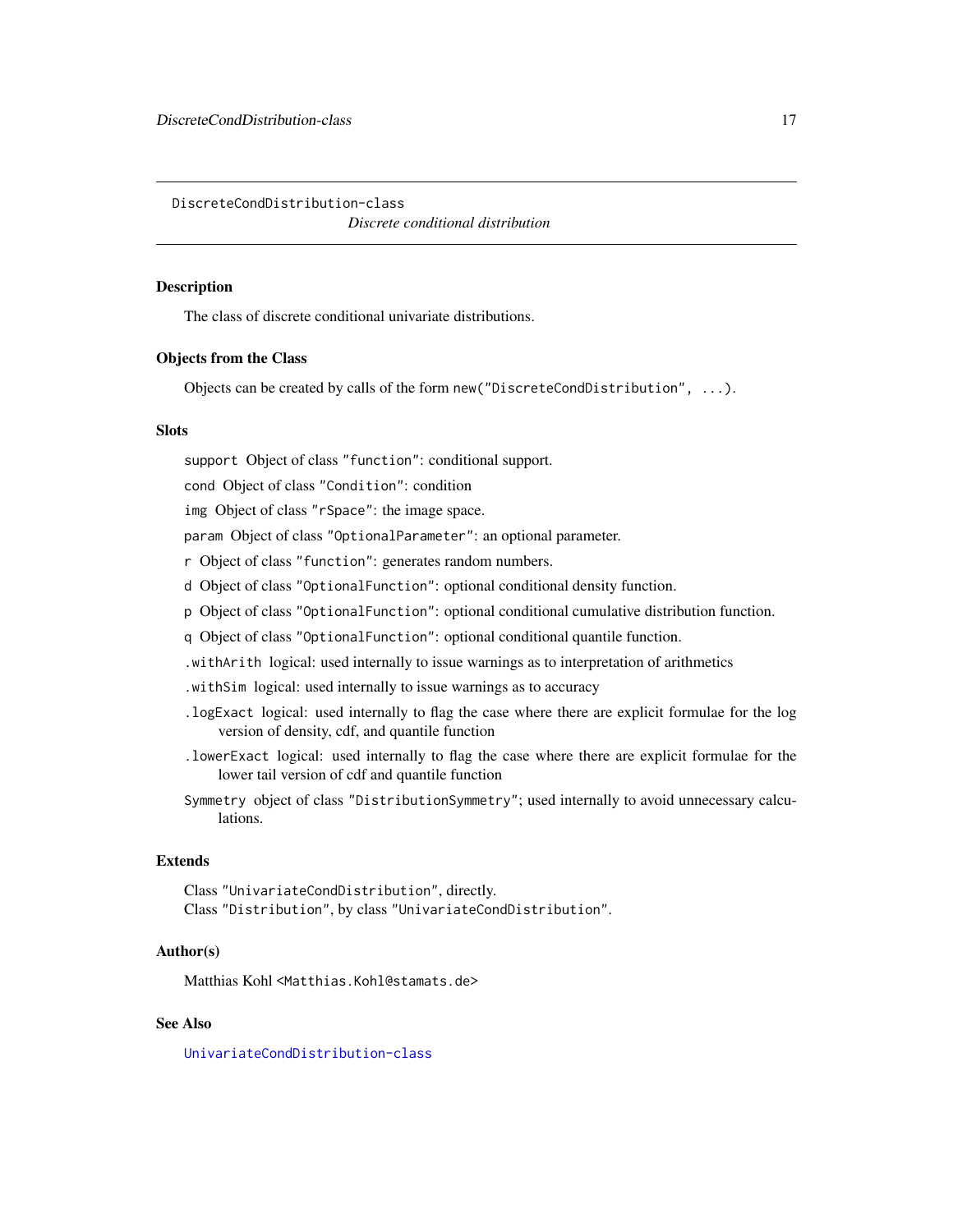DiscreteCondDistribution-class

*Discrete conditional distribution*

## Description

The class of discrete conditional univariate distributions.

## Objects from the Class

Objects can be created by calls of the form `new("DiscreteCondDistribution", ...)`.

## Slots

- `support` Object of class `"function"`: conditional support.
- `cond` Object of class `"Condition"`: condition
- `img` Object of class `"rSpace"`: the image space.
- `param` Object of class `"OptionalParameter"`: an optional parameter.
- `r` Object of class `"function"`: generates random numbers.
- `d` Object of class `"OptionalFunction"`: optional conditional density function.
- `p` Object of class `"OptionalFunction"`: optional conditional cumulative distribution function.
- `q` Object of class `"OptionalFunction"`: optional conditional quantile function.
- `.withArith` logical: used internally to issue warnings as to interpretation of arithmetics
- `.withSim` logical: used internally to issue warnings as to accuracy
- `.logExact` logical: used internally to flag the case where there are explicit formulae for the log version of density, cdf, and quantile function
- `.lowerExact` logical: used internally to flag the case where there are explicit formulae for the lower tail version of cdf and quantile function
- `Symmetry` object of class `"DistributionSymmetry"`; used internally to avoid unnecessary calculations.

## Extends

Class `"UnivariateCondDistribution"`, directly.
Class `"Distribution"`, by class `"UnivariateCondDistribution"`.

## Author(s)

Matthias Kohl <Matthias.Kohl@stamats.de>

## See Also

UnivariateCondDistribution-class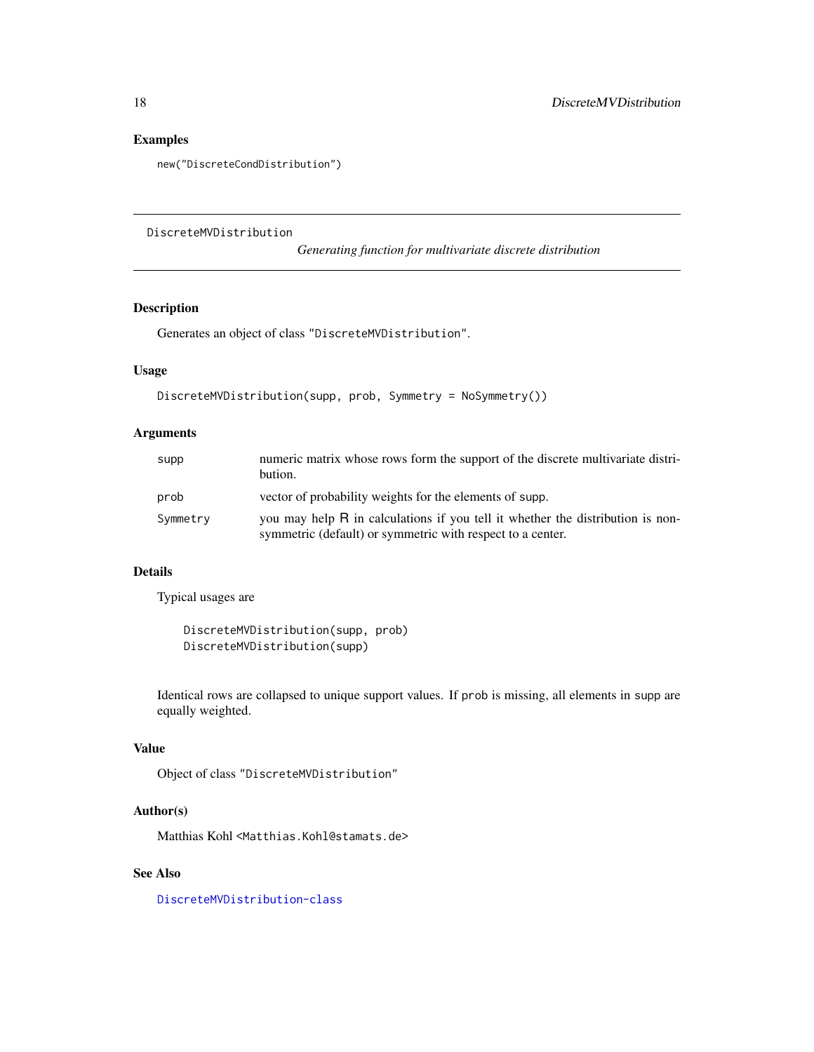## Examples

```
new("DiscreteCondDistribution")
```

---

# DiscreteMVDistribution

*Generating function for multivariate discrete distribution*

---

## Description

Generates an object of class "DiscreteMVDistribution".

## Usage

```
DiscreteMVDistribution(supp, prob, Symmetry = NoSymmetry())
```

## Arguments

| | |
|---|---|
| supp | numeric matrix whose rows form the support of the discrete multivariate distribution. |
| prob | vector of probability weights for the elements of supp. |
| Symmetry | you may help R in calculations if you tell it whether the distribution is non-symmetric (default) or symmetric with respect to a center. |

## Details

Typical usages are

```
DiscreteMVDistribution(supp, prob)
DiscreteMVDistribution(supp)
```

Identical rows are collapsed to unique support values. If prob is missing, all elements in supp are equally weighted.

## Value

Object of class "DiscreteMVDistribution"

## Author(s)

Matthias Kohl <Matthias.Kohl@stamats.de>

## See Also

DiscreteMVDistribution-class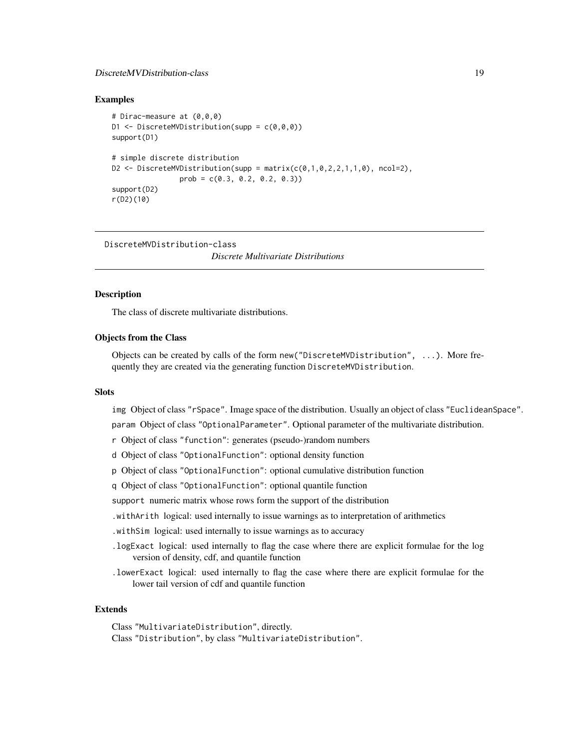### Examples

```
# Dirac-measure at (0,0,0)
D1 <- DiscreteMVDistribution(supp = c(0,0,0))
support(D1)

# simple discrete distribution
D2 <- DiscreteMVDistribution(supp = matrix(c(0,1,0,2,2,1,1,0), ncol=2),
                prob = c(0.3, 0.2, 0.2, 0.3))
support(D2)
r(D2)(10)
```

---

## DiscreteMVDistribution-class

*Discrete Multivariate Distributions*

---

### Description

The class of discrete multivariate distributions.

### Objects from the Class

Objects can be created by calls of the form `new("DiscreteMVDistribution", ...)`. More frequently they are created via the generating function `DiscreteMVDistribution`.

### Slots

`img` Object of class `"rSpace"`. Image space of the distribution. Usually an object of class `"EuclideanSpace"`.

`param` Object of class `"OptionalParameter"`. Optional parameter of the multivariate distribution.

`r` Object of class `"function"`: generates (pseudo-)random numbers

`d` Object of class `"OptionalFunction"`: optional density function

`p` Object of class `"OptionalFunction"`: optional cumulative distribution function

`q` Object of class `"OptionalFunction"`: optional quantile function

`support` numeric matrix whose rows form the support of the distribution

`.withArith` logical: used internally to issue warnings as to interpretation of arithmetics

`.withSim` logical: used internally to issue warnings as to accuracy

`.logExact` logical: used internally to flag the case where there are explicit formulae for the log version of density, cdf, and quantile function

`.lowerExact` logical: used internally to flag the case where there are explicit formulae for the lower tail version of cdf and quantile function

### Extends

Class `"MultivariateDistribution"`, directly.
Class `"Distribution"`, by class `"MultivariateDistribution"`.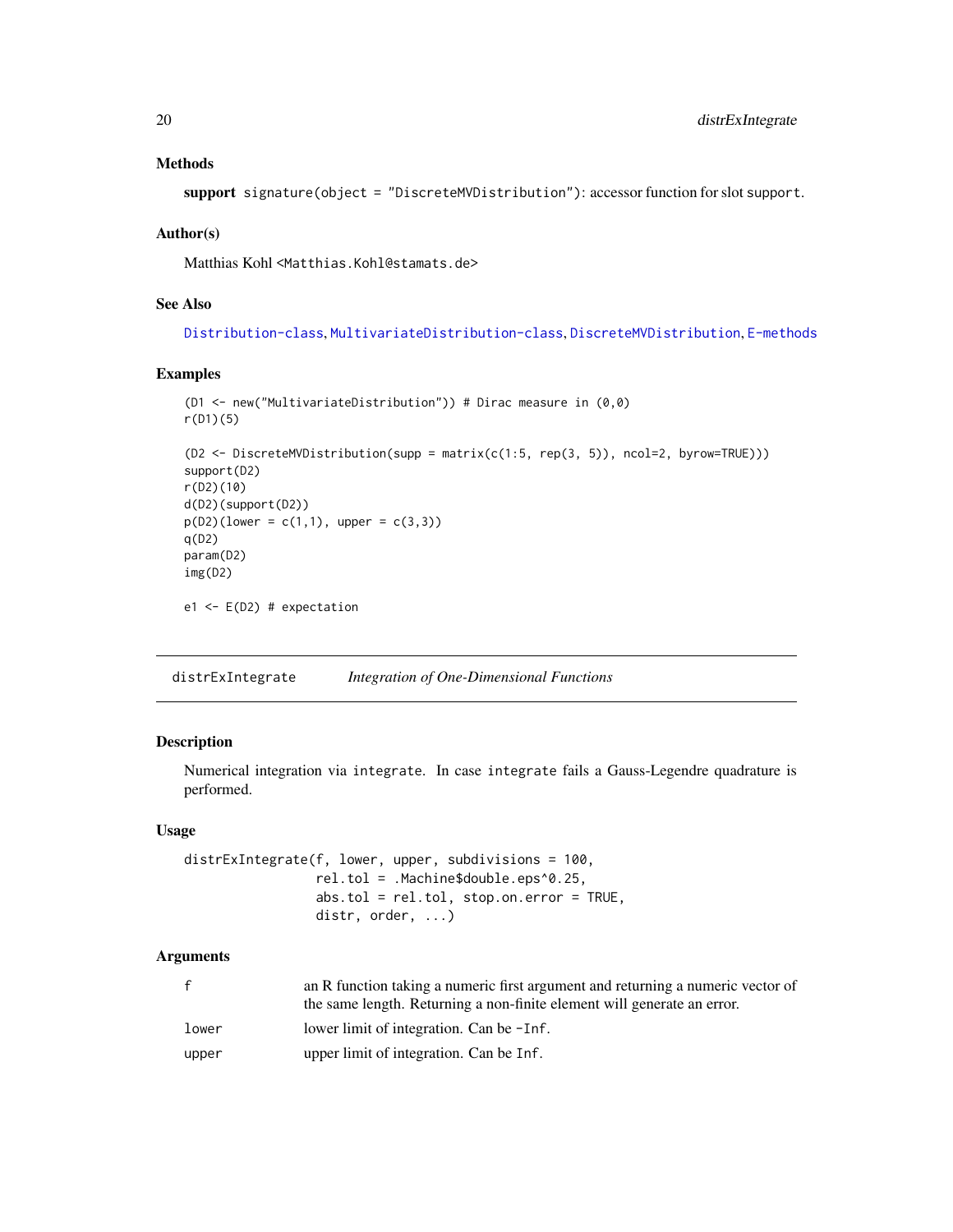### Methods

**support** `signature(object = "DiscreteMVDistribution")`: accessor function for slot `support`.

### Author(s)

Matthias Kohl <Matthias.Kohl@stamats.de>

### See Also

Distribution-class, MultivariateDistribution-class, DiscreteMVDistribution, E-methods

### Examples

```
(D1 <- new("MultivariateDistribution")) # Dirac measure in (0,0)
r(D1)(5)

(D2 <- DiscreteMVDistribution(supp = matrix(c(1:5, rep(3, 5)), ncol=2, byrow=TRUE)))
support(D2)
r(D2)(10)
d(D2)(support(D2))
p(D2)(lower = c(1,1), upper = c(3,3))
q(D2)
param(D2)
img(D2)

e1 <- E(D2) # expectation
```

---

## distrExIntegrate — *Integration of One-Dimensional Functions*

---

### Description

Numerical integration via `integrate`. In case `integrate` fails a Gauss-Legendre quadrature is performed.

### Usage

```
distrExIntegrate(f, lower, upper, subdivisions = 100,
                 rel.tol = .Machine$double.eps^0.25,
                 abs.tol = rel.tol, stop.on.error = TRUE,
                 distr, order, ...)
```

### Arguments

| | |
|---|---|
| `f` | an R function taking a numeric first argument and returning a numeric vector of the same length. Returning a non-finite element will generate an error. |
| `lower` | lower limit of integration. Can be `-Inf`. |
| `upper` | upper limit of integration. Can be `Inf`. |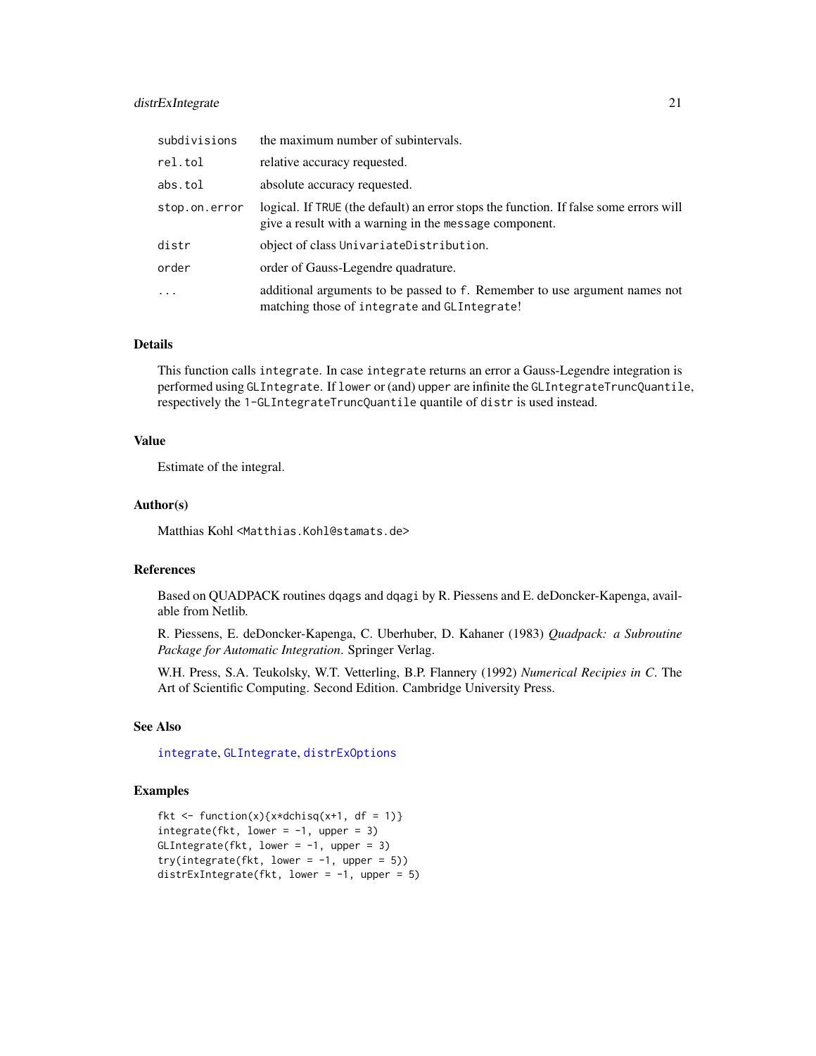| | |
|---|---|
| subdivisions | the maximum number of subintervals. |
| rel.tol | relative accuracy requested. |
| abs.tol | absolute accuracy requested. |
| stop.on.error | logical. If TRUE (the default) an error stops the function. If false some errors will give a result with a warning in the message component. |
| distr | object of class UnivariateDistribution. |
| order | order of Gauss-Legendre quadrature. |
| ... | additional arguments to be passed to f. Remember to use argument names not matching those of integrate and GLIntegrate! |

## Details

This function calls integrate. In case integrate returns an error a Gauss-Legendre integration is performed using GLIntegrate. If lower or (and) upper are infinite the GLIntegrateTruncQuantile, respectively the 1-GLIntegrateTruncQuantile quantile of distr is used instead.

## Value

Estimate of the integral.

## Author(s)

Matthias Kohl <Matthias.Kohl@stamats.de>

## References

Based on QUADPACK routines dqags and dqagi by R. Piessens and E. deDoncker-Kapenga, available from Netlib.

R. Piessens, E. deDoncker-Kapenga, C. Uberhuber, D. Kahaner (1983) *Quadpack: a Subroutine Package for Automatic Integration*. Springer Verlag.

W.H. Press, S.A. Teukolsky, W.T. Vetterling, B.P. Flannery (1992) *Numerical Recipies in C*. The Art of Scientific Computing. Second Edition. Cambridge University Press.

## See Also

integrate, GLIntegrate, distrExOptions

## Examples

```
fkt <- function(x){x*dchisq(x+1, df = 1)}
integrate(fkt, lower = -1, upper = 3)
GLIntegrate(fkt, lower = -1, upper = 3)
try(integrate(fkt, lower = -1, upper = 5))
distrExIntegrate(fkt, lower = -1, upper = 5)
```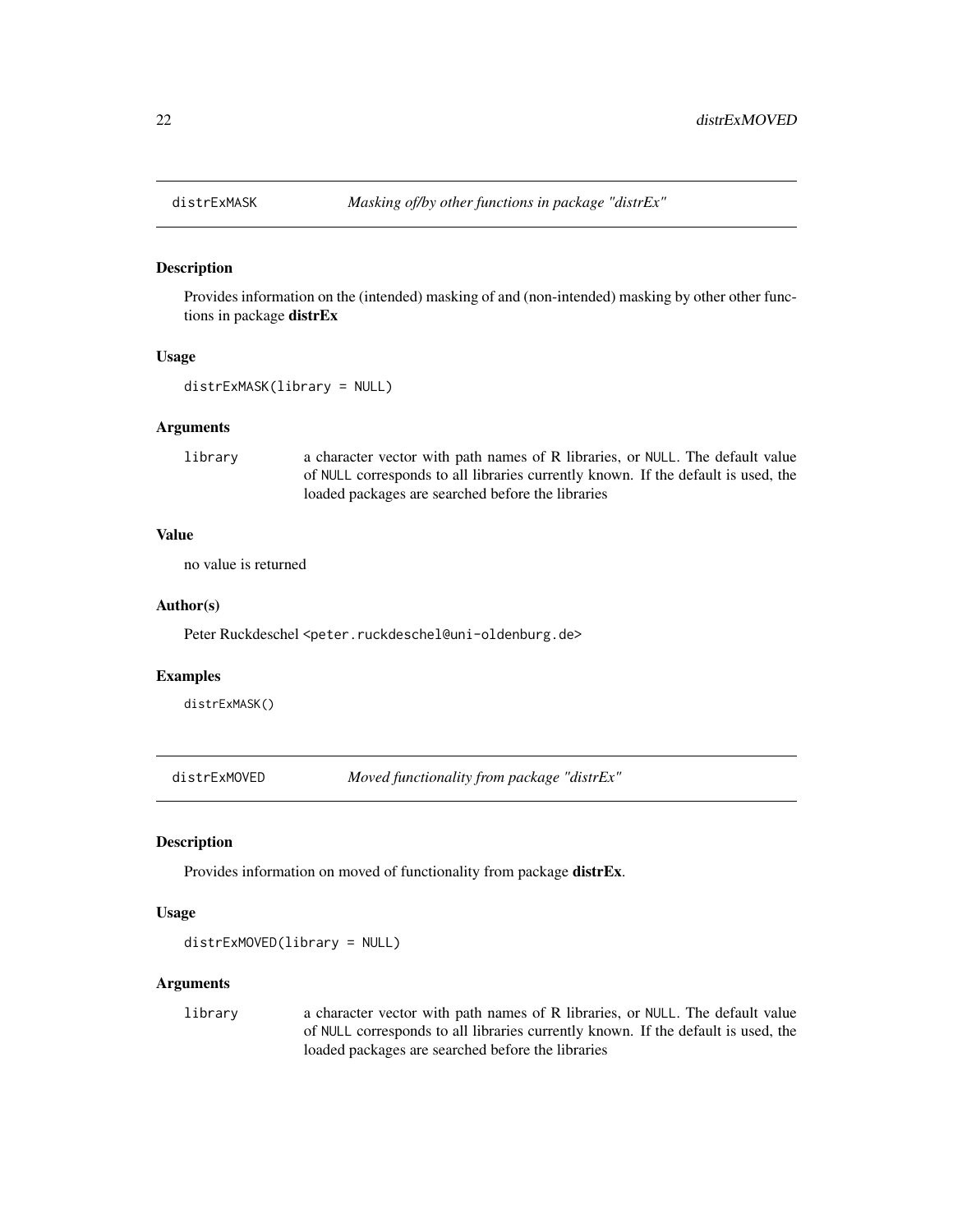## distrExMASK — *Masking of/by other functions in package "distrEx"*

### Description

Provides information on the (intended) masking of and (non-intended) masking by other other functions in package **distrEx**

### Usage

```
distrExMASK(library = NULL)
```

### Arguments

| | |
|---|---|
| `library` | a character vector with path names of R libraries, or `NULL`. The default value of `NULL` corresponds to all libraries currently known. If the default is used, the loaded packages are searched before the libraries |

### Value

no value is returned

### Author(s)

Peter Ruckdeschel <peter.ruckdeschel@uni-oldenburg.de>

### Examples

```
distrExMASK()
```

## distrExMOVED — *Moved functionality from package "distrEx"*

### Description

Provides information on moved of functionality from package **distrEx**.

### Usage

```
distrExMOVED(library = NULL)
```

### Arguments

| | |
|---|---|
| `library` | a character vector with path names of R libraries, or `NULL`. The default value of `NULL` corresponds to all libraries currently known. If the default is used, the loaded packages are searched before the libraries |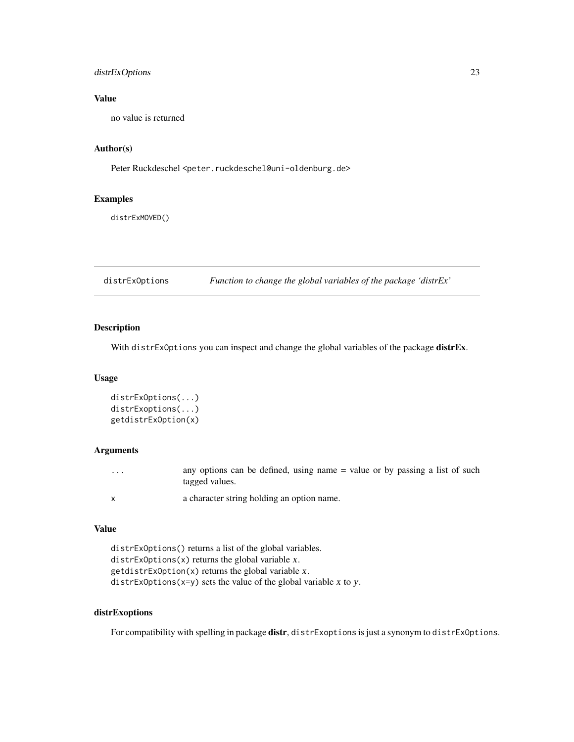### Value

no value is returned

### Author(s)

Peter Ruckdeschel <peter.ruckdeschel@uni-oldenburg.de>

### Examples

```
distrExMOVED()
```

---

## distrExOptions — *Function to change the global variables of the package 'distrEx'*

### Description

With `distrExOptions` you can inspect and change the global variables of the package **distrEx**.

### Usage

```
distrExOptions(...)
distrExoptions(...)
getdistrExOption(x)
```

### Arguments

| | |
|---|---|
| `...` | any options can be defined, using name = value or by passing a list of such tagged values. |
| `x` | a character string holding an option name. |

### Value

`distrExOptions()` returns a list of the global variables.
`distrExOptions(x)` returns the global variable *x*.
`getdistrExOption(x)` returns the global variable *x*.
`distrExOptions(x=y)` sets the value of the global variable *x* to *y*.

### distrExoptions

For compatibility with spelling in package **distr**, `distrExoptions` is just a synonym to `distrExOptions`.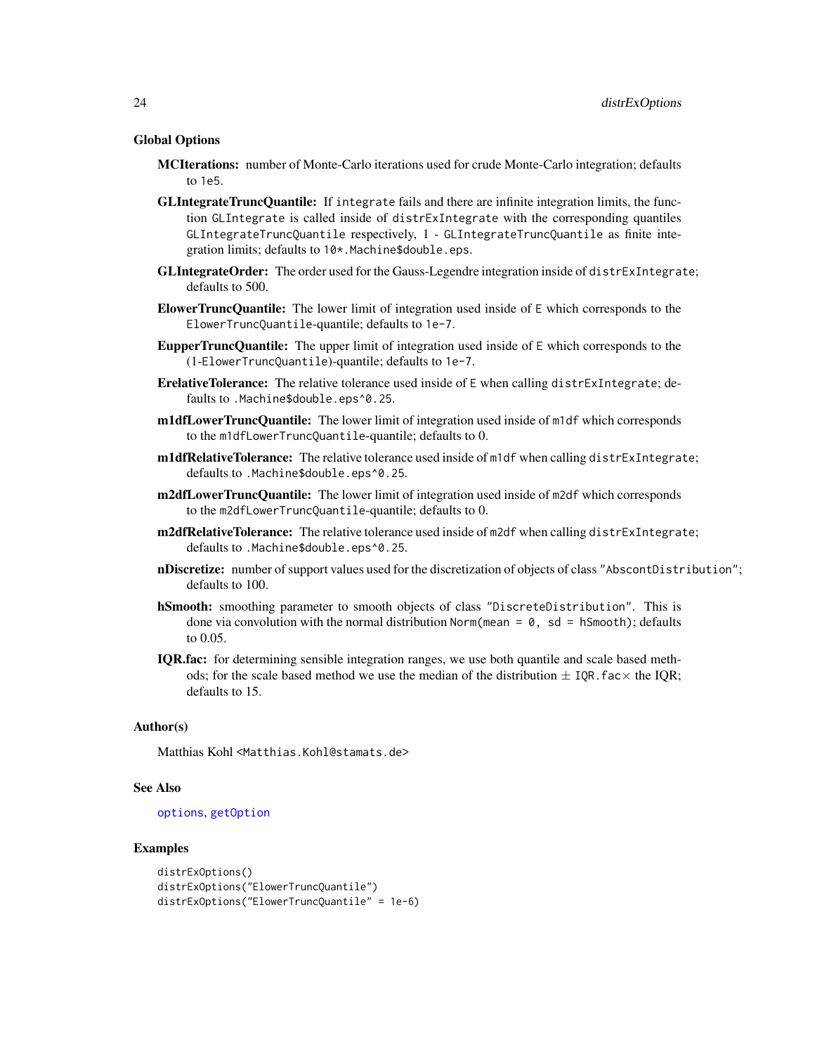### Global Options

**MCIterations:** number of Monte-Carlo iterations used for crude Monte-Carlo integration; defaults to 1e5.

**GLIntegrateTruncQuantile:** If integrate fails and there are infinite integration limits, the function GLIntegrate is called inside of distrExIntegrate with the corresponding quantiles GLIntegrateTruncQuantile respectively, 1 - GLIntegrateTruncQuantile as finite integration limits; defaults to 10*.Machine$double.eps.

**GLIntegrateOrder:** The order used for the Gauss-Legendre integration inside of distrExIntegrate; defaults to 500.

**ElowerTruncQuantile:** The lower limit of integration used inside of E which corresponds to the ElowerTruncQuantile-quantile; defaults to 1e-7.

**EupperTruncQuantile:** The upper limit of integration used inside of E which corresponds to the (1-ElowerTruncQuantile)-quantile; defaults to 1e-7.

**ErelativeTolerance:** The relative tolerance used inside of E when calling distrExIntegrate; defaults to .Machine$double.eps^0.25.

**m1dfLowerTruncQuantile:** The lower limit of integration used inside of m1df which corresponds to the m1dfLowerTruncQuantile-quantile; defaults to 0.

**m1dfRelativeTolerance:** The relative tolerance used inside of m1df when calling distrExIntegrate; defaults to .Machine$double.eps^0.25.

**m2dfLowerTruncQuantile:** The lower limit of integration used inside of m2df which corresponds to the m2dfLowerTruncQuantile-quantile; defaults to 0.

**m2dfRelativeTolerance:** The relative tolerance used inside of m2df when calling distrExIntegrate; defaults to .Machine$double.eps^0.25.

**nDiscretize:** number of support values used for the discretization of objects of class "AbscontDistribution"; defaults to 100.

**hSmooth:** smoothing parameter to smooth objects of class "DiscreteDistribution". This is done via convolution with the normal distribution Norm(mean = 0, sd = hSmooth); defaults to 0.05.

**IQR.fac:** for determining sensible integration ranges, we use both quantile and scale based methods; for the scale based method we use the median of the distribution $\pm$ IQR.fac$\times$ the IQR; defaults to 15.

### Author(s)

Matthias Kohl <Matthias.Kohl@stamats.de>

### See Also

options, getOption

### Examples

```
distrExOptions()
distrExOptions("ElowerTruncQuantile")
distrExOptions("ElowerTruncQuantile" = 1e-6)
```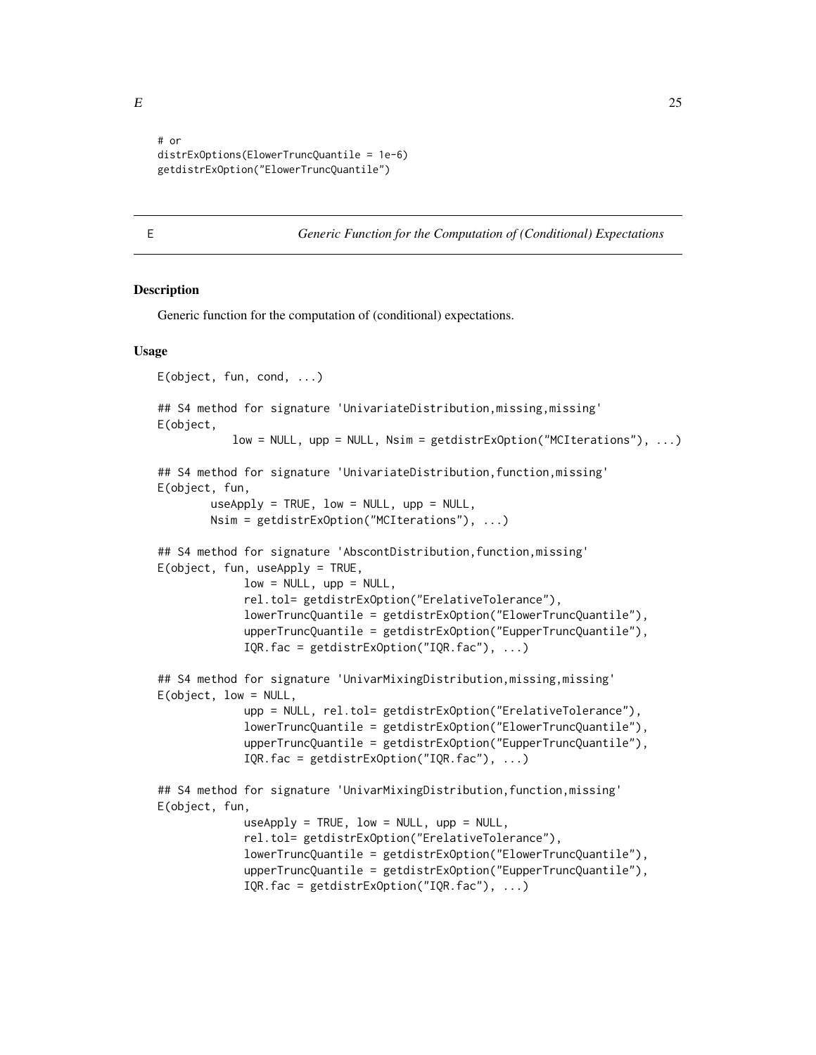```
# or
distrExOptions(ElowerTruncQuantile = 1e-6)
getdistrExOption("ElowerTruncQuantile")
```

E    *Generic Function for the Computation of (Conditional) Expectations*

## Description

Generic function for the computation of (conditional) expectations.

## Usage

```
E(object, fun, cond, ...)

## S4 method for signature 'UnivariateDistribution,missing,missing'
E(object,
          low = NULL, upp = NULL, Nsim = getdistrExOption("MCIterations"), ...)

## S4 method for signature 'UnivariateDistribution,function,missing'
E(object, fun,
        useApply = TRUE, low = NULL, upp = NULL,
        Nsim = getdistrExOption("MCIterations"), ...)

## S4 method for signature 'AbscontDistribution,function,missing'
E(object, fun, useApply = TRUE,
             low = NULL, upp = NULL,
             rel.tol= getdistrExOption("ErelativeTolerance"),
             lowerTruncQuantile = getdistrExOption("ElowerTruncQuantile"),
             upperTruncQuantile = getdistrExOption("EupperTruncQuantile"),
             IQR.fac = getdistrExOption("IQR.fac"), ...)

## S4 method for signature 'UnivarMixingDistribution,missing,missing'
E(object, low = NULL,
             upp = NULL, rel.tol= getdistrExOption("ErelativeTolerance"),
             lowerTruncQuantile = getdistrExOption("ElowerTruncQuantile"),
             upperTruncQuantile = getdistrExOption("EupperTruncQuantile"),
             IQR.fac = getdistrExOption("IQR.fac"), ...)

## S4 method for signature 'UnivarMixingDistribution,function,missing'
E(object, fun,
             useApply = TRUE, low = NULL, upp = NULL,
             rel.tol= getdistrExOption("ErelativeTolerance"),
             lowerTruncQuantile = getdistrExOption("ElowerTruncQuantile"),
             upperTruncQuantile = getdistrExOption("EupperTruncQuantile"),
             IQR.fac = getdistrExOption("IQR.fac"), ...)
```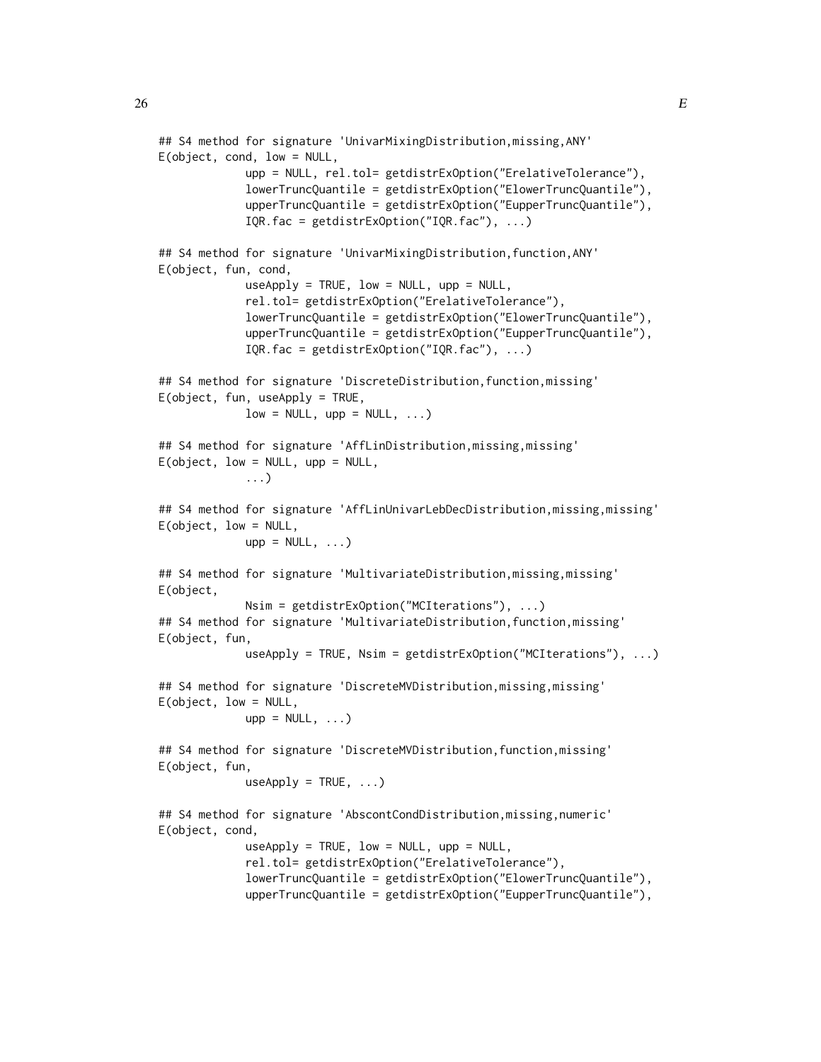```
## S4 method for signature 'UnivarMixingDistribution,missing,ANY'
E(object, cond, low = NULL,
             upp = NULL, rel.tol= getdistrExOption("ErelativeTolerance"),
             lowerTruncQuantile = getdistrExOption("ElowerTruncQuantile"),
             upperTruncQuantile = getdistrExOption("EupperTruncQuantile"),
             IQR.fac = getdistrExOption("IQR.fac"), ...)

## S4 method for signature 'UnivarMixingDistribution,function,ANY'
E(object, fun, cond,
             useApply = TRUE, low = NULL, upp = NULL,
             rel.tol= getdistrExOption("ErelativeTolerance"),
             lowerTruncQuantile = getdistrExOption("ElowerTruncQuantile"),
             upperTruncQuantile = getdistrExOption("EupperTruncQuantile"),
             IQR.fac = getdistrExOption("IQR.fac"), ...)

## S4 method for signature 'DiscreteDistribution,function,missing'
E(object, fun, useApply = TRUE,
             low = NULL, upp = NULL, ...)

## S4 method for signature 'AffLinDistribution,missing,missing'
E(object, low = NULL, upp = NULL,
             ...)

## S4 method for signature 'AffLinUnivarLebDecDistribution,missing,missing'
E(object, low = NULL,
             upp = NULL, ...)

## S4 method for signature 'MultivariateDistribution,missing,missing'
E(object,
             Nsim = getdistrExOption("MCIterations"), ...)
## S4 method for signature 'MultivariateDistribution,function,missing'
E(object, fun,
             useApply = TRUE, Nsim = getdistrExOption("MCIterations"), ...)

## S4 method for signature 'DiscreteMVDistribution,missing,missing'
E(object, low = NULL,
             upp = NULL, ...)

## S4 method for signature 'DiscreteMVDistribution,function,missing'
E(object, fun,
             useApply = TRUE, ...)

## S4 method for signature 'AbscontCondDistribution,missing,numeric'
E(object, cond,
             useApply = TRUE, low = NULL, upp = NULL,
             rel.tol= getdistrExOption("ErelativeTolerance"),
             lowerTruncQuantile = getdistrExOption("ElowerTruncQuantile"),
             upperTruncQuantile = getdistrExOption("EupperTruncQuantile"),
```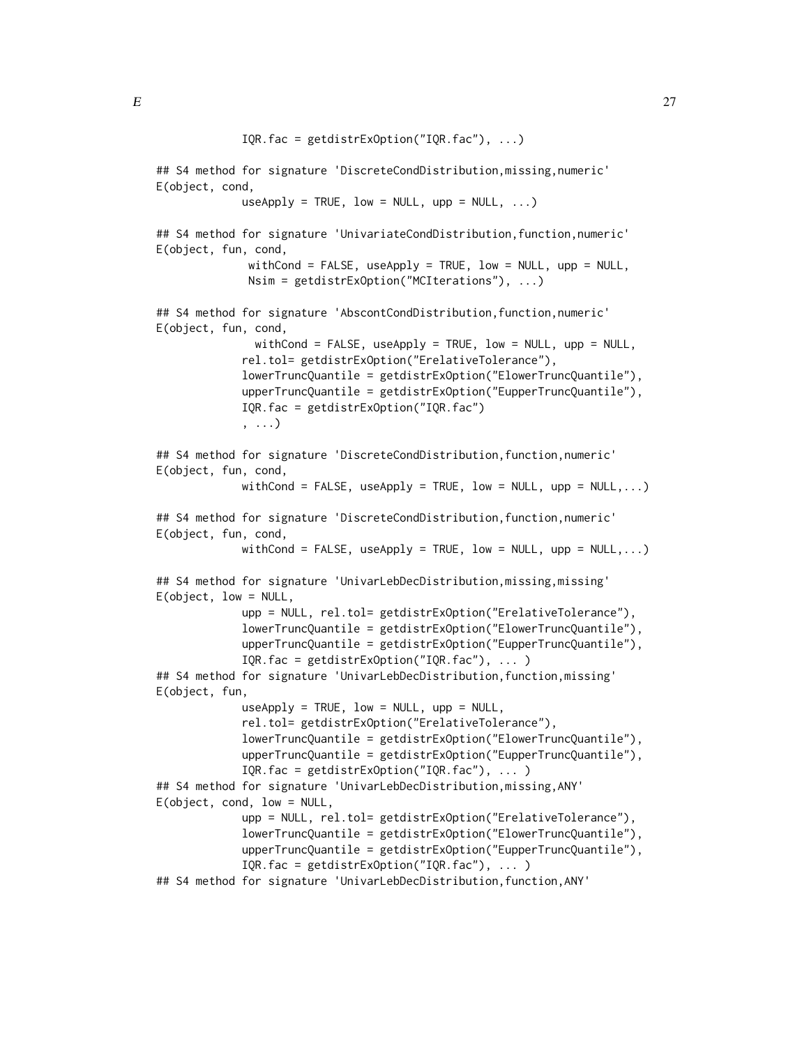```
             IQR.fac = getdistrExOption("IQR.fac"), ...)

## S4 method for signature 'DiscreteCondDistribution,missing,numeric'
E(object, cond,
             useApply = TRUE, low = NULL, upp = NULL, ...)

## S4 method for signature 'UnivariateCondDistribution,function,numeric'
E(object, fun, cond,
              withCond = FALSE, useApply = TRUE, low = NULL, upp = NULL,
              Nsim = getdistrExOption("MCIterations"), ...)

## S4 method for signature 'AbscontCondDistribution,function,numeric'
E(object, fun, cond,
               withCond = FALSE, useApply = TRUE, low = NULL, upp = NULL,
             rel.tol= getdistrExOption("ErelativeTolerance"),
             lowerTruncQuantile = getdistrExOption("ElowerTruncQuantile"),
             upperTruncQuantile = getdistrExOption("EupperTruncQuantile"),
             IQR.fac = getdistrExOption("IQR.fac")
             , ...)

## S4 method for signature 'DiscreteCondDistribution,function,numeric'
E(object, fun, cond,
             withCond = FALSE, useApply = TRUE, low = NULL, upp = NULL,...)

## S4 method for signature 'DiscreteCondDistribution,function,numeric'
E(object, fun, cond,
             withCond = FALSE, useApply = TRUE, low = NULL, upp = NULL,...)

## S4 method for signature 'UnivarLebDecDistribution,missing,missing'
E(object, low = NULL,
             upp = NULL, rel.tol= getdistrExOption("ErelativeTolerance"),
             lowerTruncQuantile = getdistrExOption("ElowerTruncQuantile"),
             upperTruncQuantile = getdistrExOption("EupperTruncQuantile"),
             IQR.fac = getdistrExOption("IQR.fac"), ... )
## S4 method for signature 'UnivarLebDecDistribution,function,missing'
E(object, fun,
             useApply = TRUE, low = NULL, upp = NULL,
             rel.tol= getdistrExOption("ErelativeTolerance"),
             lowerTruncQuantile = getdistrExOption("ElowerTruncQuantile"),
             upperTruncQuantile = getdistrExOption("EupperTruncQuantile"),
             IQR.fac = getdistrExOption("IQR.fac"), ... )
## S4 method for signature 'UnivarLebDecDistribution,missing,ANY'
E(object, cond, low = NULL,
             upp = NULL, rel.tol= getdistrExOption("ErelativeTolerance"),
             lowerTruncQuantile = getdistrExOption("ElowerTruncQuantile"),
             upperTruncQuantile = getdistrExOption("EupperTruncQuantile"),
             IQR.fac = getdistrExOption("IQR.fac"), ... )
## S4 method for signature 'UnivarLebDecDistribution,function,ANY'
```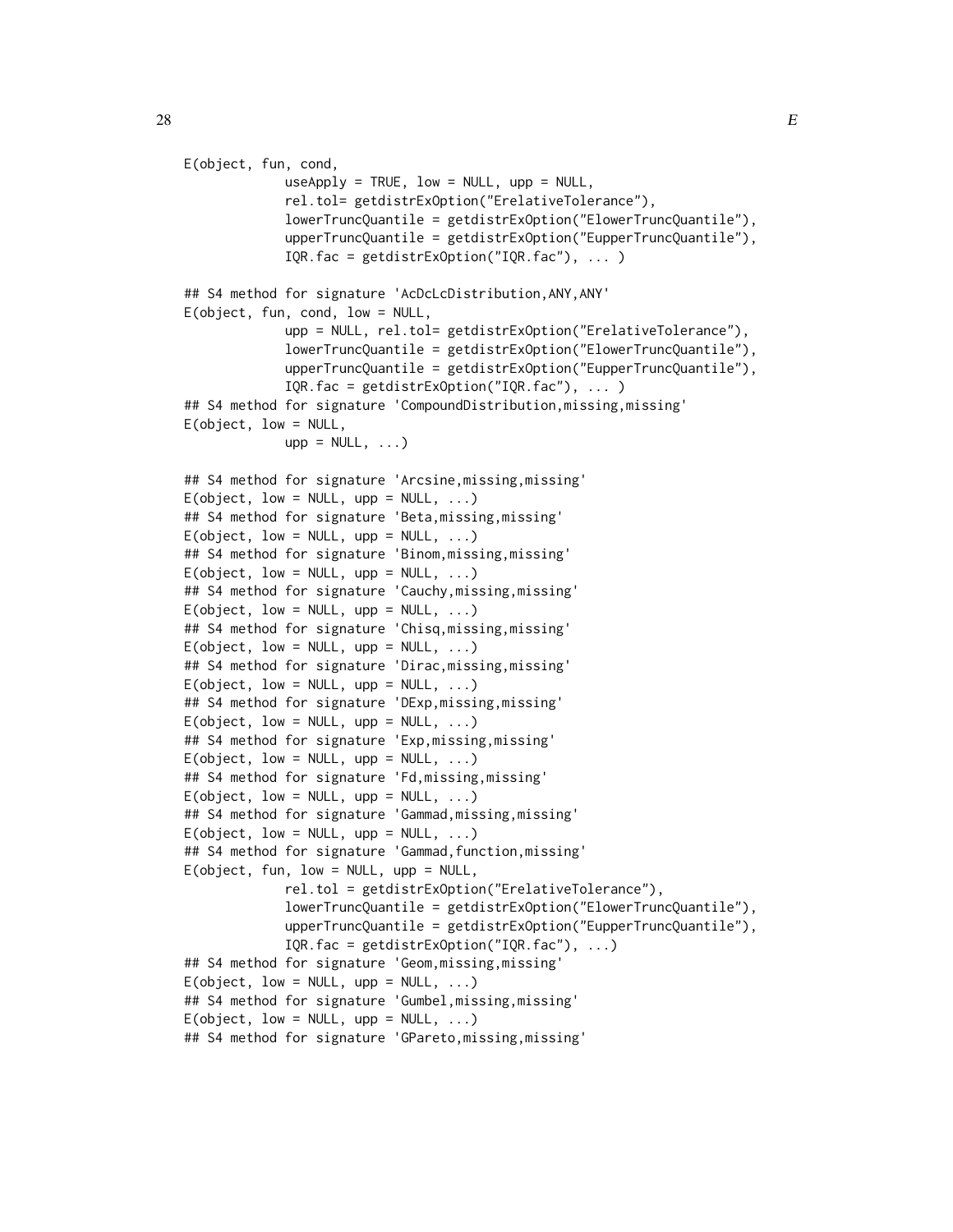```
E(object, fun, cond,
             useApply = TRUE, low = NULL, upp = NULL,
             rel.tol= getdistrExOption("ErelativeTolerance"),
             lowerTruncQuantile = getdistrExOption("ElowerTruncQuantile"),
             upperTruncQuantile = getdistrExOption("EupperTruncQuantile"),
             IQR.fac = getdistrExOption("IQR.fac"), ... )

## S4 method for signature 'AcDcLcDistribution,ANY,ANY'
E(object, fun, cond, low = NULL,
             upp = NULL, rel.tol= getdistrExOption("ErelativeTolerance"),
             lowerTruncQuantile = getdistrExOption("ElowerTruncQuantile"),
             upperTruncQuantile = getdistrExOption("EupperTruncQuantile"),
             IQR.fac = getdistrExOption("IQR.fac"), ... )
## S4 method for signature 'CompoundDistribution,missing,missing'
E(object, low = NULL,
             upp = NULL, ...)

## S4 method for signature 'Arcsine,missing,missing'
E(object, low = NULL, upp = NULL, ...)
## S4 method for signature 'Beta,missing,missing'
E(object, low = NULL, upp = NULL, ...)
## S4 method for signature 'Binom,missing,missing'
E(object, low = NULL, upp = NULL, ...)
## S4 method for signature 'Cauchy,missing,missing'
E(object, low = NULL, upp = NULL, ...)
## S4 method for signature 'Chisq,missing,missing'
E(object, low = NULL, upp = NULL, ...)
## S4 method for signature 'Dirac,missing,missing'
E(object, low = NULL, upp = NULL, ...)
## S4 method for signature 'DExp,missing,missing'
E(object, low = NULL, upp = NULL, ...)
## S4 method for signature 'Exp,missing,missing'
E(object, low = NULL, upp = NULL, ...)
## S4 method for signature 'Fd,missing,missing'
E(object, low = NULL, upp = NULL, ...)
## S4 method for signature 'Gammad,missing,missing'
E(object, low = NULL, upp = NULL, ...)
## S4 method for signature 'Gammad,function,missing'
E(object, fun, low = NULL, upp = NULL,
             rel.tol = getdistrExOption("ErelativeTolerance"),
             lowerTruncQuantile = getdistrExOption("ElowerTruncQuantile"),
             upperTruncQuantile = getdistrExOption("EupperTruncQuantile"),
             IQR.fac = getdistrExOption("IQR.fac"), ...)
## S4 method for signature 'Geom,missing,missing'
E(object, low = NULL, upp = NULL, ...)
## S4 method for signature 'Gumbel,missing,missing'
E(object, low = NULL, upp = NULL, ...)
## S4 method for signature 'GPareto,missing,missing'
```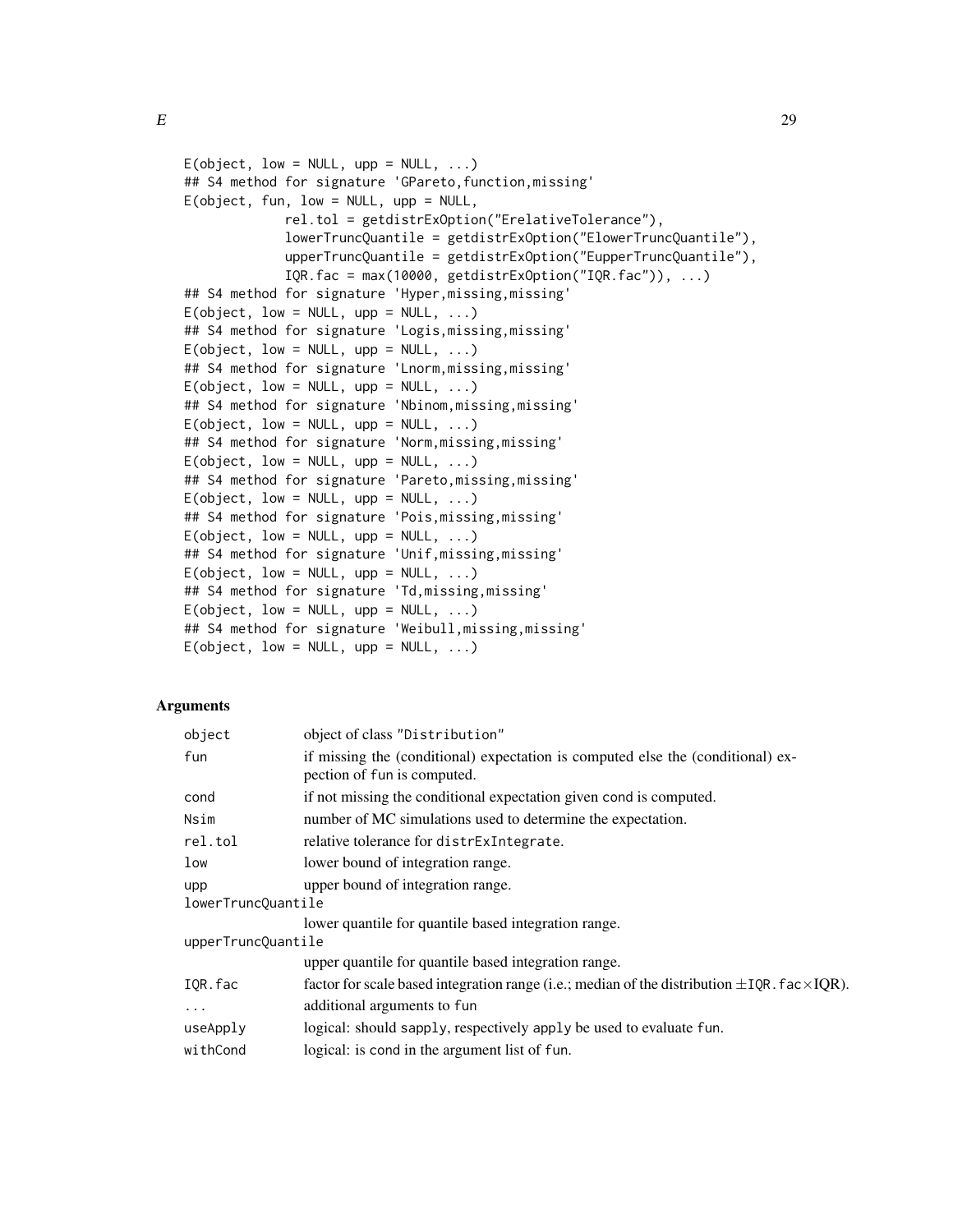```
E(object, low = NULL, upp = NULL, ...)
## S4 method for signature 'GPareto,function,missing'
E(object, fun, low = NULL, upp = NULL,
             rel.tol = getdistrExOption("ErelativeTolerance"),
             lowerTruncQuantile = getdistrExOption("ElowerTruncQuantile"),
             upperTruncQuantile = getdistrExOption("EupperTruncQuantile"),
             IQR.fac = max(10000, getdistrExOption("IQR.fac")), ...)
## S4 method for signature 'Hyper,missing,missing'
E(object, low = NULL, upp = NULL, ...)
## S4 method for signature 'Logis,missing,missing'
E(object, low = NULL, upp = NULL, ...)
## S4 method for signature 'Lnorm,missing,missing'
E(object, low = NULL, upp = NULL, ...)
## S4 method for signature 'Nbinom,missing,missing'
E(object, low = NULL, upp = NULL, ...)
## S4 method for signature 'Norm,missing,missing'
E(object, low = NULL, upp = NULL, ...)
## S4 method for signature 'Pareto,missing,missing'
E(object, low = NULL, upp = NULL, ...)
## S4 method for signature 'Pois,missing,missing'
E(object, low = NULL, upp = NULL, ...)
## S4 method for signature 'Unif,missing,missing'
E(object, low = NULL, upp = NULL, ...)
## S4 method for signature 'Td,missing,missing'
E(object, low = NULL, upp = NULL, ...)
## S4 method for signature 'Weibull,missing,missing'
E(object, low = NULL, upp = NULL, ...)
```

## Arguments

| | |
|---|---|
| `object` | object of class "Distribution" |
| `fun` | if missing the (conditional) expectation is computed else the (conditional) expection of `fun` is computed. |
| `cond` | if not missing the conditional expectation given `cond` is computed. |
| `Nsim` | number of MC simulations used to determine the expectation. |
| `rel.tol` | relative tolerance for `distrExIntegrate`. |
| `low` | lower bound of integration range. |
| `upp` | upper bound of integration range. |
| `lowerTruncQuantile` | lower quantile for quantile based integration range. |
| `upperTruncQuantile` | upper quantile for quantile based integration range. |
| `IQR.fac` | factor for scale based integration range (i.e.; median of the distribution $\pm$`IQR.fac`$\times$IQR). |
| `...` | additional arguments to `fun` |
| `useApply` | logical: should `sapply`, respectively `apply` be used to evaluate `fun`. |
| `withCond` | logical: is `cond` in the argument list of `fun`. |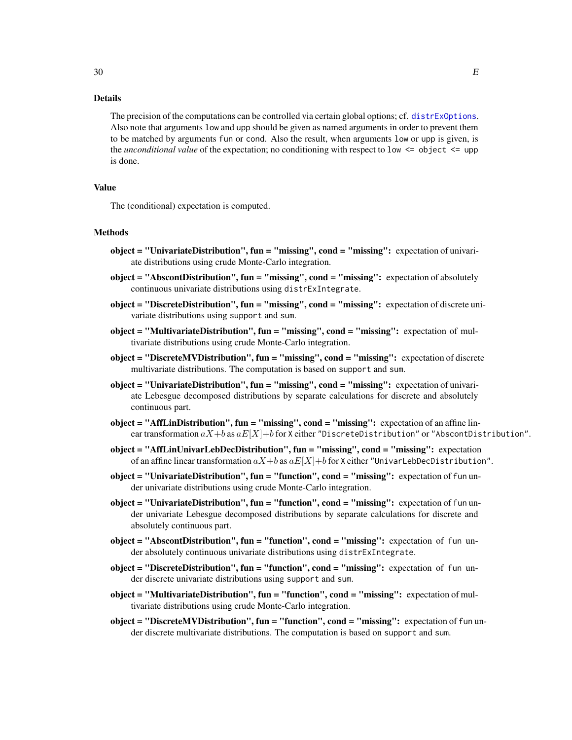## Details

The precision of the computations can be controlled via certain global options; cf. `distrExOptions`. Also note that arguments `low` and `upp` should be given as named arguments in order to prevent them to be matched by arguments `fun` or `cond`. Also the result, when arguments `low` or `upp` is given, is the *unconditional value* of the expectation; no conditioning with respect to `low <= object <= upp` is done.

## Value

The (conditional) expectation is computed.

## Methods

**object = "UnivariateDistribution", fun = "missing", cond = "missing":** expectation of univariate distributions using crude Monte-Carlo integration.

**object = "AbscontDistribution", fun = "missing", cond = "missing":** expectation of absolutely continuous univariate distributions using `distrExIntegrate`.

**object = "DiscreteDistribution", fun = "missing", cond = "missing":** expectation of discrete univariate distributions using `support` and `sum`.

**object = "MultivariateDistribution", fun = "missing", cond = "missing":** expectation of multivariate distributions using crude Monte-Carlo integration.

**object = "DiscreteMVDistribution", fun = "missing", cond = "missing":** expectation of discrete multivariate distributions. The computation is based on `support` and `sum`.

**object = "UnivariateDistribution", fun = "missing", cond = "missing":** expectation of univariate Lebesgue decomposed distributions by separate calculations for discrete and absolutely continuous part.

**object = "AffLinDistribution", fun = "missing", cond = "missing":** expectation of an affine linear transformation $aX+b$ as $aE[X]+b$ for `X` either `"DiscreteDistribution"` or `"AbscontDistribution"`.

**object = "AffLinUnivarLebDecDistribution", fun = "missing", cond = "missing":** expectation of an affine linear transformation $aX+b$ as $aE[X]+b$ for `X` either `"UnivarLebDecDistribution"`.

**object = "UnivariateDistribution", fun = "function", cond = "missing":** expectation of `fun` under univariate distributions using crude Monte-Carlo integration.

**object = "UnivariateDistribution", fun = "function", cond = "missing":** expectation of `fun` under univariate Lebesgue decomposed distributions by separate calculations for discrete and absolutely continuous part.

**object = "AbscontDistribution", fun = "function", cond = "missing":** expectation of `fun` under absolutely continuous univariate distributions using `distrExIntegrate`.

**object = "DiscreteDistribution", fun = "function", cond = "missing":** expectation of `fun` under discrete univariate distributions using `support` and `sum`.

**object = "MultivariateDistribution", fun = "function", cond = "missing":** expectation of multivariate distributions using crude Monte-Carlo integration.

**object = "DiscreteMVDistribution", fun = "function", cond = "missing":** expectation of `fun` under discrete multivariate distributions. The computation is based on `support` and `sum`.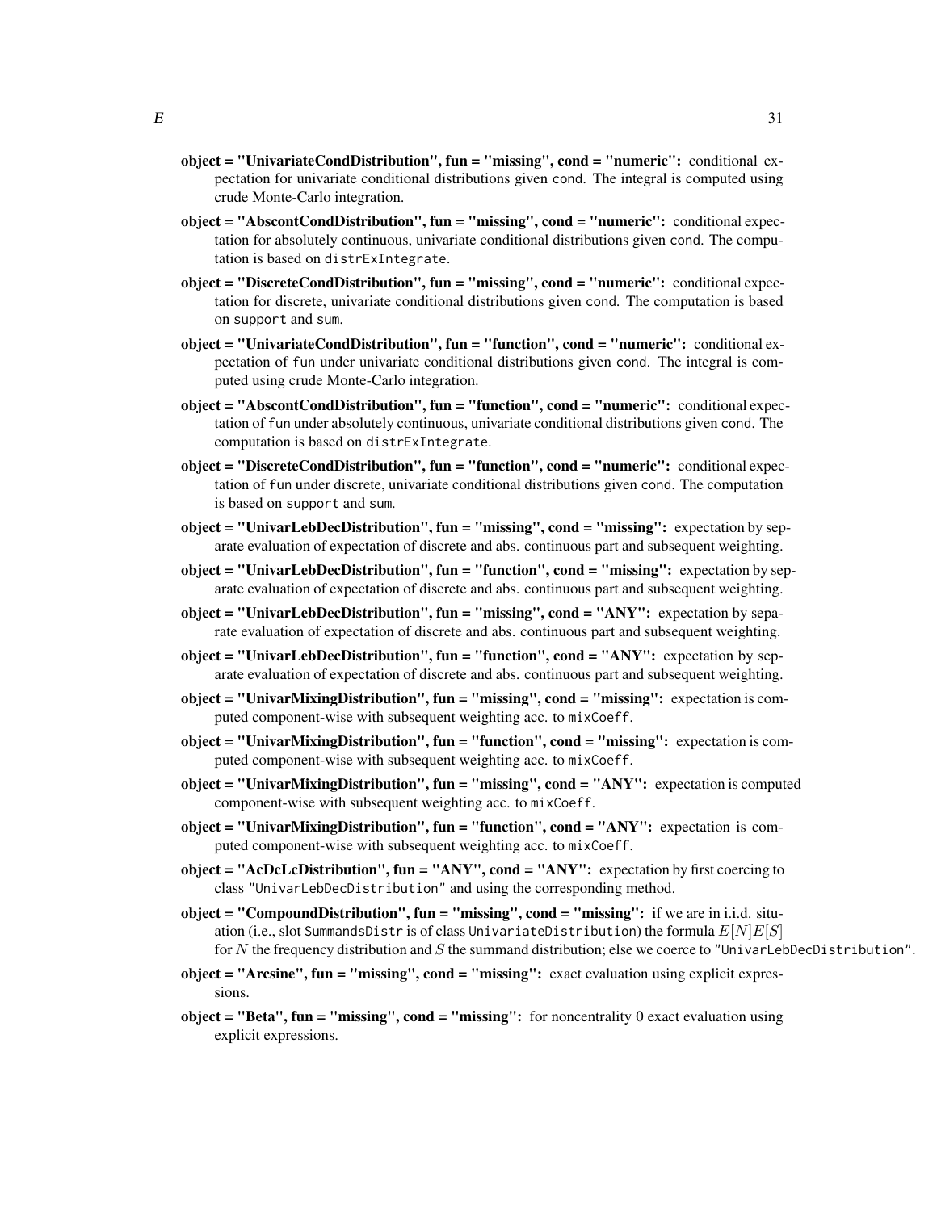**object = "UnivariateCondDistribution", fun = "missing", cond = "numeric":** conditional expectation for univariate conditional distributions given cond. The integral is computed using crude Monte-Carlo integration.

**object = "AbscontCondDistribution", fun = "missing", cond = "numeric":** conditional expectation for absolutely continuous, univariate conditional distributions given cond. The computation is based on distrExIntegrate.

**object = "DiscreteCondDistribution", fun = "missing", cond = "numeric":** conditional expectation for discrete, univariate conditional distributions given cond. The computation is based on support and sum.

**object = "UnivariateCondDistribution", fun = "function", cond = "numeric":** conditional expectation of fun under univariate conditional distributions given cond. The integral is computed using crude Monte-Carlo integration.

**object = "AbscontCondDistribution", fun = "function", cond = "numeric":** conditional expectation of fun under absolutely continuous, univariate conditional distributions given cond. The computation is based on distrExIntegrate.

**object = "DiscreteCondDistribution", fun = "function", cond = "numeric":** conditional expectation of fun under discrete, univariate conditional distributions given cond. The computation is based on support and sum.

**object = "UnivarLebDecDistribution", fun = "missing", cond = "missing":** expectation by separate evaluation of expectation of discrete and abs. continuous part and subsequent weighting.

**object = "UnivarLebDecDistribution", fun = "function", cond = "missing":** expectation by separate evaluation of expectation of discrete and abs. continuous part and subsequent weighting.

**object = "UnivarLebDecDistribution", fun = "missing", cond = "ANY":** expectation by separate evaluation of expectation of discrete and abs. continuous part and subsequent weighting.

**object = "UnivarLebDecDistribution", fun = "function", cond = "ANY":** expectation by separate evaluation of expectation of discrete and abs. continuous part and subsequent weighting.

**object = "UnivarMixingDistribution", fun = "missing", cond = "missing":** expectation is computed component-wise with subsequent weighting acc. to mixCoeff.

**object = "UnivarMixingDistribution", fun = "function", cond = "missing":** expectation is computed component-wise with subsequent weighting acc. to mixCoeff.

**object = "UnivarMixingDistribution", fun = "missing", cond = "ANY":** expectation is computed component-wise with subsequent weighting acc. to mixCoeff.

**object = "UnivarMixingDistribution", fun = "function", cond = "ANY":** expectation is computed component-wise with subsequent weighting acc. to mixCoeff.

**object = "AcDcLcDistribution", fun = "ANY", cond = "ANY":** expectation by first coercing to class "UnivarLebDecDistribution" and using the corresponding method.

**object = "CompoundDistribution", fun = "missing", cond = "missing":** if we are in i.i.d. situation (i.e., slot SummandsDistr is of class UnivariateDistribution) the formula $E[N]E[S]$ for $N$ the frequency distribution and $S$ the summand distribution; else we coerce to "UnivarLebDecDistribution".

**object = "Arcsine", fun = "missing", cond = "missing":** exact evaluation using explicit expressions.

**object = "Beta", fun = "missing", cond = "missing":** for noncentrality 0 exact evaluation using explicit expressions.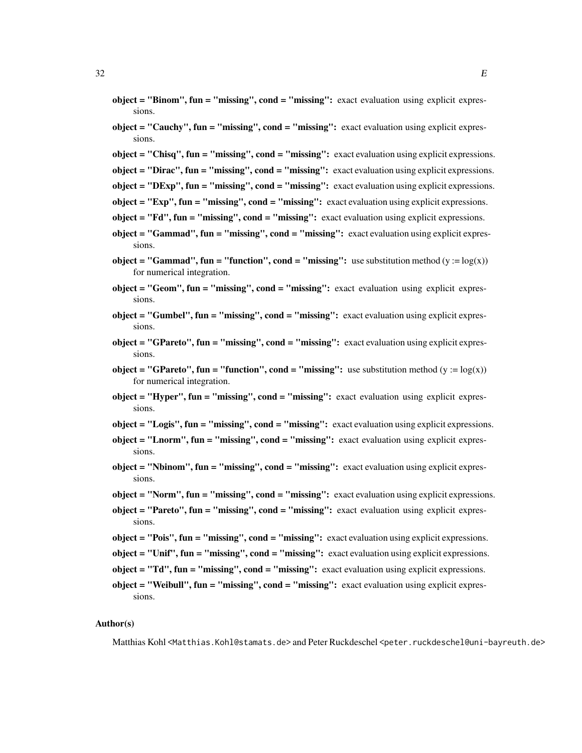**object = "Binom", fun = "missing", cond = "missing":** exact evaluation using explicit expressions.

**object = "Cauchy", fun = "missing", cond = "missing":** exact evaluation using explicit expressions.

**object = "Chisq", fun = "missing", cond = "missing":** exact evaluation using explicit expressions.

**object = "Dirac", fun = "missing", cond = "missing":** exact evaluation using explicit expressions.

**object = "DExp", fun = "missing", cond = "missing":** exact evaluation using explicit expressions.

**object = "Exp", fun = "missing", cond = "missing":** exact evaluation using explicit expressions.

**object = "Fd", fun = "missing", cond = "missing":** exact evaluation using explicit expressions.

**object = "Gammad", fun = "missing", cond = "missing":** exact evaluation using explicit expressions.

**object = "Gammad", fun = "function", cond = "missing":** use substitution method (y := log(x)) for numerical integration.

**object = "Geom", fun = "missing", cond = "missing":** exact evaluation using explicit expressions.

**object = "Gumbel", fun = "missing", cond = "missing":** exact evaluation using explicit expressions.

**object = "GPareto", fun = "missing", cond = "missing":** exact evaluation using explicit expressions.

**object = "GPareto", fun = "function", cond = "missing":** use substitution method (y := log(x)) for numerical integration.

**object = "Hyper", fun = "missing", cond = "missing":** exact evaluation using explicit expressions.

**object = "Logis", fun = "missing", cond = "missing":** exact evaluation using explicit expressions.

**object = "Lnorm", fun = "missing", cond = "missing":** exact evaluation using explicit expressions.

**object = "Nbinom", fun = "missing", cond = "missing":** exact evaluation using explicit expressions.

**object = "Norm", fun = "missing", cond = "missing":** exact evaluation using explicit expressions.

**object = "Pareto", fun = "missing", cond = "missing":** exact evaluation using explicit expressions.

**object = "Pois", fun = "missing", cond = "missing":** exact evaluation using explicit expressions.

**object = "Unif", fun = "missing", cond = "missing":** exact evaluation using explicit expressions.

**object = "Td", fun = "missing", cond = "missing":** exact evaluation using explicit expressions.

**object = "Weibull", fun = "missing", cond = "missing":** exact evaluation using explicit expressions.

## Author(s)

Matthias Kohl <Matthias.Kohl@stamats.de> and Peter Ruckdeschel <peter.ruckdeschel@uni-bayreuth.de>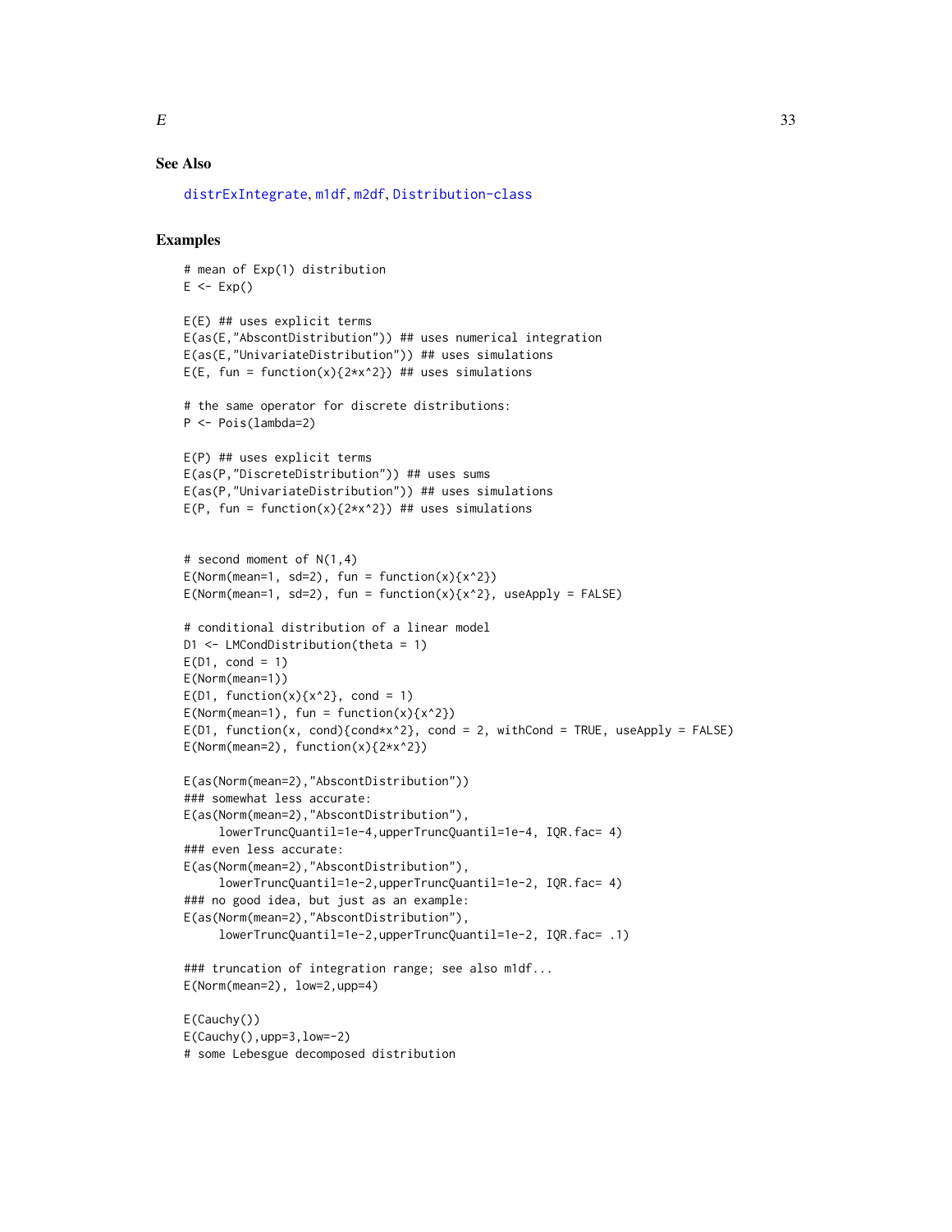## See Also

distrExIntegrate, m1df, m2df, Distribution-class

## Examples

```
# mean of Exp(1) distribution
E <- Exp()

E(E) ## uses explicit terms
E(as(E,"AbscontDistribution")) ## uses numerical integration
E(as(E,"UnivariateDistribution")) ## uses simulations
E(E, fun = function(x){2*x^2}) ## uses simulations

# the same operator for discrete distributions:
P <- Pois(lambda=2)

E(P) ## uses explicit terms
E(as(P,"DiscreteDistribution")) ## uses sums
E(as(P,"UnivariateDistribution")) ## uses simulations
E(P, fun = function(x){2*x^2}) ## uses simulations


# second moment of N(1,4)
E(Norm(mean=1, sd=2), fun = function(x){x^2})
E(Norm(mean=1, sd=2), fun = function(x){x^2}, useApply = FALSE)

# conditional distribution of a linear model
D1 <- LMCondDistribution(theta = 1)
E(D1, cond = 1)
E(Norm(mean=1))
E(D1, function(x){x^2}, cond = 1)
E(Norm(mean=1), fun = function(x){x^2})
E(D1, function(x, cond){cond*x^2}, cond = 2, withCond = TRUE, useApply = FALSE)
E(Norm(mean=2), function(x){2*x^2})

E(as(Norm(mean=2),"AbscontDistribution"))
### somewhat less accurate:
E(as(Norm(mean=2),"AbscontDistribution"),
     lowerTruncQuantil=1e-4,upperTruncQuantil=1e-4, IQR.fac= 4)
### even less accurate:
E(as(Norm(mean=2),"AbscontDistribution"),
     lowerTruncQuantil=1e-2,upperTruncQuantil=1e-2, IQR.fac= 4)
### no good idea, but just as an example:
E(as(Norm(mean=2),"AbscontDistribution"),
     lowerTruncQuantil=1e-2,upperTruncQuantil=1e-2, IQR.fac= .1)

### truncation of integration range; see also m1df...
E(Norm(mean=2), low=2,upp=4)

E(Cauchy())
E(Cauchy(),upp=3,low=-2)
# some Lebesgue decomposed distribution
```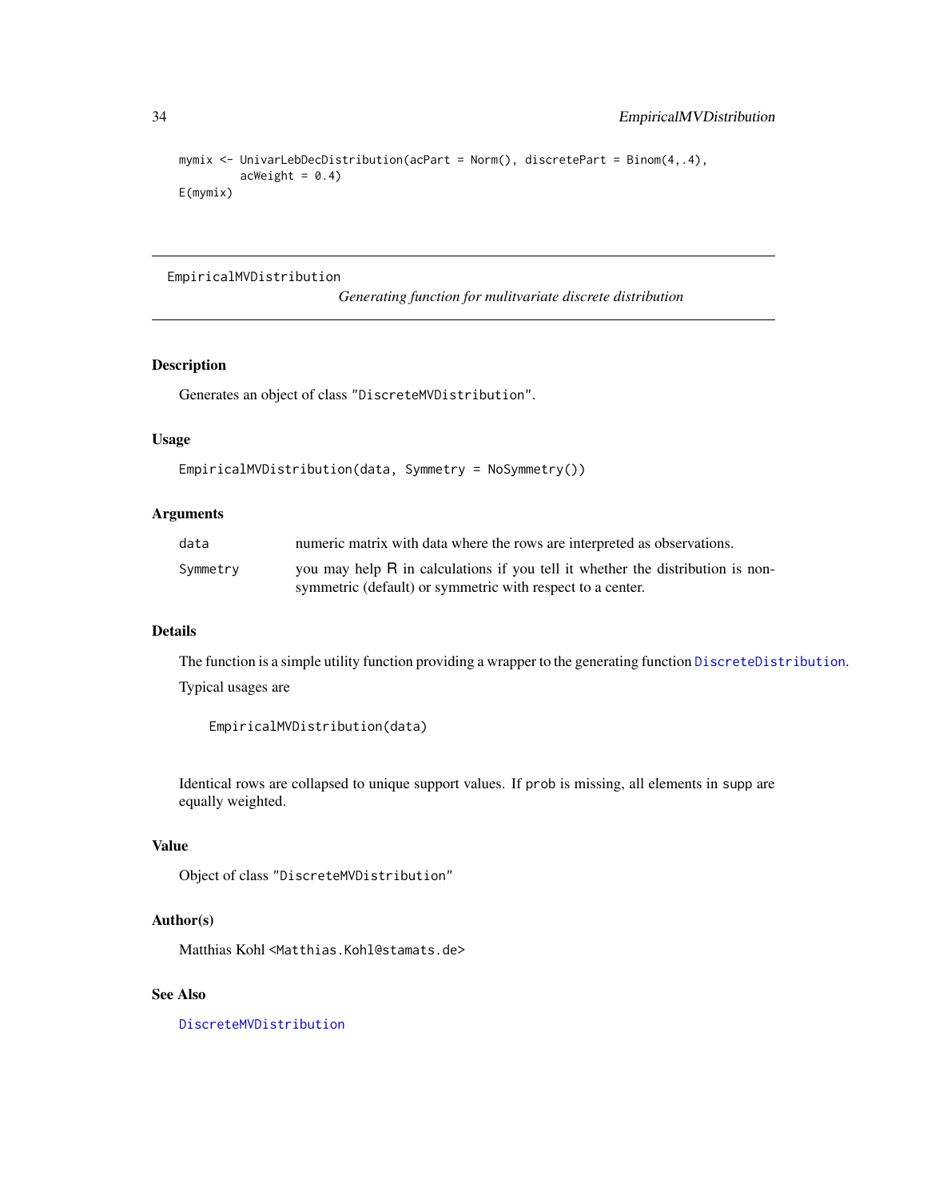```
mymix <- UnivarLebDecDistribution(acPart = Norm(), discretePart = Binom(4,.4),
         acWeight = 0.4)
E(mymix)
```

---

EmpiricalMVDistribution

*Generating function for mulitvariate discrete distribution*

---

## Description

Generates an object of class "DiscreteMVDistribution".

## Usage

```
EmpiricalMVDistribution(data, Symmetry = NoSymmetry())
```

## Arguments

| | |
|---|---|
| data | numeric matrix with data where the rows are interpreted as observations. |
| Symmetry | you may help R in calculations if you tell it whether the distribution is non-symmetric (default) or symmetric with respect to a center. |

## Details

The function is a simple utility function providing a wrapper to the generating function DiscreteDistribution.

Typical usages are

```
EmpiricalMVDistribution(data)
```

Identical rows are collapsed to unique support values. If prob is missing, all elements in supp are equally weighted.

## Value

Object of class "DiscreteMVDistribution"

## Author(s)

Matthias Kohl <Matthias.Kohl@stamats.de>

## See Also

DiscreteMVDistribution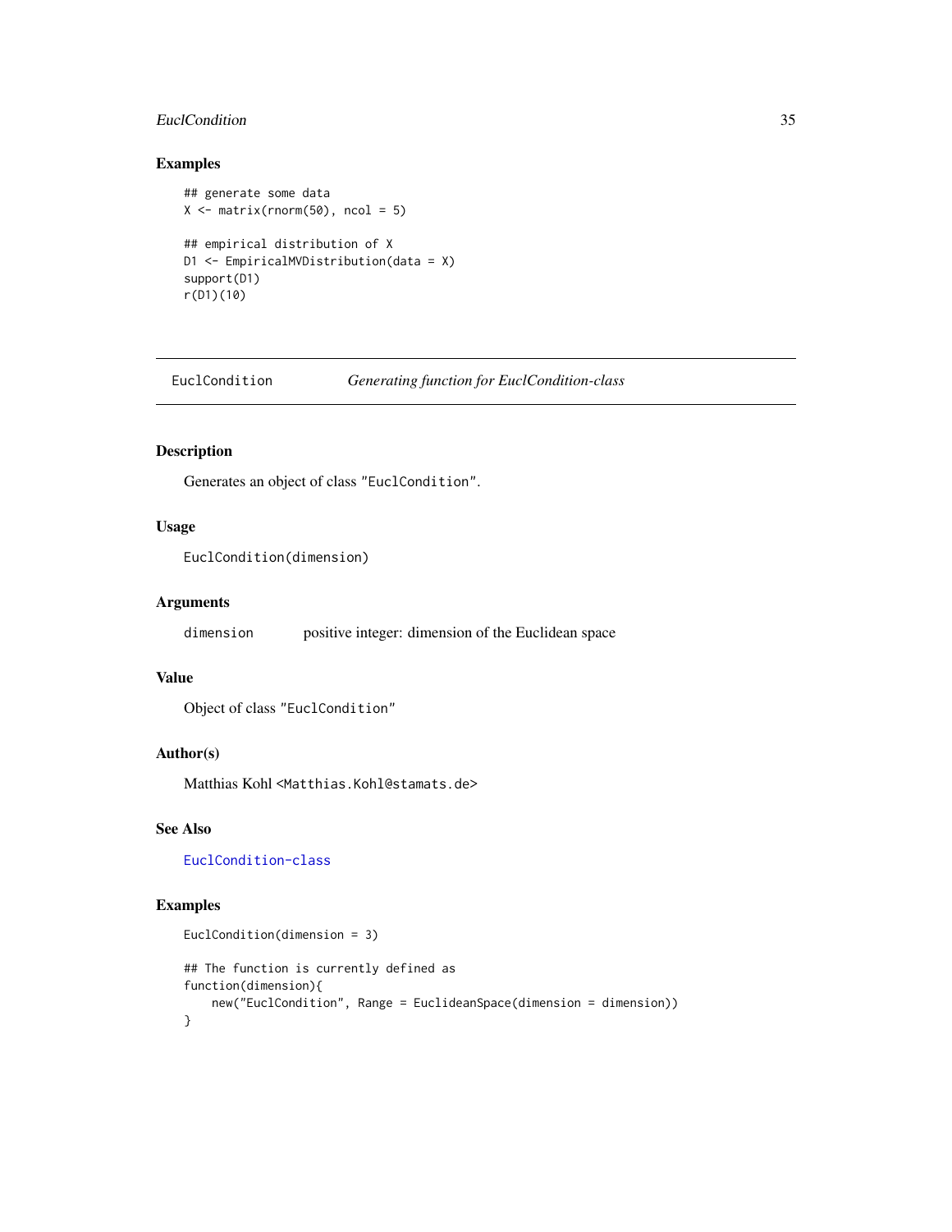## Examples

```
## generate some data
X <- matrix(rnorm(50), ncol = 5)

## empirical distribution of X
D1 <- EmpiricalMVDistribution(data = X)
support(D1)
r(D1)(10)
```

---

`EuclCondition` *Generating function for EuclCondition-class*

---

## Description

Generates an object of class `"EuclCondition"`.

## Usage

```
EuclCondition(dimension)
```

## Arguments

| | |
|---|---|
| `dimension` | positive integer: dimension of the Euclidean space |

## Value

Object of class `"EuclCondition"`

## Author(s)

Matthias Kohl <Matthias.Kohl@stamats.de>

## See Also

`EuclCondition-class`

## Examples

```
EuclCondition(dimension = 3)

## The function is currently defined as
function(dimension){
    new("EuclCondition", Range = EuclideanSpace(dimension = dimension))
}
```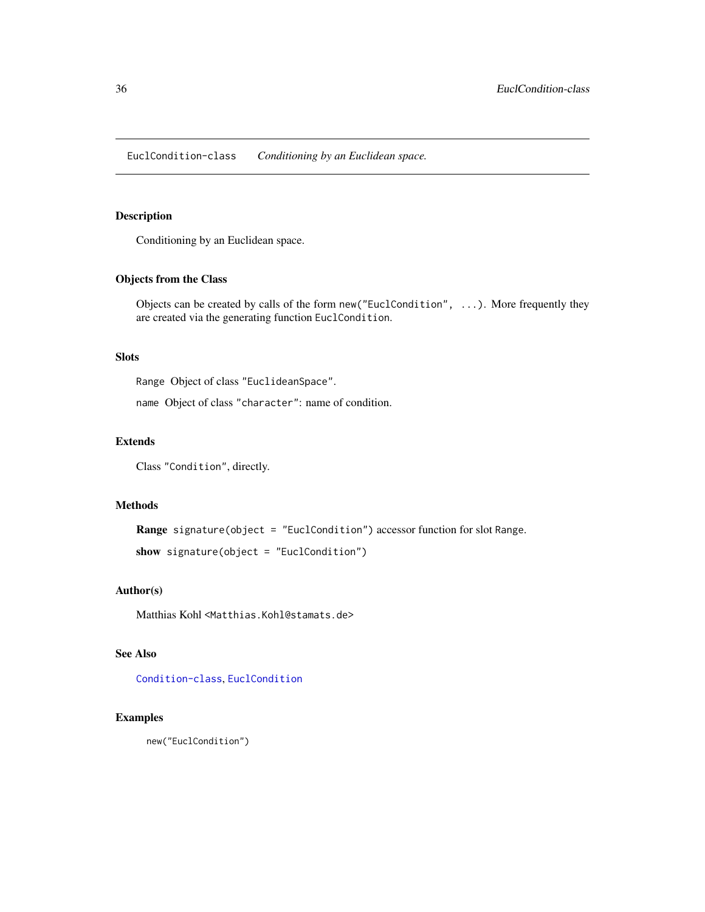EuclCondition-class *Conditioning by an Euclidean space.*

## Description

Conditioning by an Euclidean space.

## Objects from the Class

Objects can be created by calls of the form `new("EuclCondition", ...)`. More frequently they are created via the generating function `EuclCondition`.

## Slots

`Range` Object of class `"EuclideanSpace"`.

`name` Object of class `"character"`: name of condition.

## Extends

Class `"Condition"`, directly.

## Methods

**Range** `signature(object = "EuclCondition")` accessor function for slot `Range`.

**show** `signature(object = "EuclCondition")`

## Author(s)

Matthias Kohl <`Matthias.Kohl@stamats.de`>

## See Also

`Condition-class`, `EuclCondition`

## Examples

```
new("EuclCondition")
```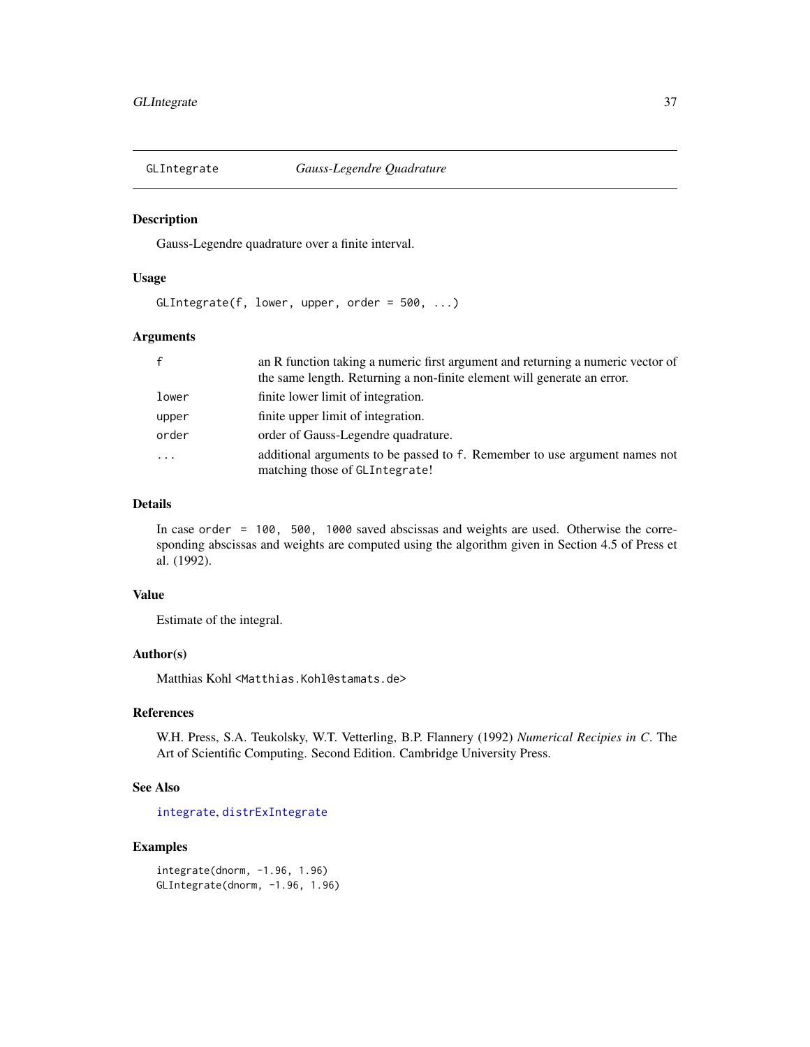## GLIntegrate *Gauss-Legendre Quadrature*

### Description

Gauss-Legendre quadrature over a finite interval.

### Usage

```
GLIntegrate(f, lower, upper, order = 500, ...)
```

### Arguments

| | |
|---|---|
| f | an R function taking a numeric first argument and returning a numeric vector of the same length. Returning a non-finite element will generate an error. |
| lower | finite lower limit of integration. |
| upper | finite upper limit of integration. |
| order | order of Gauss-Legendre quadrature. |
| ... | additional arguments to be passed to f. Remember to use argument names not matching those of GLIntegrate! |

### Details

In case `order = 100, 500, 1000` saved abscissas and weights are used. Otherwise the corresponding abscissas and weights are computed using the algorithm given in Section 4.5 of Press et al. (1992).

### Value

Estimate of the integral.

### Author(s)

Matthias Kohl <Matthias.Kohl@stamats.de>

### References

W.H. Press, S.A. Teukolsky, W.T. Vetterling, B.P. Flannery (1992) *Numerical Recipies in C*. The Art of Scientific Computing. Second Edition. Cambridge University Press.

### See Also

integrate, distrExIntegrate

### Examples

```
integrate(dnorm, -1.96, 1.96)
GLIntegrate(dnorm, -1.96, 1.96)
```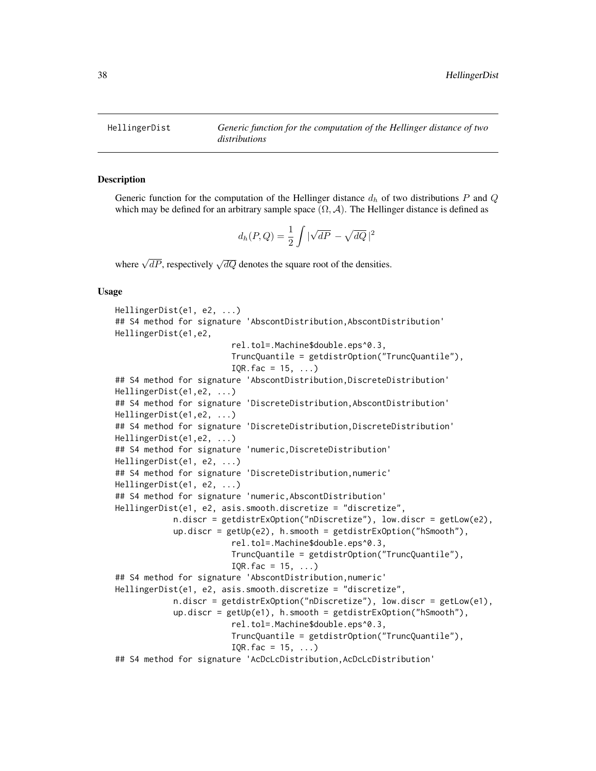## HellingerDist

*Generic function for the computation of the Hellinger distance of two distributions*

### Description

Generic function for the computation of the Hellinger distance $d_h$ of two distributions $P$ and $Q$ which may be defined for an arbitrary sample space $(\Omega, \mathcal{A})$. The Hellinger distance is defined as

$$d_h(P, Q) = \frac{1}{2} \int |\sqrt{dP} - \sqrt{dQ}|^2$$

where $\sqrt{dP}$, respectively $\sqrt{dQ}$ denotes the square root of the densities.

### Usage

```
HellingerDist(e1, e2, ...)
## S4 method for signature 'AbscontDistribution,AbscontDistribution'
HellingerDist(e1,e2,
                     rel.tol=.Machine$double.eps^0.3,
                     TruncQuantile = getdistrOption("TruncQuantile"),
                     IQR.fac = 15, ...)
## S4 method for signature 'AbscontDistribution,DiscreteDistribution'
HellingerDist(e1,e2, ...)
## S4 method for signature 'DiscreteDistribution,AbscontDistribution'
HellingerDist(e1,e2, ...)
## S4 method for signature 'DiscreteDistribution,DiscreteDistribution'
HellingerDist(e1,e2, ...)
## S4 method for signature 'numeric,DiscreteDistribution'
HellingerDist(e1, e2, ...)
## S4 method for signature 'DiscreteDistribution,numeric'
HellingerDist(e1, e2, ...)
## S4 method for signature 'numeric,AbscontDistribution'
HellingerDist(e1, e2, asis.smooth.discretize = "discretize",
          n.discr = getdistrExOption("nDiscretize"), low.discr = getLow(e2),
          up.discr = getUp(e2), h.smooth = getdistrExOption("hSmooth"),
                     rel.tol=.Machine$double.eps^0.3,
                     TruncQuantile = getdistrOption("TruncQuantile"),
                     IQR.fac = 15, ...)
## S4 method for signature 'AbscontDistribution,numeric'
HellingerDist(e1, e2, asis.smooth.discretize = "discretize",
          n.discr = getdistrExOption("nDiscretize"), low.discr = getLow(e1),
          up.discr = getUp(e1), h.smooth = getdistrExOption("hSmooth"),
                     rel.tol=.Machine$double.eps^0.3,
                     TruncQuantile = getdistrOption("TruncQuantile"),
                     IQR.fac = 15, ...)
## S4 method for signature 'AcDcLcDistribution,AcDcLcDistribution'
```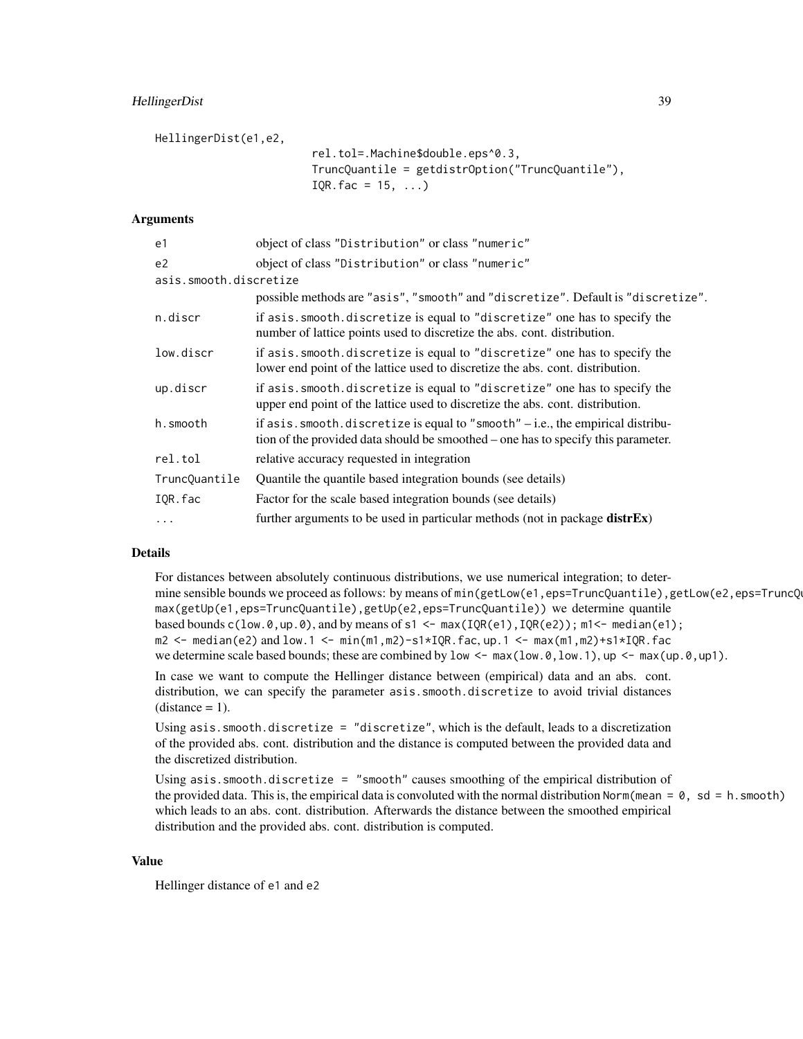```
HellingerDist(e1,e2,
                    rel.tol=.Machine$double.eps^0.3,
                    TruncQuantile = getdistrOption("TruncQuantile"),
                    IQR.fac = 15, ...)
```

### Arguments

| | |
|---|---|
| e1 | object of class "Distribution" or class "numeric" |
| e2 | object of class "Distribution" or class "numeric" |
| asis.smooth.discretize | possible methods are "asis", "smooth" and "discretize". Default is "discretize". |
| n.discr | if asis.smooth.discretize is equal to "discretize" one has to specify the number of lattice points used to discretize the abs. cont. distribution. |
| low.discr | if asis.smooth.discretize is equal to "discretize" one has to specify the lower end point of the lattice used to discretize the abs. cont. distribution. |
| up.discr | if asis.smooth.discretize is equal to "discretize" one has to specify the upper end point of the lattice used to discretize the abs. cont. distribution. |
| h.smooth | if asis.smooth.discretize is equal to "smooth" – i.e., the empirical distribution of the provided data should be smoothed – one has to specify this parameter. |
| rel.tol | relative accuracy requested in integration |
| TruncQuantile | Quantile the quantile based integration bounds (see details) |
| IQR.fac | Factor for the scale based integration bounds (see details) |
| ... | further arguments to be used in particular methods (not in package **distrEx**) |

### Details

For distances between absolutely continuous distributions, we use numerical integration; to determine sensible bounds we proceed as follows: by means of `min(getLow(e1,eps=TruncQuantile),getLow(e2,eps=TruncQuantile))`, `max(getUp(e1,eps=TruncQuantile),getUp(e2,eps=TruncQuantile))` we determine quantile based bounds `c(low.0,up.0)`, and by means of `s1 <- max(IQR(e1),IQR(e2))`; `m1<- median(e1)`; `m2 <- median(e2)` and `low.1 <- min(m1,m2)-s1*IQR.fac`, `up.1 <- max(m1,m2)+s1*IQR.fac` we determine scale based bounds; these are combined by `low <- max(low.0,low.1)`, `up <- max(up.0,up1)`.

In case we want to compute the Hellinger distance between (empirical) data and an abs. cont. distribution, we can specify the parameter asis.smooth.discretize to avoid trivial distances (distance = 1).

Using asis.smooth.discretize = "discretize", which is the default, leads to a discretization of the provided abs. cont. distribution and the distance is computed between the provided data and the discretized distribution.

Using asis.smooth.discretize = "smooth" causes smoothing of the empirical distribution of the provided data. This is, the empirical data is convoluted with the normal distribution `Norm(mean = 0, sd = h.smooth)` which leads to an abs. cont. distribution. Afterwards the distance between the smoothed empirical distribution and the provided abs. cont. distribution is computed.

### Value

Hellinger distance of e1 and e2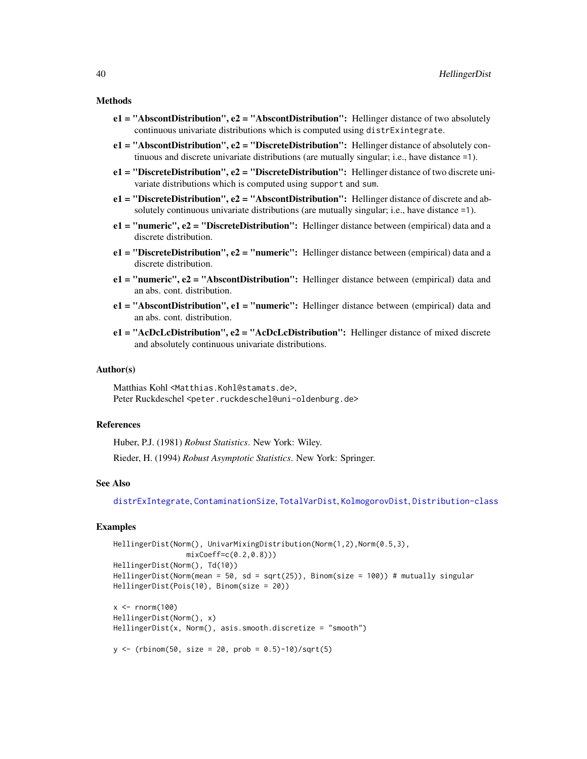### Methods

- **e1 = "AbscontDistribution", e2 = "AbscontDistribution":** Hellinger distance of two absolutely continuous univariate distributions which is computed using `distrExintegrate`.
- **e1 = "AbscontDistribution", e2 = "DiscreteDistribution":** Hellinger distance of absolutely continuous and discrete univariate distributions (are mutually singular; i.e., have distance =1).
- **e1 = "DiscreteDistribution", e2 = "DiscreteDistribution":** Hellinger distance of two discrete univariate distributions which is computed using `support` and `sum`.
- **e1 = "DiscreteDistribution", e2 = "AbscontDistribution":** Hellinger distance of discrete and absolutely continuous univariate distributions (are mutually singular; i.e., have distance =1).
- **e1 = "numeric", e2 = "DiscreteDistribution":** Hellinger distance between (empirical) data and a discrete distribution.
- **e1 = "DiscreteDistribution", e2 = "numeric":** Hellinger distance between (empirical) data and a discrete distribution.
- **e1 = "numeric", e2 = "AbscontDistribution":** Hellinger distance between (empirical) data and an abs. cont. distribution.
- **e1 = "AbscontDistribution", e1 = "numeric":** Hellinger distance between (empirical) data and an abs. cont. distribution.
- **e1 = "AcDcLcDistribution", e2 = "AcDcLcDistribution":** Hellinger distance of mixed discrete and absolutely continuous univariate distributions.

### Author(s)

Matthias Kohl <Matthias.Kohl@stamats.de>,
Peter Ruckdeschel <peter.ruckdeschel@uni-oldenburg.de>

### References

Huber, P.J. (1981) *Robust Statistics*. New York: Wiley.

Rieder, H. (1994) *Robust Asymptotic Statistics*. New York: Springer.

### See Also

distrExIntegrate, ContaminationSize, TotalVarDist, KolmogorovDist, Distribution-class

### Examples

```
HellingerDist(Norm(), UnivarMixingDistribution(Norm(1,2),Norm(0.5,3),
                 mixCoeff=c(0.2,0.8)))
HellingerDist(Norm(), Td(10))
HellingerDist(Norm(mean = 50, sd = sqrt(25)), Binom(size = 100)) # mutually singular
HellingerDist(Pois(10), Binom(size = 20))

x <- rnorm(100)
HellingerDist(Norm(), x)
HellingerDist(x, Norm(), asis.smooth.discretize = "smooth")

y <- (rbinom(50, size = 20, prob = 0.5)-10)/sqrt(5)
```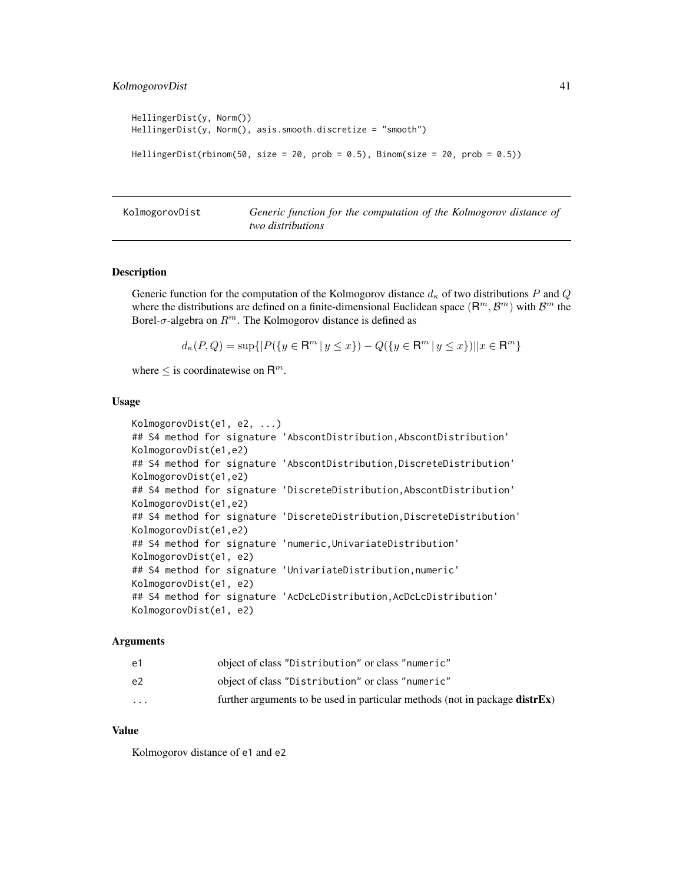```
HellingerDist(y, Norm())
HellingerDist(y, Norm(), asis.smooth.discretize = "smooth")

HellingerDist(rbinom(50, size = 20, prob = 0.5), Binom(size = 20, prob = 0.5))
```

---

## KolmogorovDist — *Generic function for the computation of the Kolmogorov distance of two distributions*

---

### Description

Generic function for the computation of the Kolmogorov distance $d_\kappa$ of two distributions $P$ and $Q$ where the distributions are defined on a finite-dimensional Euclidean space $(\mathsf{R}^m, \mathcal{B}^m)$ with $\mathcal{B}^m$ the Borel-$\sigma$-algebra on $R^m$. The Kolmogorov distance is defined as

$$d_\kappa(P,Q) = \sup\{|P(\{y \in \mathsf{R}^m \,|\, y \le x\}) - Q(\{y \in \mathsf{R}^m \,|\, y \le x\})||x \in \mathsf{R}^m\}$$

where $\le$ is coordinatewise on $\mathsf{R}^m$.

### Usage

```
KolmogorovDist(e1, e2, ...)
## S4 method for signature 'AbscontDistribution,AbscontDistribution'
KolmogorovDist(e1,e2)
## S4 method for signature 'AbscontDistribution,DiscreteDistribution'
KolmogorovDist(e1,e2)
## S4 method for signature 'DiscreteDistribution,AbscontDistribution'
KolmogorovDist(e1,e2)
## S4 method for signature 'DiscreteDistribution,DiscreteDistribution'
KolmogorovDist(e1,e2)
## S4 method for signature 'numeric,UnivariateDistribution'
KolmogorovDist(e1, e2)
## S4 method for signature 'UnivariateDistribution,numeric'
KolmogorovDist(e1, e2)
## S4 method for signature 'AcDcLcDistribution,AcDcLcDistribution'
KolmogorovDist(e1, e2)
```

### Arguments

| | |
|---|---|
| `e1` | object of class "Distribution" or class "numeric" |
| `e2` | object of class "Distribution" or class "numeric" |
| `...` | further arguments to be used in particular methods (not in package **distrEx**) |

### Value

Kolmogorov distance of e1 and e2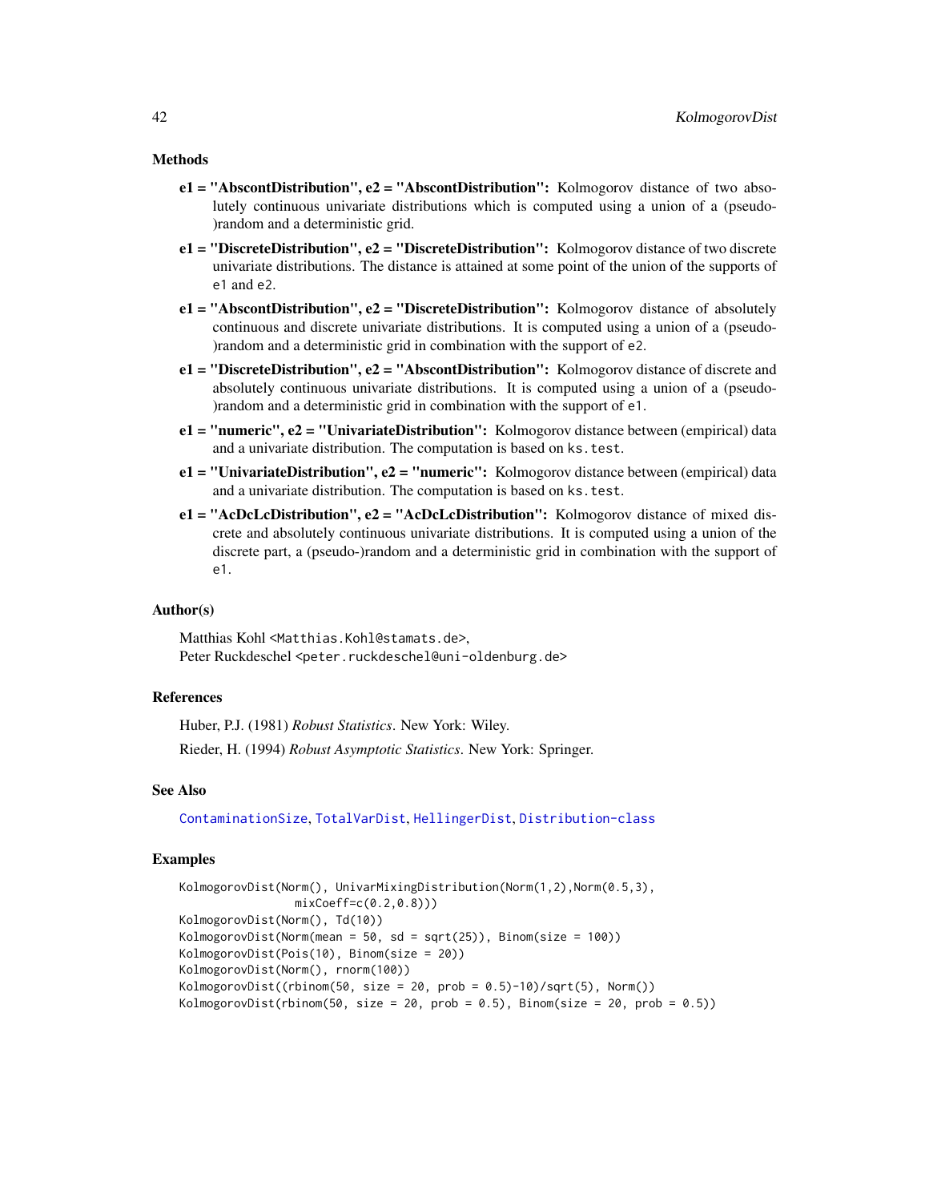### Methods

**e1 = "AbscontDistribution", e2 = "AbscontDistribution":** Kolmogorov distance of two absolutely continuous univariate distributions which is computed using a union of a (pseudo-)random and a deterministic grid.

**e1 = "DiscreteDistribution", e2 = "DiscreteDistribution":** Kolmogorov distance of two discrete univariate distributions. The distance is attained at some point of the union of the supports of `e1` and `e2`.

**e1 = "AbscontDistribution", e2 = "DiscreteDistribution":** Kolmogorov distance of absolutely continuous and discrete univariate distributions. It is computed using a union of a (pseudo-)random and a deterministic grid in combination with the support of `e2`.

**e1 = "DiscreteDistribution", e2 = "AbscontDistribution":** Kolmogorov distance of discrete and absolutely continuous univariate distributions. It is computed using a union of a (pseudo-)random and a deterministic grid in combination with the support of `e1`.

**e1 = "numeric", e2 = "UnivariateDistribution":** Kolmogorov distance between (empirical) data and a univariate distribution. The computation is based on `ks.test`.

**e1 = "UnivariateDistribution", e2 = "numeric":** Kolmogorov distance between (empirical) data and a univariate distribution. The computation is based on `ks.test`.

**e1 = "AcDcLcDistribution", e2 = "AcDcLcDistribution":** Kolmogorov distance of mixed discrete and absolutely continuous univariate distributions. It is computed using a union of the discrete part, a (pseudo-)random and a deterministic grid in combination with the support of `e1`.

### Author(s)

Matthias Kohl <Matthias.Kohl@stamats.de>,
Peter Ruckdeschel <peter.ruckdeschel@uni-oldenburg.de>

### References

Huber, P.J. (1981) *Robust Statistics*. New York: Wiley.

Rieder, H. (1994) *Robust Asymptotic Statistics*. New York: Springer.

### See Also

ContaminationSize, TotalVarDist, HellingerDist, Distribution-class

### Examples

```
KolmogorovDist(Norm(), UnivarMixingDistribution(Norm(1,2),Norm(0.5,3),
               mixCoeff=c(0.2,0.8)))
KolmogorovDist(Norm(), Td(10))
KolmogorovDist(Norm(mean = 50, sd = sqrt(25)), Binom(size = 100))
KolmogorovDist(Pois(10), Binom(size = 20))
KolmogorovDist(Norm(), rnorm(100))
KolmogorovDist((rbinom(50, size = 20, prob = 0.5)-10)/sqrt(5), Norm())
KolmogorovDist(rbinom(50, size = 20, prob = 0.5), Binom(size = 20, prob = 0.5))
```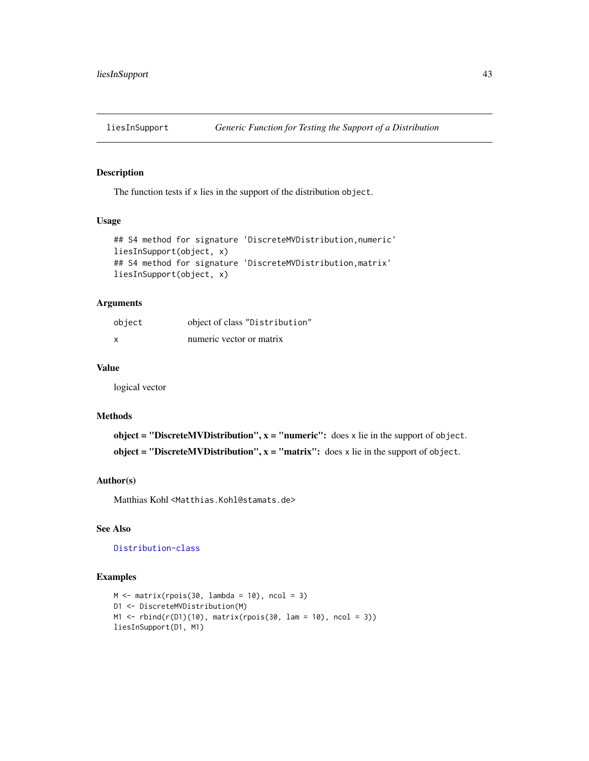## liesInSupport — *Generic Function for Testing the Support of a Distribution*

### Description

The function tests if `x` lies in the support of the distribution `object`.

### Usage

```
## S4 method for signature 'DiscreteMVDistribution,numeric'
liesInSupport(object, x)
## S4 method for signature 'DiscreteMVDistribution,matrix'
liesInSupport(object, x)
```

### Arguments

| | |
|---|---|
| `object` | object of class "Distribution" |
| `x` | numeric vector or matrix |

### Value

logical vector

### Methods

**object = "DiscreteMVDistribution", x = "numeric":** does `x` lie in the support of `object`.

**object = "DiscreteMVDistribution", x = "matrix":** does `x` lie in the support of `object`.

### Author(s)

Matthias Kohl <Matthias.Kohl@stamats.de>

### See Also

Distribution-class

### Examples

```
M <- matrix(rpois(30, lambda = 10), ncol = 3)
D1 <- DiscreteMVDistribution(M)
M1 <- rbind(r(D1)(10), matrix(rpois(30, lam = 10), ncol = 3))
liesInSupport(D1, M1)
```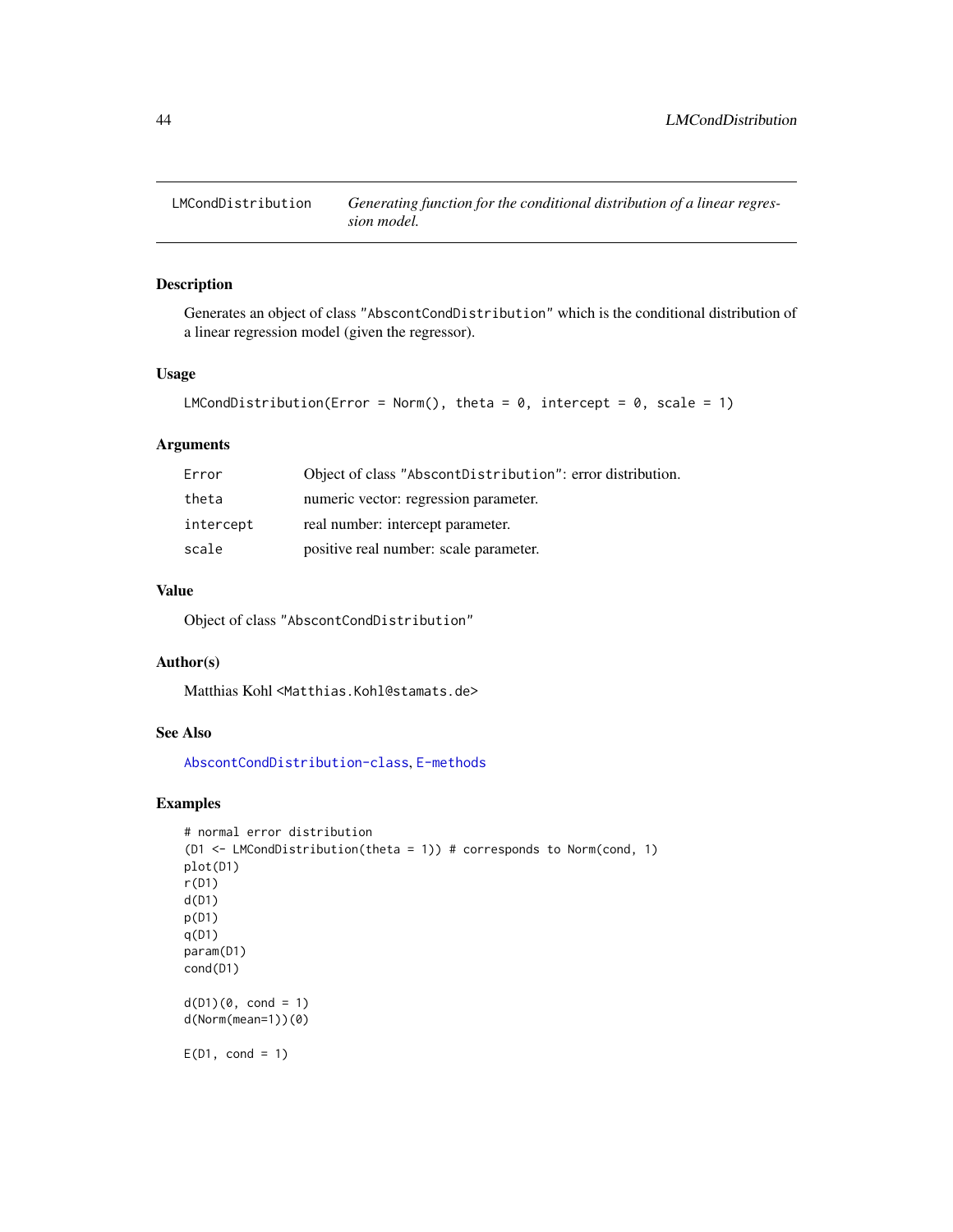## LMCondDistribution

*Generating function for the conditional distribution of a linear regression model.*

### Description

Generates an object of class "AbscontCondDistribution" which is the conditional distribution of a linear regression model (given the regressor).

### Usage

```
LMCondDistribution(Error = Norm(), theta = 0, intercept = 0, scale = 1)
```

### Arguments

| | |
|---|---|
| Error | Object of class "AbscontDistribution": error distribution. |
| theta | numeric vector: regression parameter. |
| intercept | real number: intercept parameter. |
| scale | positive real number: scale parameter. |

### Value

Object of class "AbscontCondDistribution"

### Author(s)

Matthias Kohl <Matthias.Kohl@stamats.de>

### See Also

AbscontCondDistribution-class, E-methods

### Examples

```
# normal error distribution
(D1 <- LMCondDistribution(theta = 1)) # corresponds to Norm(cond, 1)
plot(D1)
r(D1)
d(D1)
p(D1)
q(D1)
param(D1)
cond(D1)

d(D1)(0, cond = 1)
d(Norm(mean=1))(0)

E(D1, cond = 1)
```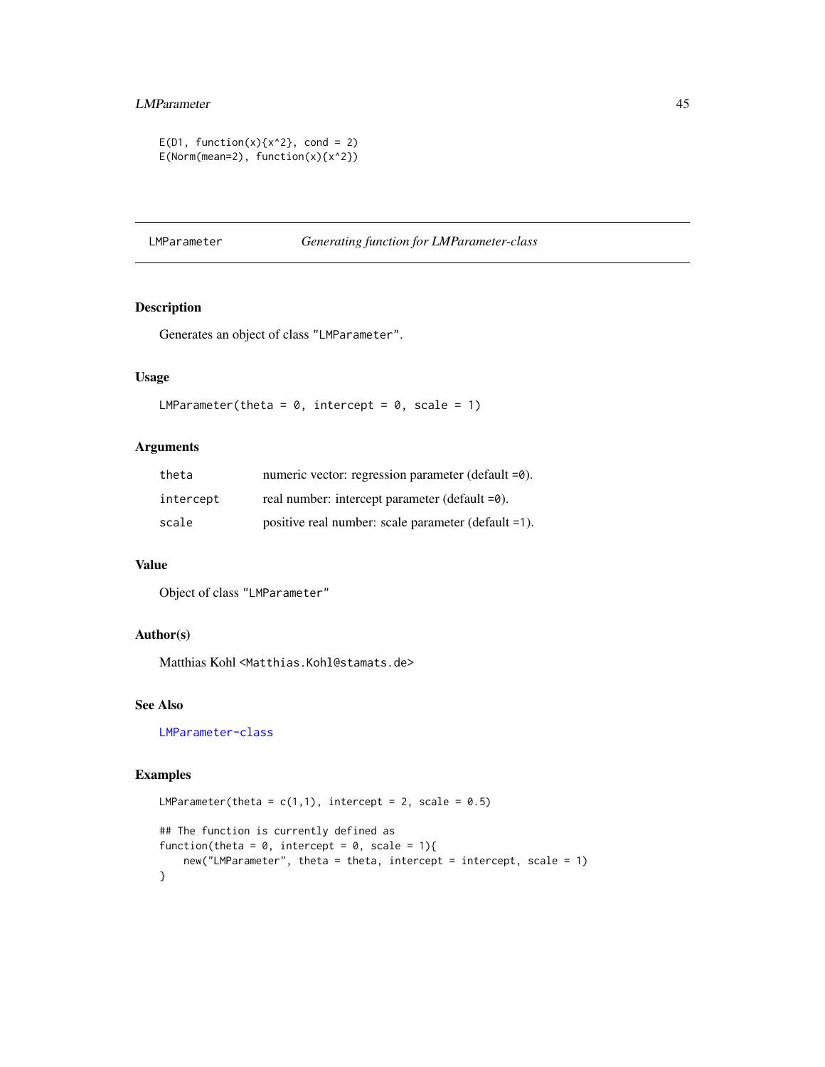```
E(D1, function(x){x^2}, cond = 2)
E(Norm(mean=2), function(x){x^2})
```

## LMParameter — *Generating function for LMParameter-class*

### Description

Generates an object of class "LMParameter".

### Usage

```
LMParameter(theta = 0, intercept = 0, scale = 1)
```

### Arguments

| | |
|---|---|
| theta | numeric vector: regression parameter (default =0). |
| intercept | real number: intercept parameter (default =0). |
| scale | positive real number: scale parameter (default =1). |

### Value

Object of class "LMParameter"

### Author(s)

Matthias Kohl <Matthias.Kohl@stamats.de>

### See Also

LMParameter-class

### Examples

```
LMParameter(theta = c(1,1), intercept = 2, scale = 0.5)

## The function is currently defined as
function(theta = 0, intercept = 0, scale = 1){
    new("LMParameter", theta = theta, intercept = intercept, scale = 1)
}
```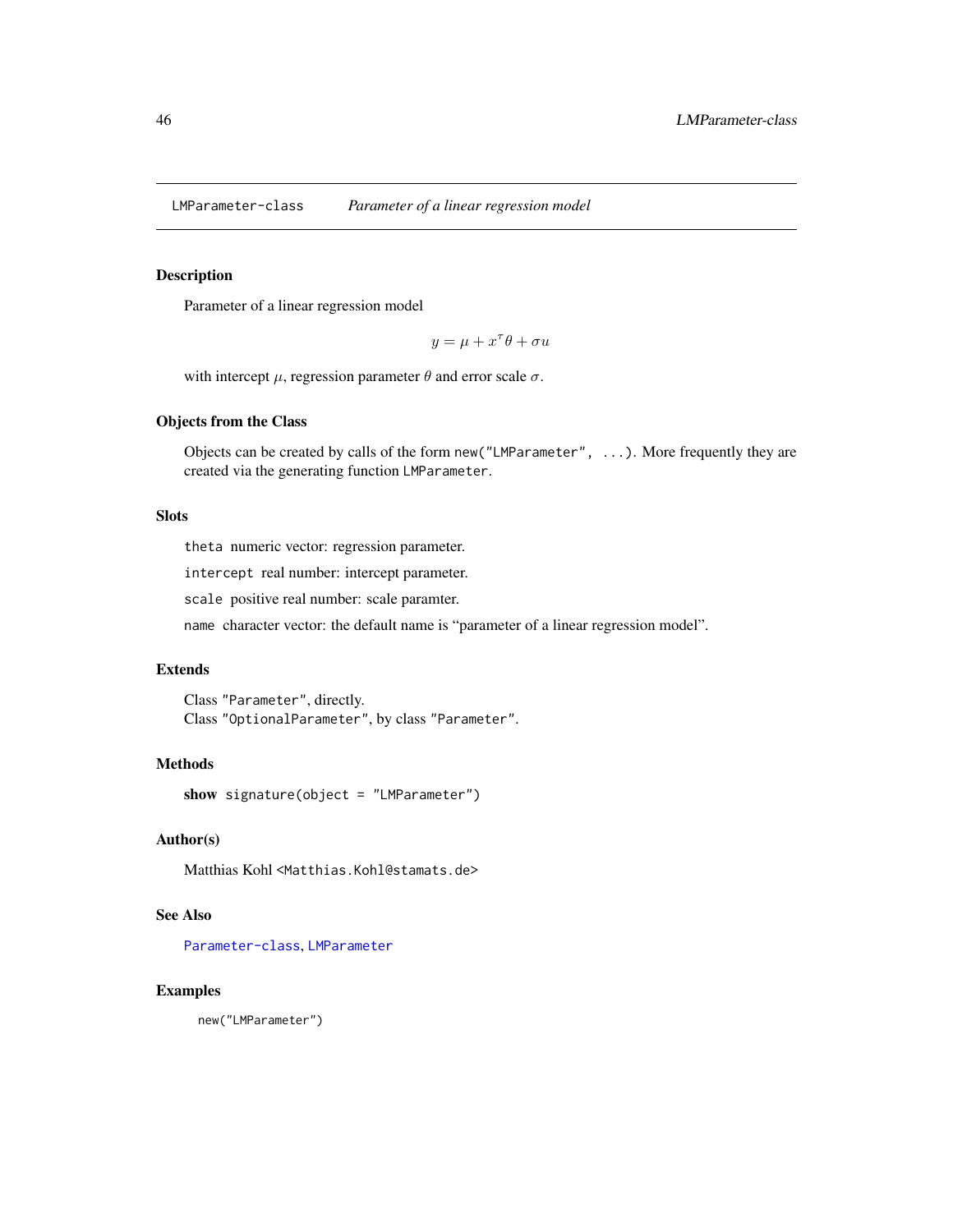`LMParameter-class` *Parameter of a linear regression model*

## Description

Parameter of a linear regression model

$$y = \mu + x^\tau \theta + \sigma u$$

with intercept $\mu$, regression parameter $\theta$ and error scale $\sigma$.

## Objects from the Class

Objects can be created by calls of the form `new("LMParameter", ...)`. More frequently they are created via the generating function `LMParameter`.

## Slots

`theta` numeric vector: regression parameter.

`intercept` real number: intercept parameter.

`scale` positive real number: scale paramter.

`name` character vector: the default name is "parameter of a linear regression model".

## Extends

Class `"Parameter"`, directly.
Class `"OptionalParameter"`, by class `"Parameter"`.

## Methods

**show** `signature(object = "LMParameter")`

## Author(s)

Matthias Kohl <Matthias.Kohl@stamats.de>

## See Also

`Parameter-class`, `LMParameter`

## Examples

```
new("LMParameter")
```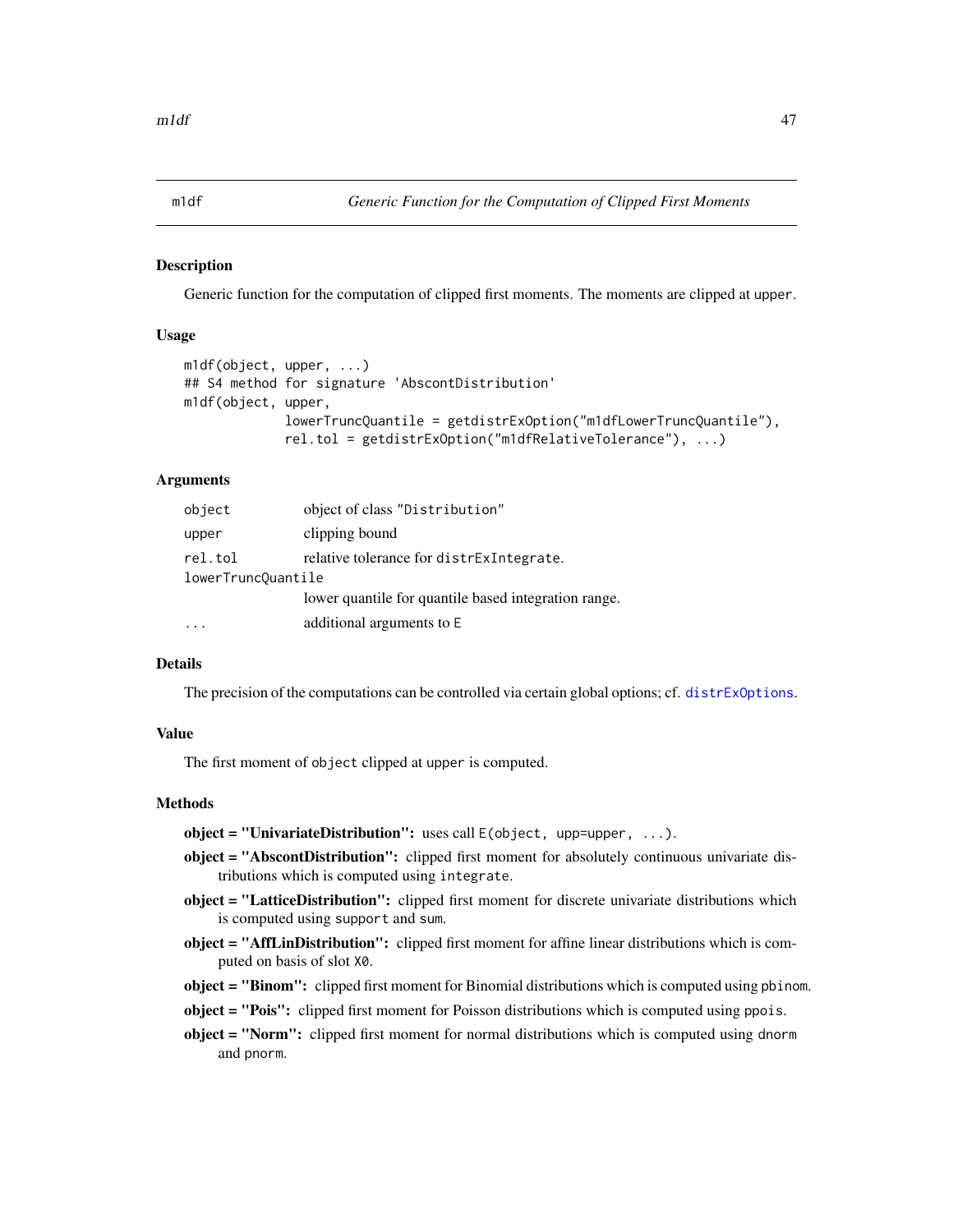m1df — *Generic Function for the Computation of Clipped First Moments*

## Description

Generic function for the computation of clipped first moments. The moments are clipped at `upper`.

## Usage

```
m1df(object, upper, ...)
## S4 method for signature 'AbscontDistribution'
m1df(object, upper,
          lowerTruncQuantile = getdistrExOption("m1dfLowerTruncQuantile"),
          rel.tol = getdistrExOption("m1dfRelativeTolerance"), ...)
```

## Arguments

| | |
|---|---|
| `object` | object of class `"Distribution"` |
| `upper` | clipping bound |
| `rel.tol` | relative tolerance for `distrExIntegrate`. |
| `lowerTruncQuantile` | lower quantile for quantile based integration range. |
| `...` | additional arguments to `E` |

## Details

The precision of the computations can be controlled via certain global options; cf. `distrExOptions`.

## Value

The first moment of `object` clipped at `upper` is computed.

## Methods

- **object = "UnivariateDistribution":** uses call `E(object, upp=upper, ...)`.
- **object = "AbscontDistribution":** clipped first moment for absolutely continuous univariate distributions which is computed using `integrate`.
- **object = "LatticeDistribution":** clipped first moment for discrete univariate distributions which is computed using `support` and `sum`.
- **object = "AffLinDistribution":** clipped first moment for affine linear distributions which is computed on basis of slot `X0`.
- **object = "Binom":** clipped first moment for Binomial distributions which is computed using `pbinom`.
- **object = "Pois":** clipped first moment for Poisson distributions which is computed using `ppois`.
- **object = "Norm":** clipped first moment for normal distributions which is computed using `dnorm` and `pnorm`.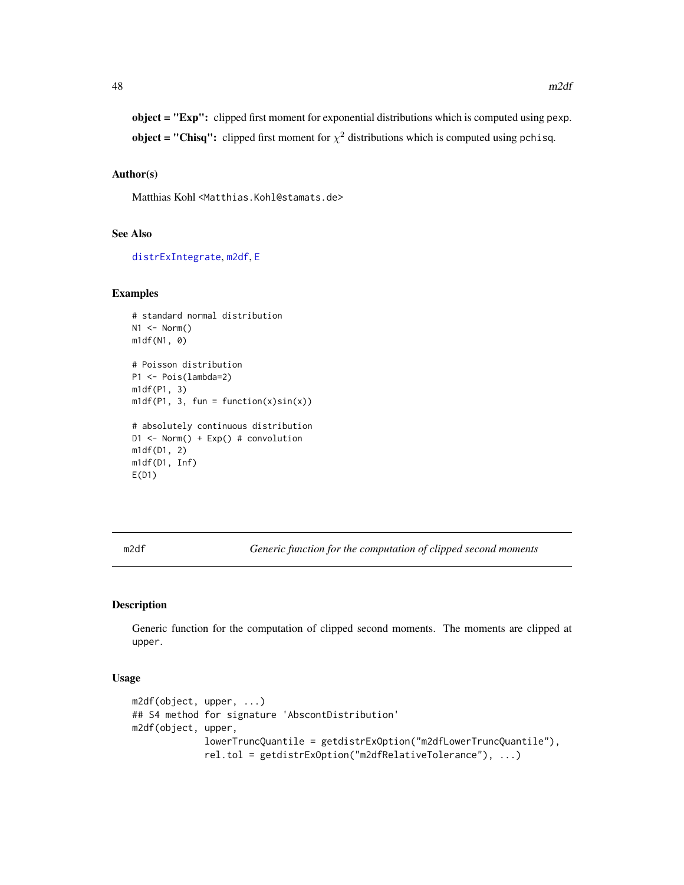**object = "Exp":** clipped first moment for exponential distributions which is computed using `pexp`.

**object = "Chisq":** clipped first moment for $\chi^2$ distributions which is computed using `pchisq`.

### Author(s)

Matthias Kohl <Matthias.Kohl@stamats.de>

### See Also

distrExIntegrate, m2df, E

### Examples

```
# standard normal distribution
N1 <- Norm()
m1df(N1, 0)

# Poisson distribution
P1 <- Pois(lambda=2)
m1df(P1, 3)
m1df(P1, 3, fun = function(x)sin(x))

# absolutely continuous distribution
D1 <- Norm() + Exp() # convolution
m1df(D1, 2)
m1df(D1, Inf)
E(D1)
```

---

## m2df — *Generic function for the computation of clipped second moments*

### Description

Generic function for the computation of clipped second moments. The moments are clipped at `upper`.

### Usage

```
m2df(object, upper, ...)
## S4 method for signature 'AbscontDistribution'
m2df(object, upper,
            lowerTruncQuantile = getdistrExOption("m2dfLowerTruncQuantile"),
            rel.tol = getdistrExOption("m2dfRelativeTolerance"), ...)
```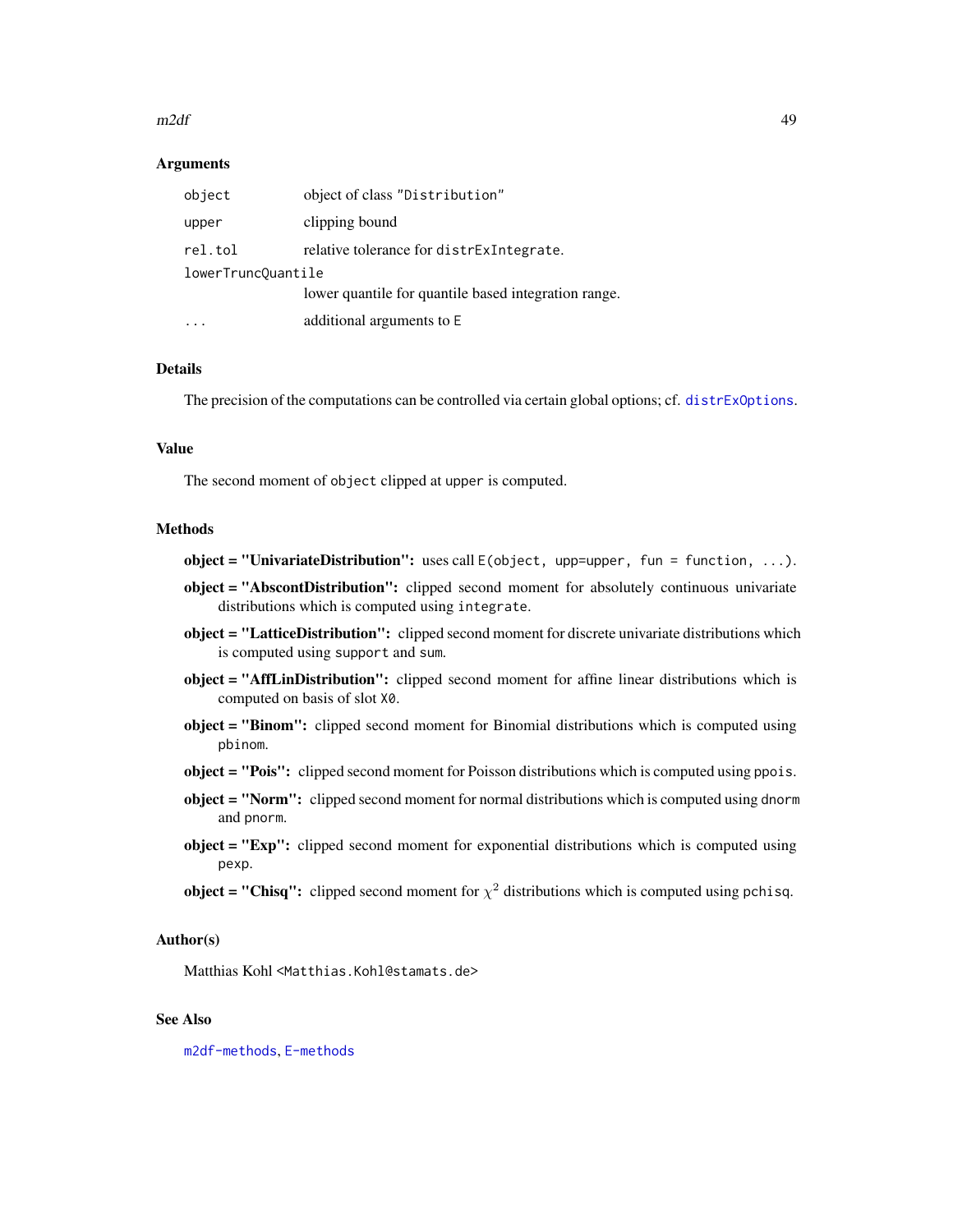### Arguments

| | |
|---|---|
| `object` | object of class `"Distribution"` |
| `upper` | clipping bound |
| `rel.tol` | relative tolerance for `distrExIntegrate`. |
| `lowerTruncQuantile` | lower quantile for quantile based integration range. |
| `...` | additional arguments to `E` |

### Details

The precision of the computations can be controlled via certain global options; cf. `distrExOptions`.

### Value

The second moment of `object` clipped at `upper` is computed.

### Methods

**object = "UnivariateDistribution":** uses call `E(object, upp=upper, fun = function, ...)`.

**object = "AbscontDistribution":** clipped second moment for absolutely continuous univariate distributions which is computed using `integrate`.

**object = "LatticeDistribution":** clipped second moment for discrete univariate distributions which is computed using `support` and `sum`.

**object = "AffLinDistribution":** clipped second moment for affine linear distributions which is computed on basis of slot `X0`.

**object = "Binom":** clipped second moment for Binomial distributions which is computed using `pbinom`.

**object = "Pois":** clipped second moment for Poisson distributions which is computed using `ppois`.

**object = "Norm":** clipped second moment for normal distributions which is computed using `dnorm` and `pnorm`.

**object = "Exp":** clipped second moment for exponential distributions which is computed using `pexp`.

**object = "Chisq":** clipped second moment for $\chi^2$ distributions which is computed using `pchisq`.

### Author(s)

Matthias Kohl <Matthias.Kohl@stamats.de>

### See Also

`m2df-methods`, `E-methods`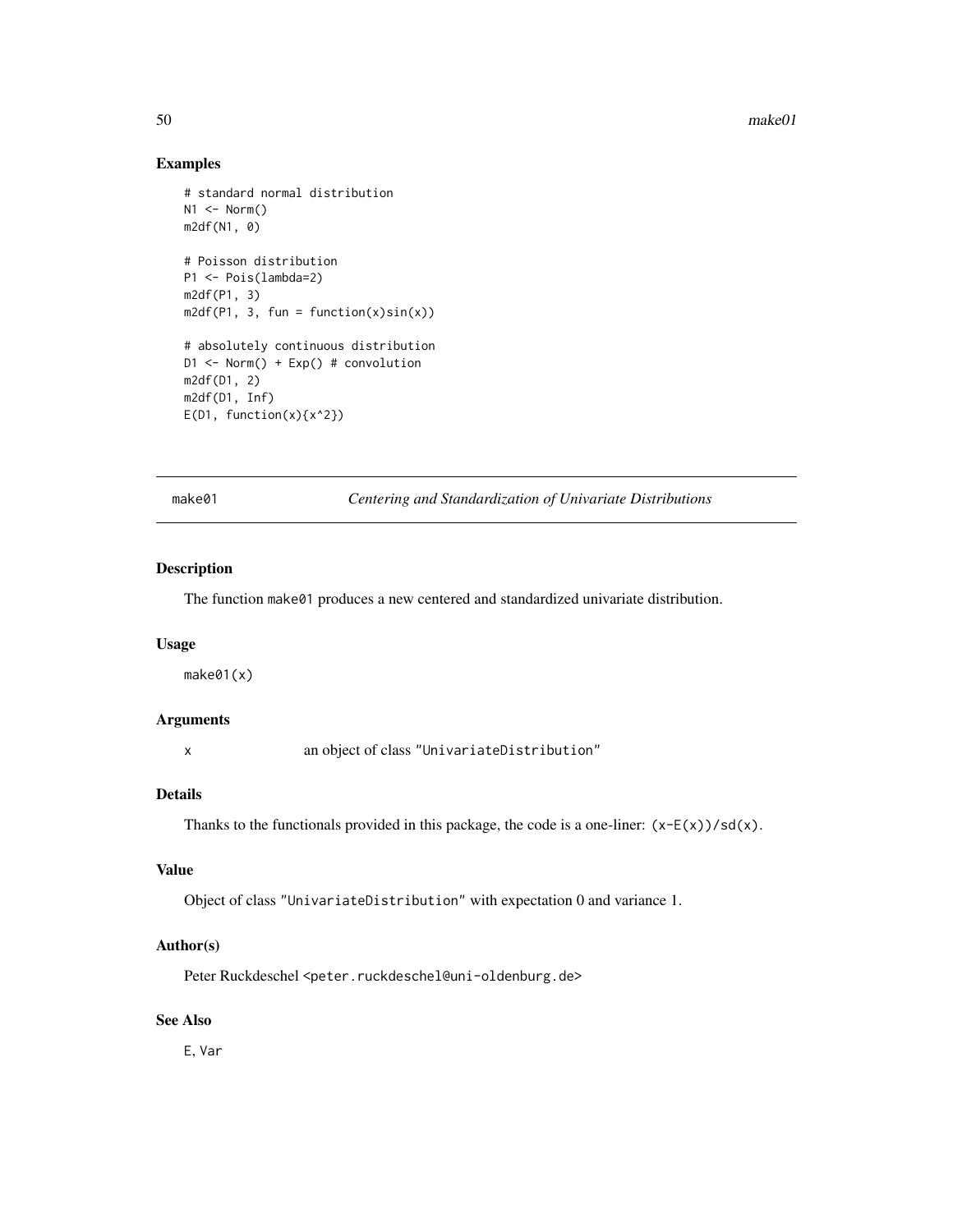## Examples

```
# standard normal distribution
N1 <- Norm()
m2df(N1, 0)

# Poisson distribution
P1 <- Pois(lambda=2)
m2df(P1, 3)
m2df(P1, 3, fun = function(x)sin(x))

# absolutely continuous distribution
D1 <- Norm() + Exp() # convolution
m2df(D1, 2)
m2df(D1, Inf)
E(D1, function(x){x^2})
```

---

`make01` *Centering and Standardization of Univariate Distributions*

---

### Description

The function `make01` produces a new centered and standardized univariate distribution.

### Usage

```
make01(x)
```

### Arguments

| | |
|---|---|
| `x` | an object of class `"UnivariateDistribution"` |

### Details

Thanks to the functionals provided in this package, the code is a one-liner: `(x-E(x))/sd(x)`.

### Value

Object of class `"UnivariateDistribution"` with expectation 0 and variance 1.

### Author(s)

Peter Ruckdeschel `<peter.ruckdeschel@uni-oldenburg.de>`

### See Also

`E`, `Var`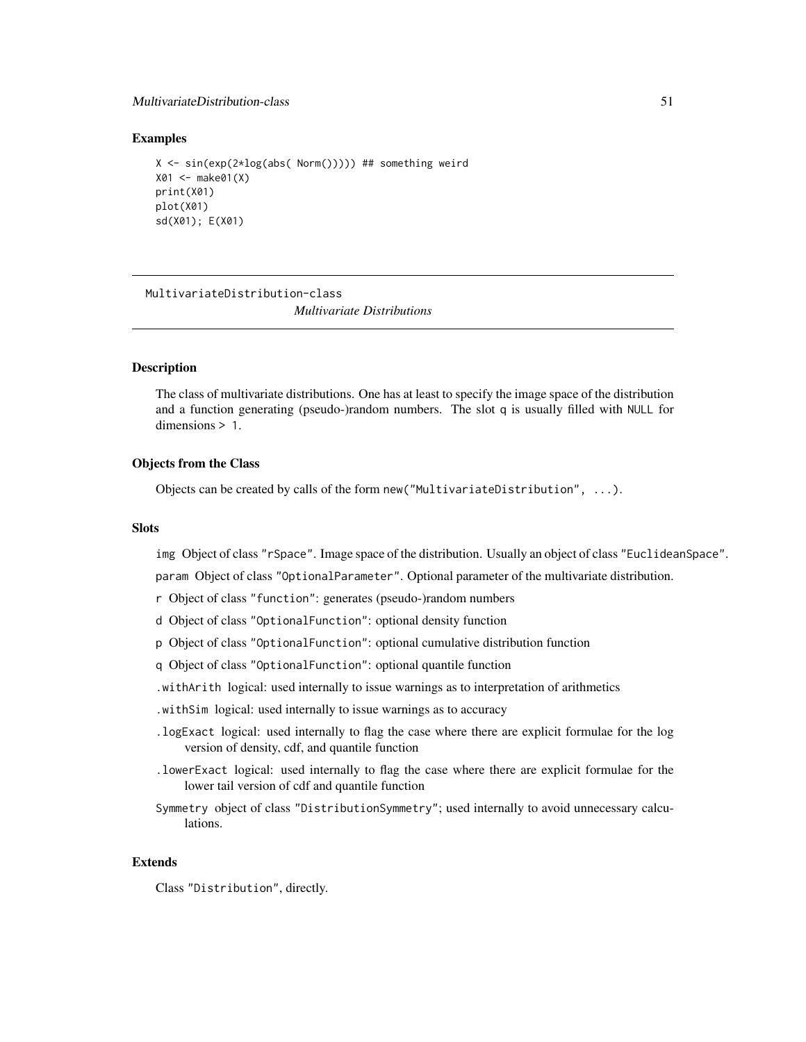## Examples

```
X <- sin(exp(2*log(abs( Norm())))) ## something weird
X01 <- make01(X)
print(X01)
plot(X01)
sd(X01); E(X01)
```

---

MultivariateDistribution-class

*Multivariate Distributions*

---

## Description

The class of multivariate distributions. One has at least to specify the image space of the distribution and a function generating (pseudo-)random numbers. The slot q is usually filled with NULL for dimensions > 1.

## Objects from the Class

Objects can be created by calls of the form new("MultivariateDistribution", ...).

## Slots

img Object of class "rSpace". Image space of the distribution. Usually an object of class "EuclideanSpace".

param Object of class "OptionalParameter". Optional parameter of the multivariate distribution.

r Object of class "function": generates (pseudo-)random numbers

d Object of class "OptionalFunction": optional density function

p Object of class "OptionalFunction": optional cumulative distribution function

q Object of class "OptionalFunction": optional quantile function

.withArith logical: used internally to issue warnings as to interpretation of arithmetics

.withSim logical: used internally to issue warnings as to accuracy

.logExact logical: used internally to flag the case where there are explicit formulae for the log version of density, cdf, and quantile function

.lowerExact logical: used internally to flag the case where there are explicit formulae for the lower tail version of cdf and quantile function

Symmetry object of class "DistributionSymmetry"; used internally to avoid unnecessary calculations.

## Extends

Class "Distribution", directly.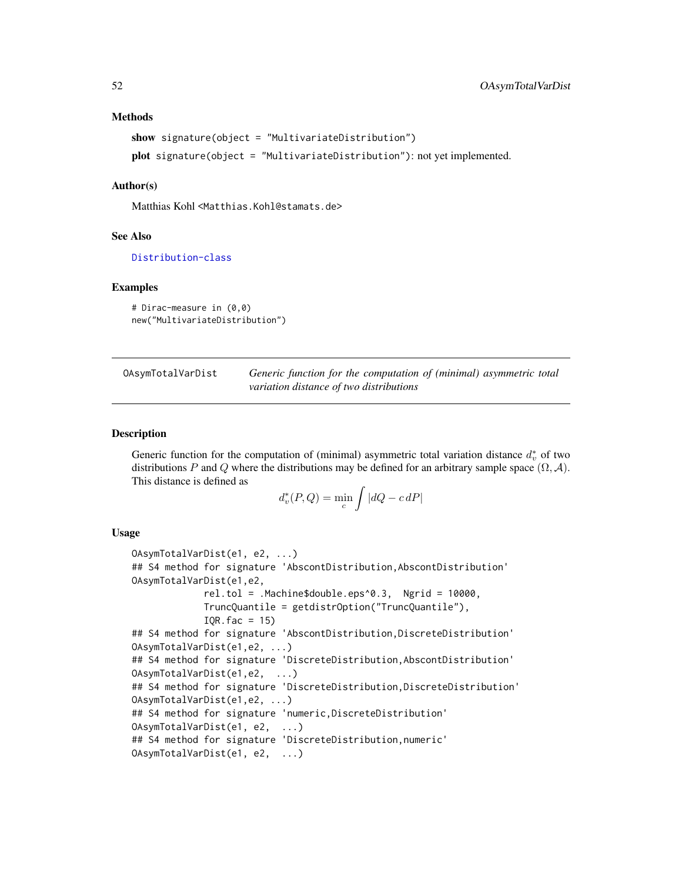### Methods

**show** `signature(object = "MultivariateDistribution")`

**plot** `signature(object = "MultivariateDistribution")`: not yet implemented.

### Author(s)

Matthias Kohl <Matthias.Kohl@stamats.de>

### See Also

Distribution-class

### Examples

```
# Dirac-measure in (0,0)
new("MultivariateDistribution")
```

---

## OAsymTotalVarDist — *Generic function for the computation of (minimal) asymmetric total variation distance of two distributions*

---

### Description

Generic function for the computation of (minimal) asymmetric total variation distance $d_v^*$ of two distributions $P$ and $Q$ where the distributions may be defined for an arbitrary sample space $(\Omega, \mathcal{A})$. This distance is defined as

$$d_v^*(P, Q) = \min_c \int |dQ - c\,dP|$$

### Usage

```
OAsymTotalVarDist(e1, e2, ...)
## S4 method for signature 'AbscontDistribution,AbscontDistribution'
OAsymTotalVarDist(e1,e2,
             rel.tol = .Machine$double.eps^0.3,  Ngrid = 10000,
             TruncQuantile = getdistrOption("TruncQuantile"),
             IQR.fac = 15)
## S4 method for signature 'AbscontDistribution,DiscreteDistribution'
OAsymTotalVarDist(e1,e2, ...)
## S4 method for signature 'DiscreteDistribution,AbscontDistribution'
OAsymTotalVarDist(e1,e2,  ...)
## S4 method for signature 'DiscreteDistribution,DiscreteDistribution'
OAsymTotalVarDist(e1,e2, ...)
## S4 method for signature 'numeric,DiscreteDistribution'
OAsymTotalVarDist(e1, e2,  ...)
## S4 method for signature 'DiscreteDistribution,numeric'
OAsymTotalVarDist(e1, e2,  ...)
```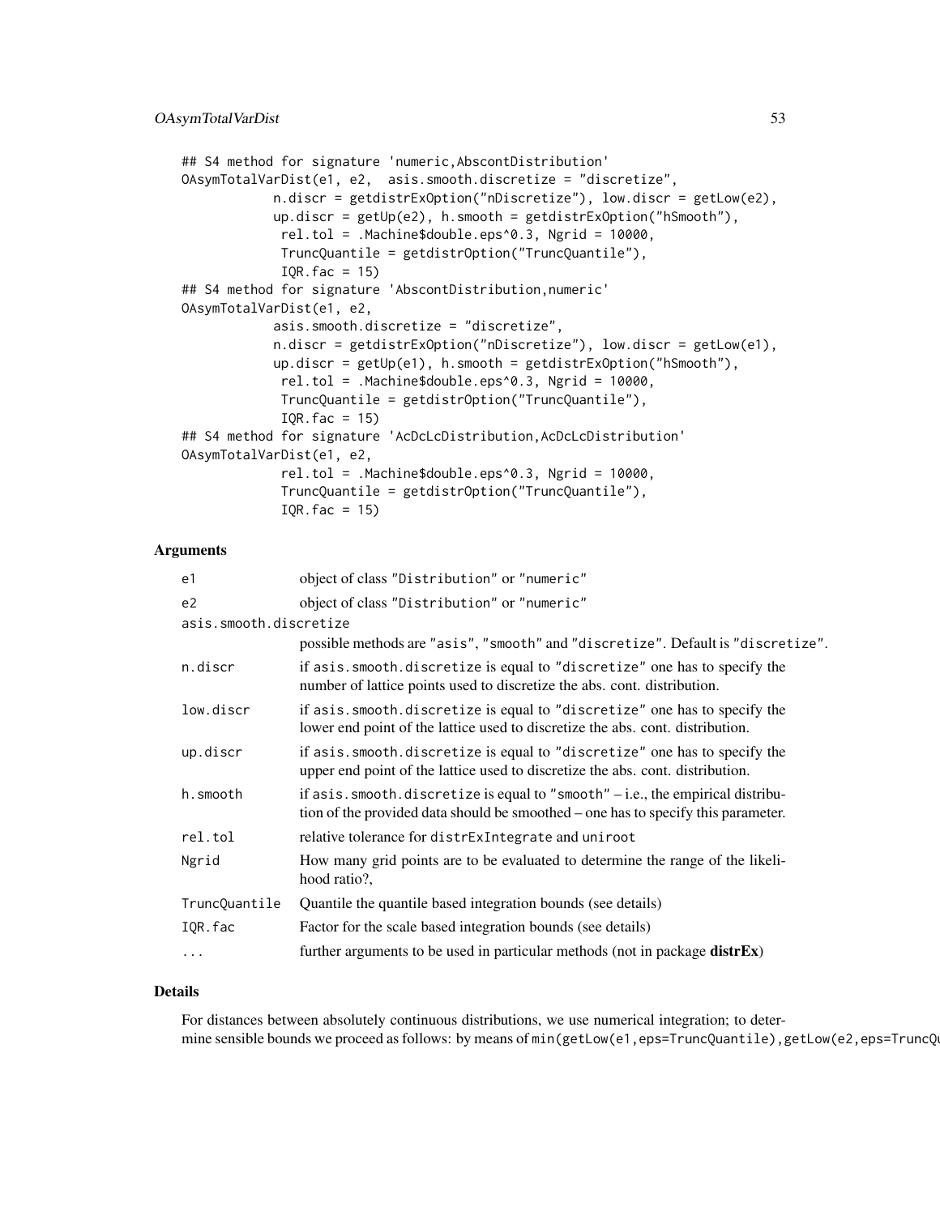```
## S4 method for signature 'numeric,AbscontDistribution'
OAsymTotalVarDist(e1, e2,  asis.smooth.discretize = "discretize",
            n.discr = getdistrExOption("nDiscretize"), low.discr = getLow(e2),
            up.discr = getUp(e2), h.smooth = getdistrExOption("hSmooth"),
             rel.tol = .Machine$double.eps^0.3, Ngrid = 10000,
             TruncQuantile = getdistrOption("TruncQuantile"),
             IQR.fac = 15)
## S4 method for signature 'AbscontDistribution,numeric'
OAsymTotalVarDist(e1, e2,
            asis.smooth.discretize = "discretize",
            n.discr = getdistrExOption("nDiscretize"), low.discr = getLow(e1),
            up.discr = getUp(e1), h.smooth = getdistrExOption("hSmooth"),
             rel.tol = .Machine$double.eps^0.3, Ngrid = 10000,
             TruncQuantile = getdistrOption("TruncQuantile"),
             IQR.fac = 15)
## S4 method for signature 'AcDcLcDistribution,AcDcLcDistribution'
OAsymTotalVarDist(e1, e2,
             rel.tol = .Machine$double.eps^0.3, Ngrid = 10000,
             TruncQuantile = getdistrOption("TruncQuantile"),
             IQR.fac = 15)
```

## Arguments

| | |
|---|---|
| e1 | object of class "Distribution" or "numeric" |
| e2 | object of class "Distribution" or "numeric" |
| asis.smooth.discretize | possible methods are "asis", "smooth" and "discretize". Default is "discretize". |
| n.discr | if asis.smooth.discretize is equal to "discretize" one has to specify the number of lattice points used to discretize the abs. cont. distribution. |
| low.discr | if asis.smooth.discretize is equal to "discretize" one has to specify the lower end point of the lattice used to discretize the abs. cont. distribution. |
| up.discr | if asis.smooth.discretize is equal to "discretize" one has to specify the upper end point of the lattice used to discretize the abs. cont. distribution. |
| h.smooth | if asis.smooth.discretize is equal to "smooth" – i.e., the empirical distribution of the provided data should be smoothed – one has to specify this parameter. |
| rel.tol | relative tolerance for distrExIntegrate and uniroot |
| Ngrid | How many grid points are to be evaluated to determine the range of the likelihood ratio?, |
| TruncQuantile | Quantile the quantile based integration bounds (see details) |
| IQR.fac | Factor for the scale based integration bounds (see details) |
| ... | further arguments to be used in particular methods (not in package **distrEx**) |

## Details

For distances between absolutely continuous distributions, we use numerical integration; to determine sensible bounds we proceed as follows: by means of min(getLow(e1,eps=TruncQuantile),getLow(e2,eps=TruncQu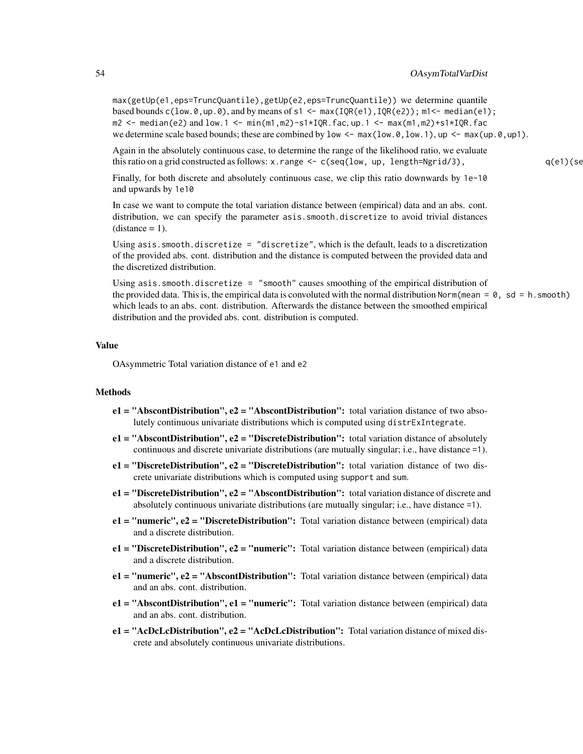max(getUp(e1,eps=TruncQuantile),getUp(e2,eps=TruncQuantile)) we determine quantile based bounds c(low.0,up.0), and by means of s1 <- max(IQR(e1),IQR(e2)); m1<- median(e1); m2 <- median(e2) and low.1 <- min(m1,m2)-s1*IQR.fac, up.1 <- max(m1,m2)+s1*IQR.fac we determine scale based bounds; these are combined by low <- max(low.0,low.1), up <- max(up.0,up1).

Again in the absolutely continuous case, to determine the range of the likelihood ratio, we evaluate this ratio on a grid constructed as follows: x.range <- c(seq(low, up, length=Ngrid/3), q(e1)(se

Finally, for both discrete and absolutely continuous case, we clip this ratio downwards by 1e-10 and upwards by 1e10

In case we want to compute the total variation distance between (empirical) data and an abs. cont. distribution, we can specify the parameter asis.smooth.discretize to avoid trivial distances (distance = 1).

Using asis.smooth.discretize = "discretize", which is the default, leads to a discretization of the provided abs. cont. distribution and the distance is computed between the provided data and the discretized distribution.

Using asis.smooth.discretize = "smooth" causes smoothing of the empirical distribution of the provided data. This is, the empirical data is convoluted with the normal distribution Norm(mean = 0, sd = h.smooth) which leads to an abs. cont. distribution. Afterwards the distance between the smoothed empirical distribution and the provided abs. cont. distribution is computed.

### Value

OAsymmetric Total variation distance of e1 and e2

### Methods

- **e1 = "AbscontDistribution", e2 = "AbscontDistribution":** total variation distance of two absolutely continuous univariate distributions which is computed using distrExIntegrate.
- **e1 = "AbscontDistribution", e2 = "DiscreteDistribution":** total variation distance of absolutely continuous and discrete univariate distributions (are mutually singular; i.e., have distance =1).
- **e1 = "DiscreteDistribution", e2 = "DiscreteDistribution":** total variation distance of two discrete univariate distributions which is computed using support and sum.
- **e1 = "DiscreteDistribution", e2 = "AbscontDistribution":** total variation distance of discrete and absolutely continuous univariate distributions (are mutually singular; i.e., have distance =1).
- **e1 = "numeric", e2 = "DiscreteDistribution":** Total variation distance between (empirical) data and a discrete distribution.
- **e1 = "DiscreteDistribution", e2 = "numeric":** Total variation distance between (empirical) data and a discrete distribution.
- **e1 = "numeric", e2 = "AbscontDistribution":** Total variation distance between (empirical) data and an abs. cont. distribution.
- **e1 = "AbscontDistribution", e1 = "numeric":** Total variation distance between (empirical) data and an abs. cont. distribution.
- **e1 = "AcDcLcDistribution", e2 = "AcDcLcDistribution":** Total variation distance of mixed discrete and absolutely continuous univariate distributions.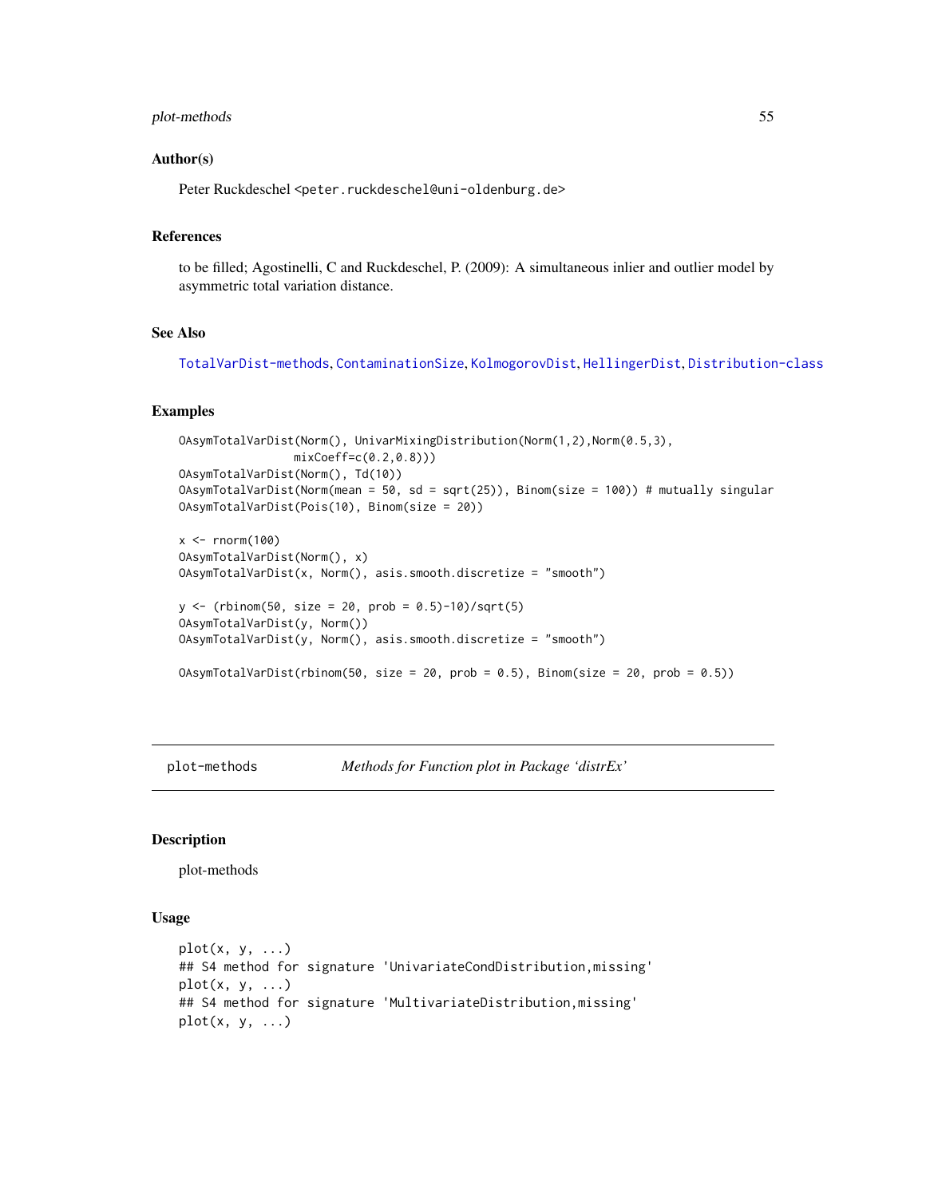### Author(s)

Peter Ruckdeschel <peter.ruckdeschel@uni-oldenburg.de>

### References

to be filled; Agostinelli, C and Ruckdeschel, P. (2009): A simultaneous inlier and outlier model by asymmetric total variation distance.

### See Also

TotalVarDist-methods, ContaminationSize, KolmogorovDist, HellingerDist, Distribution-class

### Examples

```
OAsymTotalVarDist(Norm(), UnivarMixingDistribution(Norm(1,2),Norm(0.5,3),
                 mixCoeff=c(0.2,0.8)))
OAsymTotalVarDist(Norm(), Td(10))
OAsymTotalVarDist(Norm(mean = 50, sd = sqrt(25)), Binom(size = 100)) # mutually singular
OAsymTotalVarDist(Pois(10), Binom(size = 20))

x <- rnorm(100)
OAsymTotalVarDist(Norm(), x)
OAsymTotalVarDist(x, Norm(), asis.smooth.discretize = "smooth")

y <- (rbinom(50, size = 20, prob = 0.5)-10)/sqrt(5)
OAsymTotalVarDist(y, Norm())
OAsymTotalVarDist(y, Norm(), asis.smooth.discretize = "smooth")

OAsymTotalVarDist(rbinom(50, size = 20, prob = 0.5), Binom(size = 20, prob = 0.5))
```

---

## plot-methods    *Methods for Function plot in Package 'distrEx'*

---

### Description

plot-methods

### Usage

```
plot(x, y, ...)
## S4 method for signature 'UnivariateCondDistribution,missing'
plot(x, y, ...)
## S4 method for signature 'MultivariateDistribution,missing'
plot(x, y, ...)
```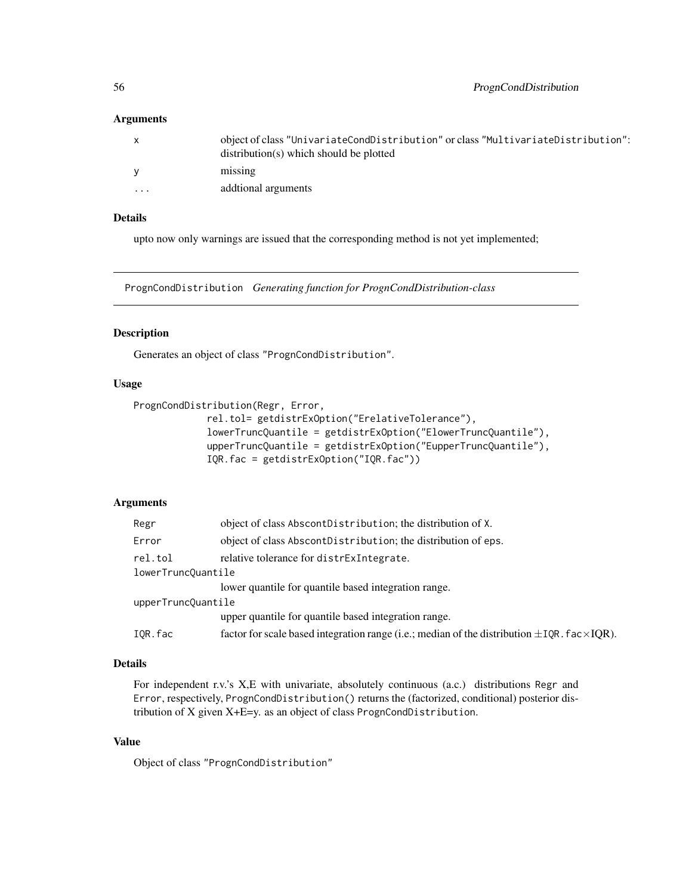### Arguments

| | |
|---|---|
| x | object of class "UnivariateCondDistribution" or class "MultivariateDistribution": distribution(s) which should be plotted |
| y | missing |
| ... | addtional arguments |

### Details

upto now only warnings are issued that the corresponding method is not yet implemented;

---

## PrognCondDistribution *Generating function for PrognCondDistribution-class*

### Description

Generates an object of class "PrognCondDistribution".

### Usage

```
PrognCondDistribution(Regr, Error,
            rel.tol= getdistrExOption("ErelativeTolerance"),
            lowerTruncQuantile = getdistrExOption("ElowerTruncQuantile"),
            upperTruncQuantile = getdistrExOption("EupperTruncQuantile"),
            IQR.fac = getdistrExOption("IQR.fac"))
```

### Arguments

| | |
|---|---|
| Regr | object of class AbscontDistribution; the distribution of X. |
| Error | object of class AbscontDistribution; the distribution of eps. |
| rel.tol | relative tolerance for distrExIntegrate. |
| lowerTruncQuantile | lower quantile for quantile based integration range. |
| upperTruncQuantile | upper quantile for quantile based integration range. |
| IQR.fac | factor for scale based integration range (i.e.; median of the distribution $\pm$IQR.fac$\times$IQR). |

### Details

For independent r.v.'s X,E with univariate, absolutely continuous (a.c.) distributions Regr and Error, respectively, PrognCondDistribution() returns the (factorized, conditional) posterior distribution of X given X+E=y. as an object of class PrognCondDistribution.

### Value

Object of class "PrognCondDistribution"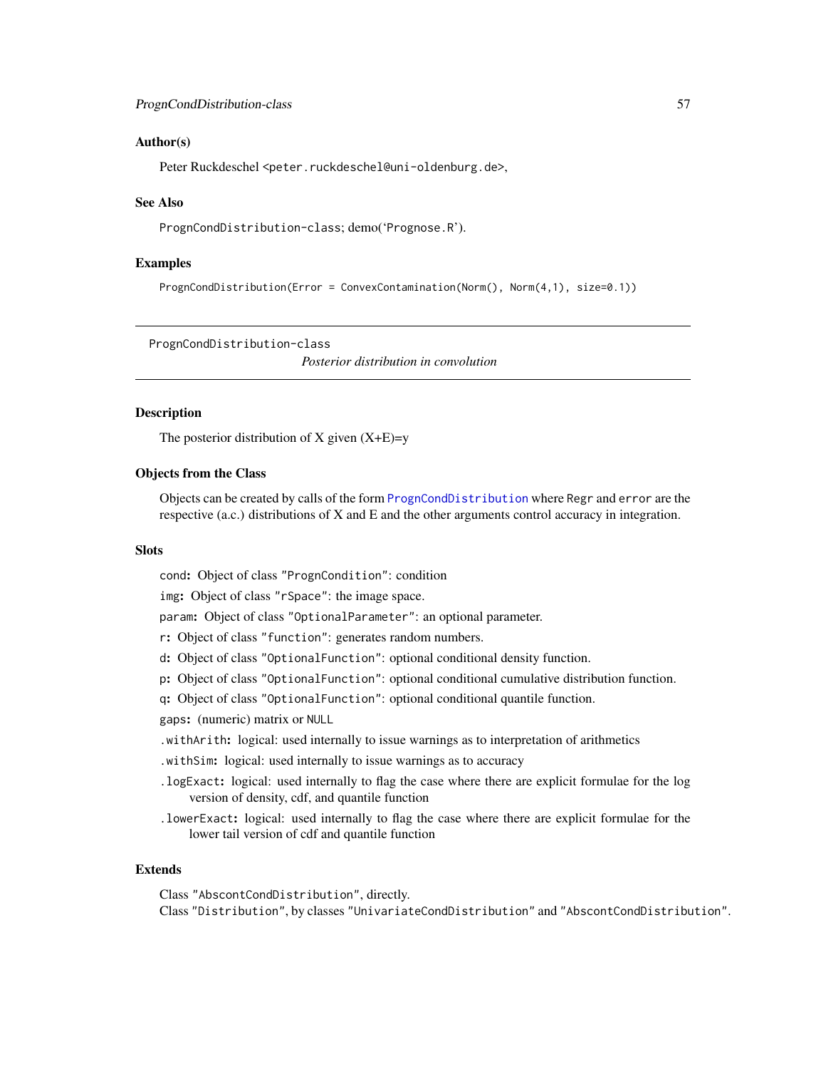### Author(s)

Peter Ruckdeschel <peter.ruckdeschel@uni-oldenburg.de>,

### See Also

PrognCondDistribution-class; demo('Prognose.R').

### Examples

```
PrognCondDistribution(Error = ConvexContamination(Norm(), Norm(4,1), size=0.1))
```

---

## PrognCondDistribution-class

*Posterior distribution in convolution*

---

### Description

The posterior distribution of X given (X+E)=y

### Objects from the Class

Objects can be created by calls of the form `PrognCondDistribution` where `Regr` and `error` are the respective (a.c.) distributions of X and E and the other arguments control accuracy in integration.

### Slots

`cond`**:** Object of class `"PrognCondition"`: condition

`img`**:** Object of class `"rSpace"`: the image space.

`param`**:** Object of class `"OptionalParameter"`: an optional parameter.

`r`**:** Object of class `"function"`: generates random numbers.

`d`**:** Object of class `"OptionalFunction"`: optional conditional density function.

`p`**:** Object of class `"OptionalFunction"`: optional conditional cumulative distribution function.

`q`**:** Object of class `"OptionalFunction"`: optional conditional quantile function.

`gaps`**:** (numeric) matrix or `NULL`

`.withArith`**:** logical: used internally to issue warnings as to interpretation of arithmetics

`.withSim`**:** logical: used internally to issue warnings as to accuracy

`.logExact`**:** logical: used internally to flag the case where there are explicit formulae for the log version of density, cdf, and quantile function

`.lowerExact`**:** logical: used internally to flag the case where there are explicit formulae for the lower tail version of cdf and quantile function

### Extends

Class `"AbscontCondDistribution"`, directly.
Class `"Distribution"`, by classes `"UnivariateCondDistribution"` and `"AbscontCondDistribution"`.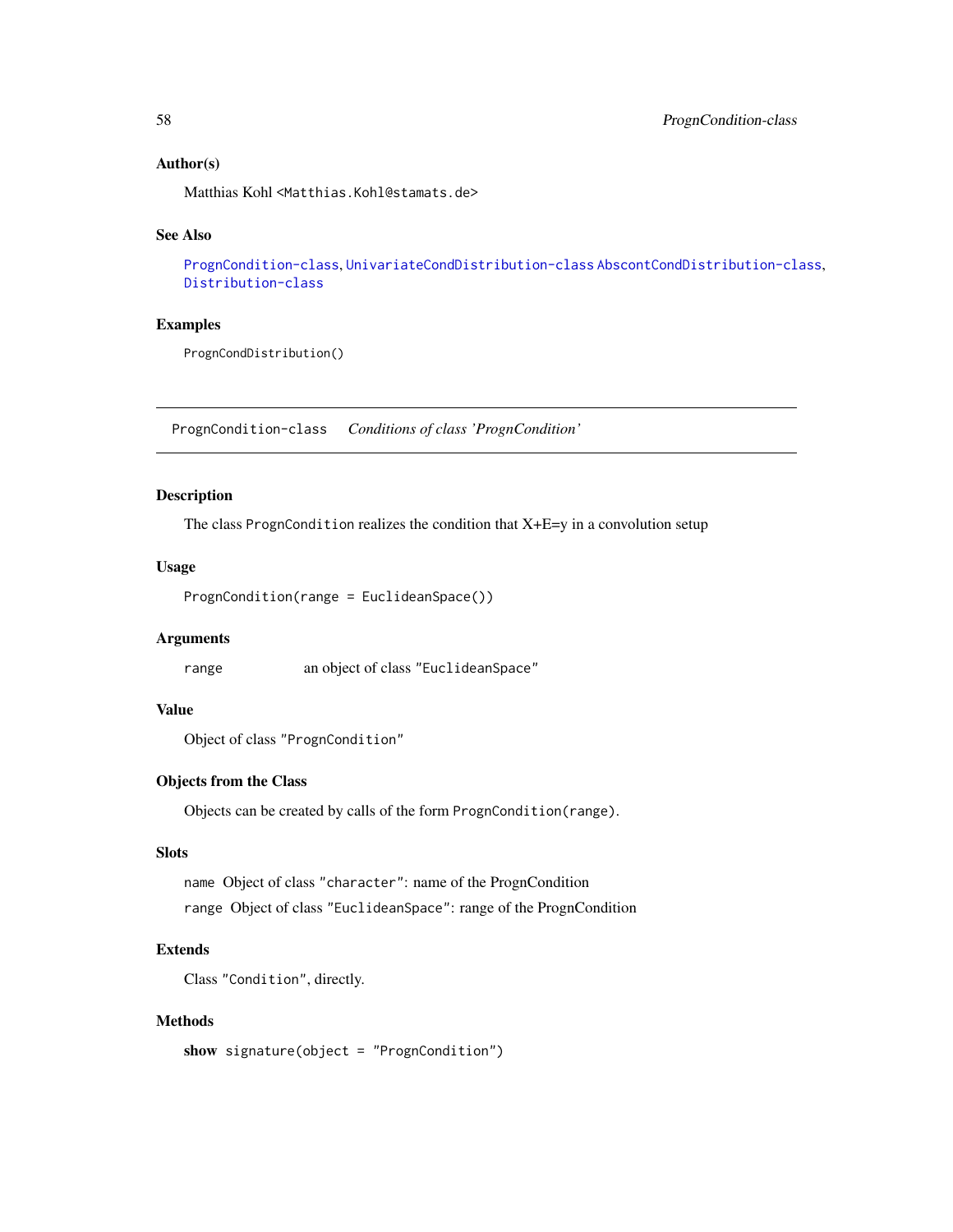## Author(s)

Matthias Kohl <Matthias.Kohl@stamats.de>

## See Also

PrognCondition-class, UnivariateCondDistribution-class AbscontCondDistribution-class, Distribution-class

## Examples

```
PrognCondDistribution()
```

---

# PrognCondition-class *Conditions of class 'PrognCondition'*

## Description

The class `PrognCondition` realizes the condition that X+E=y in a convolution setup

## Usage

```
PrognCondition(range = EuclideanSpace())
```

## Arguments

| | |
|---|---|
| range | an object of class "EuclideanSpace" |

## Value

Object of class "PrognCondition"

## Objects from the Class

Objects can be created by calls of the form `PrognCondition(range)`.

## Slots

`name` Object of class "character": name of the PrognCondition

`range` Object of class "EuclideanSpace": range of the PrognCondition

## Extends

Class "Condition", directly.

## Methods

**show** `signature(object = "PrognCondition")`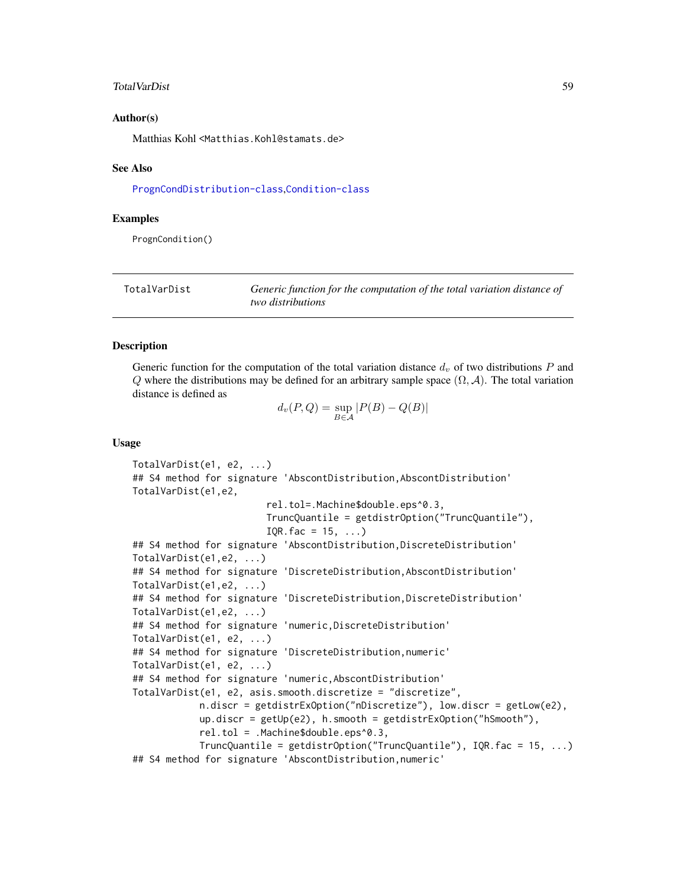### Author(s)

Matthias Kohl <Matthias.Kohl@stamats.de>

### See Also

PrognCondDistribution-class,Condition-class

### Examples

```
PrognCondition()
```

---

## TotalVarDist *Generic function for the computation of the total variation distance of two distributions*

---

### Description

Generic function for the computation of the total variation distance $d_v$ of two distributions $P$ and $Q$ where the distributions may be defined for an arbitrary sample space $(\Omega, \mathcal{A})$. The total variation distance is defined as

$$d_v(P,Q) = \sup_{B \in \mathcal{A}} |P(B) - Q(B)|$$

### Usage

```
TotalVarDist(e1, e2, ...)
## S4 method for signature 'AbscontDistribution,AbscontDistribution'
TotalVarDist(e1,e2,
                        rel.tol=.Machine$double.eps^0.3,
                        TruncQuantile = getdistrOption("TruncQuantile"),
                        IQR.fac = 15, ...)
## S4 method for signature 'AbscontDistribution,DiscreteDistribution'
TotalVarDist(e1,e2, ...)
## S4 method for signature 'DiscreteDistribution,AbscontDistribution'
TotalVarDist(e1,e2, ...)
## S4 method for signature 'DiscreteDistribution,DiscreteDistribution'
TotalVarDist(e1,e2, ...)
## S4 method for signature 'numeric,DiscreteDistribution'
TotalVarDist(e1, e2, ...)
## S4 method for signature 'DiscreteDistribution,numeric'
TotalVarDist(e1, e2, ...)
## S4 method for signature 'numeric,AbscontDistribution'
TotalVarDist(e1, e2, asis.smooth.discretize = "discretize",
            n.discr = getdistrExOption("nDiscretize"), low.discr = getLow(e2),
            up.discr = getUp(e2), h.smooth = getdistrExOption("hSmooth"),
            rel.tol = .Machine$double.eps^0.3,
            TruncQuantile = getdistrOption("TruncQuantile"), IQR.fac = 15, ...)
## S4 method for signature 'AbscontDistribution,numeric'
```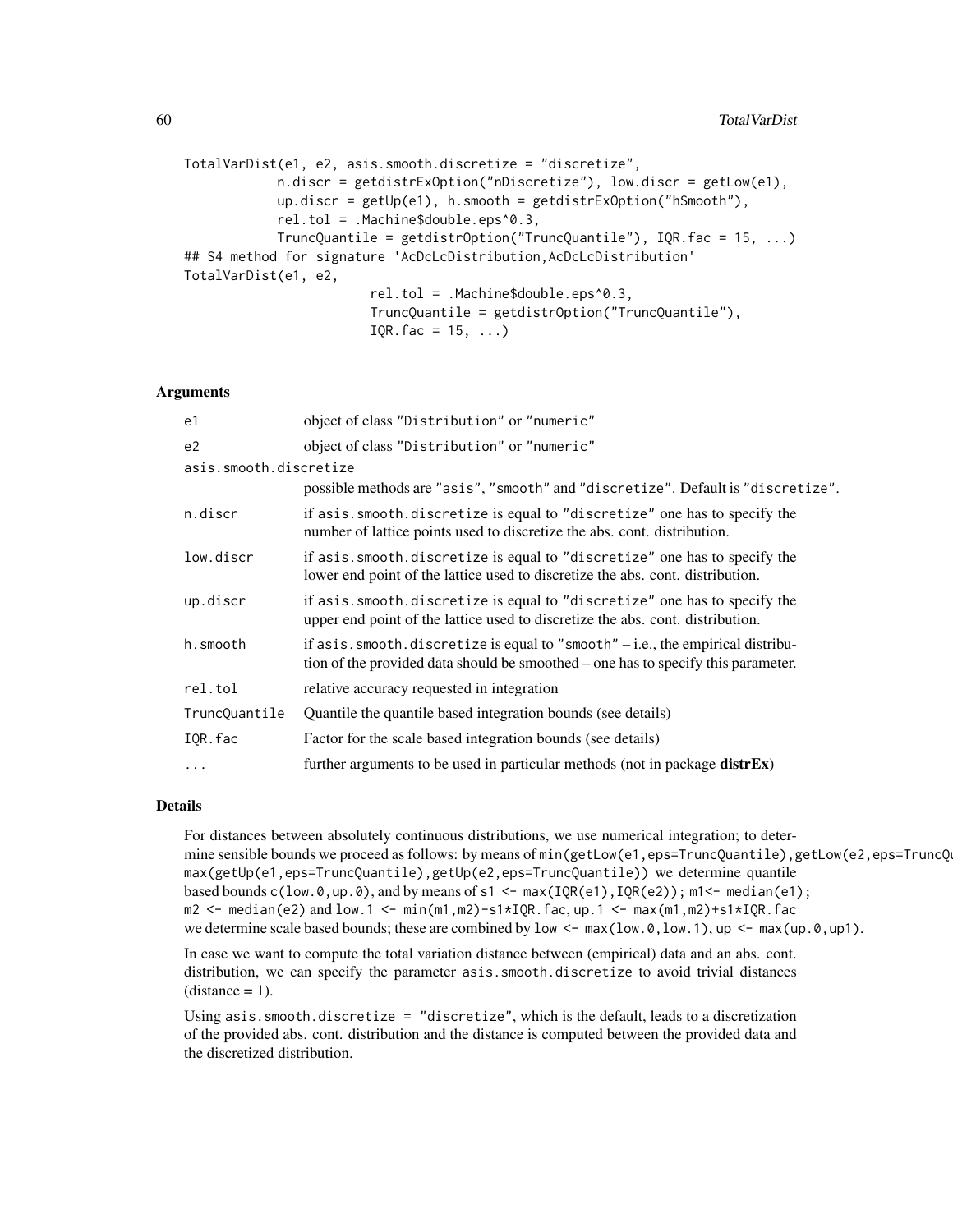```
TotalVarDist(e1, e2, asis.smooth.discretize = "discretize",
            n.discr = getdistrExOption("nDiscretize"), low.discr = getLow(e1),
            up.discr = getUp(e1), h.smooth = getdistrExOption("hSmooth"),
            rel.tol = .Machine$double.eps^0.3,
            TruncQuantile = getdistrOption("TruncQuantile"), IQR.fac = 15, ...)
## S4 method for signature 'AcDcLcDistribution,AcDcLcDistribution'
TotalVarDist(e1, e2,
                      rel.tol = .Machine$double.eps^0.3,
                      TruncQuantile = getdistrOption("TruncQuantile"),
                      IQR.fac = 15, ...)
```

### Arguments

| | |
|---|---|
| `e1` | object of class "Distribution" or "numeric" |
| `e2` | object of class "Distribution" or "numeric" |
| `asis.smooth.discretize` | possible methods are "asis", "smooth" and "discretize". Default is "discretize". |
| `n.discr` | if `asis.smooth.discretize` is equal to "discretize" one has to specify the number of lattice points used to discretize the abs. cont. distribution. |
| `low.discr` | if `asis.smooth.discretize` is equal to "discretize" one has to specify the lower end point of the lattice used to discretize the abs. cont. distribution. |
| `up.discr` | if `asis.smooth.discretize` is equal to "discretize" one has to specify the upper end point of the lattice used to discretize the abs. cont. distribution. |
| `h.smooth` | if `asis.smooth.discretize` is equal to "smooth" – i.e., the empirical distribution of the provided data should be smoothed – one has to specify this parameter. |
| `rel.tol` | relative accuracy requested in integration |
| `TruncQuantile` | Quantile the quantile based integration bounds (see details) |
| `IQR.fac` | Factor for the scale based integration bounds (see details) |
| `...` | further arguments to be used in particular methods (not in package **distrEx**) |

### Details

For distances between absolutely continuous distributions, we use numerical integration; to determine sensible bounds we proceed as follows: by means of `min(getLow(e1,eps=TruncQuantile),getLow(e2,eps=TruncQuantile))`, `max(getUp(e1,eps=TruncQuantile),getUp(e2,eps=TruncQuantile))` we determine quantile based bounds `c(low.0,up.0)`, and by means of `s1 <- max(IQR(e1),IQR(e2)); m1<- median(e1); m2 <- median(e2)` and `low.1 <- min(m1,m2)-s1*IQR.fac, up.1 <- max(m1,m2)+s1*IQR.fac` we determine scale based bounds; these are combined by `low <- max(low.0,low.1), up <- max(up.0,up1)`.

In case we want to compute the total variation distance between (empirical) data and an abs. cont. distribution, we can specify the parameter `asis.smooth.discretize` to avoid trivial distances (distance = 1).

Using `asis.smooth.discretize = "discretize"`, which is the default, leads to a discretization of the provided abs. cont. distribution and the distance is computed between the provided data and the discretized distribution.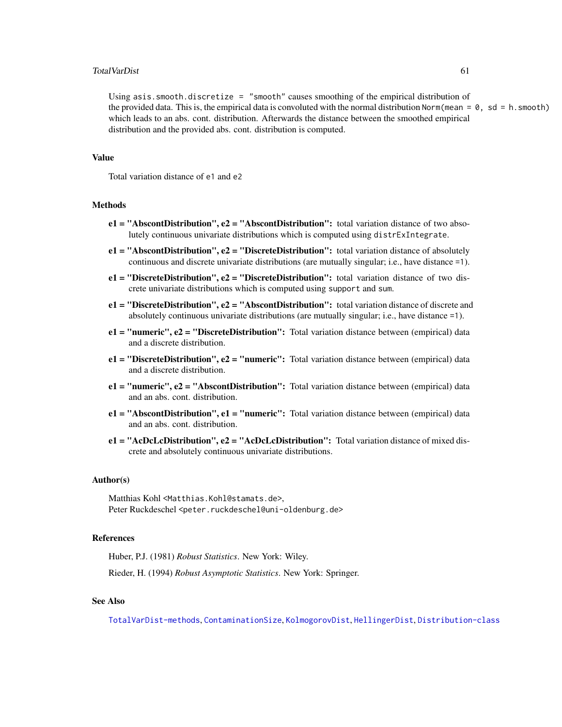Using `asis.smooth.discretize = "smooth"` causes smoothing of the empirical distribution of the provided data. This is, the empirical data is convoluted with the normal distribution `Norm(mean = 0, sd = h.smooth)` which leads to an abs. cont. distribution. Afterwards the distance between the smoothed empirical distribution and the provided abs. cont. distribution is computed.

## Value

Total variation distance of `e1` and `e2`

## Methods

**e1 = "AbscontDistribution", e2 = "AbscontDistribution":** total variation distance of two absolutely continuous univariate distributions which is computed using `distrExIntegrate`.

**e1 = "AbscontDistribution", e2 = "DiscreteDistribution":** total variation distance of absolutely continuous and discrete univariate distributions (are mutually singular; i.e., have distance =`1`).

**e1 = "DiscreteDistribution", e2 = "DiscreteDistribution":** total variation distance of two discrete univariate distributions which is computed using `support` and `sum`.

**e1 = "DiscreteDistribution", e2 = "AbscontDistribution":** total variation distance of discrete and absolutely continuous univariate distributions (are mutually singular; i.e., have distance =`1`).

**e1 = "numeric", e2 = "DiscreteDistribution":** Total variation distance between (empirical) data and a discrete distribution.

**e1 = "DiscreteDistribution", e2 = "numeric":** Total variation distance between (empirical) data and a discrete distribution.

**e1 = "numeric", e2 = "AbscontDistribution":** Total variation distance between (empirical) data and an abs. cont. distribution.

**e1 = "AbscontDistribution", e1 = "numeric":** Total variation distance between (empirical) data and an abs. cont. distribution.

**e1 = "AcDcLcDistribution", e2 = "AcDcLcDistribution":** Total variation distance of mixed discrete and absolutely continuous univariate distributions.

## Author(s)

Matthias Kohl <`Matthias.Kohl@stamats.de`>,
Peter Ruckdeschel <`peter.ruckdeschel@uni-oldenburg.de`>

## References

Huber, P.J. (1981) *Robust Statistics*. New York: Wiley.

Rieder, H. (1994) *Robust Asymptotic Statistics*. New York: Springer.

## See Also

`TotalVarDist-methods`, `ContaminationSize`, `KolmogorovDist`, `HellingerDist`, `Distribution-class`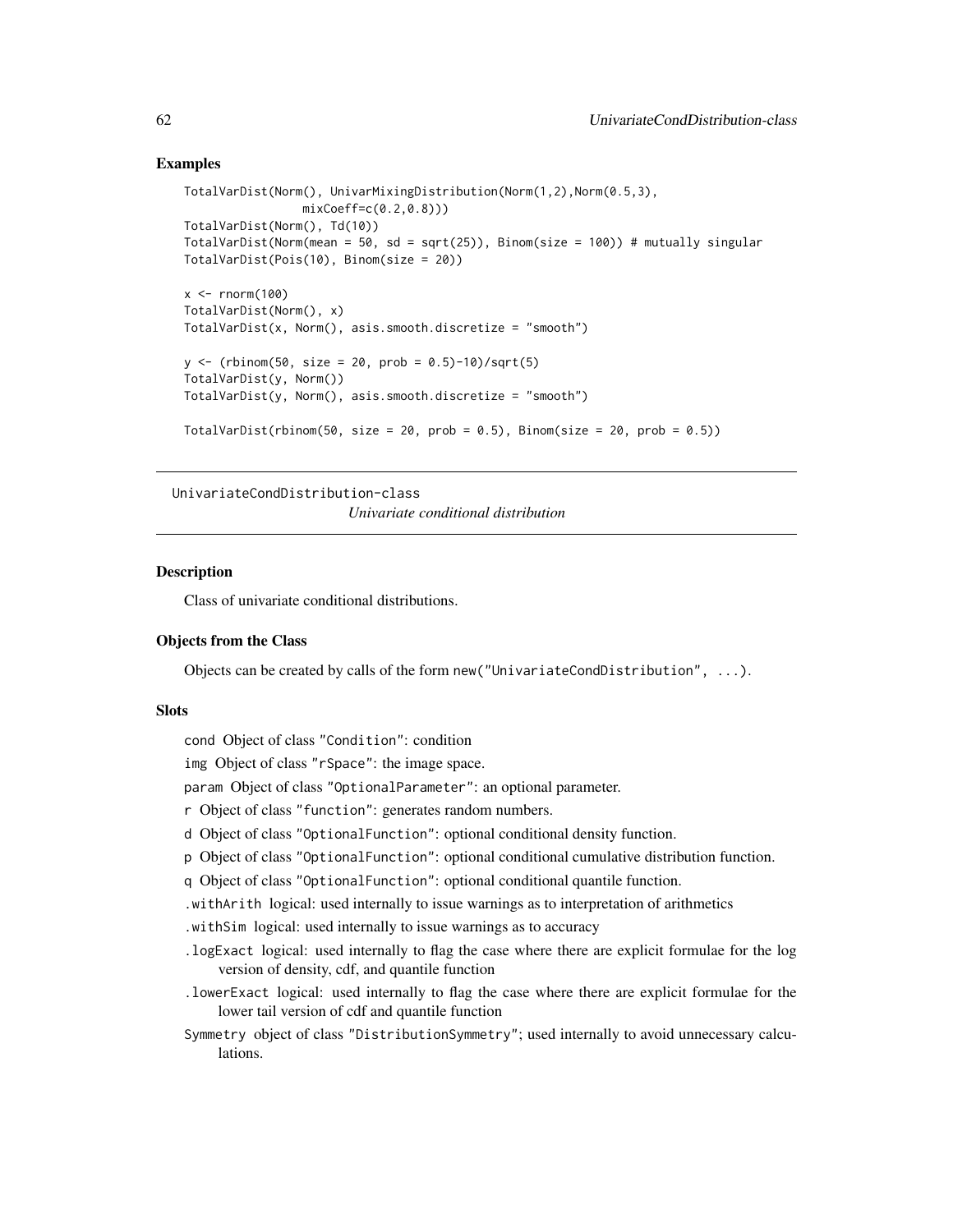### Examples

```
TotalVarDist(Norm(), UnivarMixingDistribution(Norm(1,2),Norm(0.5,3),
                mixCoeff=c(0.2,0.8)))
TotalVarDist(Norm(), Td(10))
TotalVarDist(Norm(mean = 50, sd = sqrt(25)), Binom(size = 100)) # mutually singular
TotalVarDist(Pois(10), Binom(size = 20))

x <- rnorm(100)
TotalVarDist(Norm(), x)
TotalVarDist(x, Norm(), asis.smooth.discretize = "smooth")

y <- (rbinom(50, size = 20, prob = 0.5)-10)/sqrt(5)
TotalVarDist(y, Norm())
TotalVarDist(y, Norm(), asis.smooth.discretize = "smooth")

TotalVarDist(rbinom(50, size = 20, prob = 0.5), Binom(size = 20, prob = 0.5))
```

## UnivariateCondDistribution-class *Univariate conditional distribution*

### Description

Class of univariate conditional distributions.

### Objects from the Class

Objects can be created by calls of the form `new("UnivariateCondDistribution", ...)`.

### Slots

- `cond` Object of class "Condition": condition
- `img` Object of class "rSpace": the image space.
- `param` Object of class "OptionalParameter": an optional parameter.
- `r` Object of class "function": generates random numbers.
- `d` Object of class "OptionalFunction": optional conditional density function.
- `p` Object of class "OptionalFunction": optional conditional cumulative distribution function.
- `q` Object of class "OptionalFunction": optional conditional quantile function.
- `.withArith` logical: used internally to issue warnings as to interpretation of arithmetics
- `.withSim` logical: used internally to issue warnings as to accuracy
- `.logExact` logical: used internally to flag the case where there are explicit formulae for the log version of density, cdf, and quantile function
- `.lowerExact` logical: used internally to flag the case where there are explicit formulae for the lower tail version of cdf and quantile function
- `Symmetry` object of class "DistributionSymmetry"; used internally to avoid unnecessary calculations.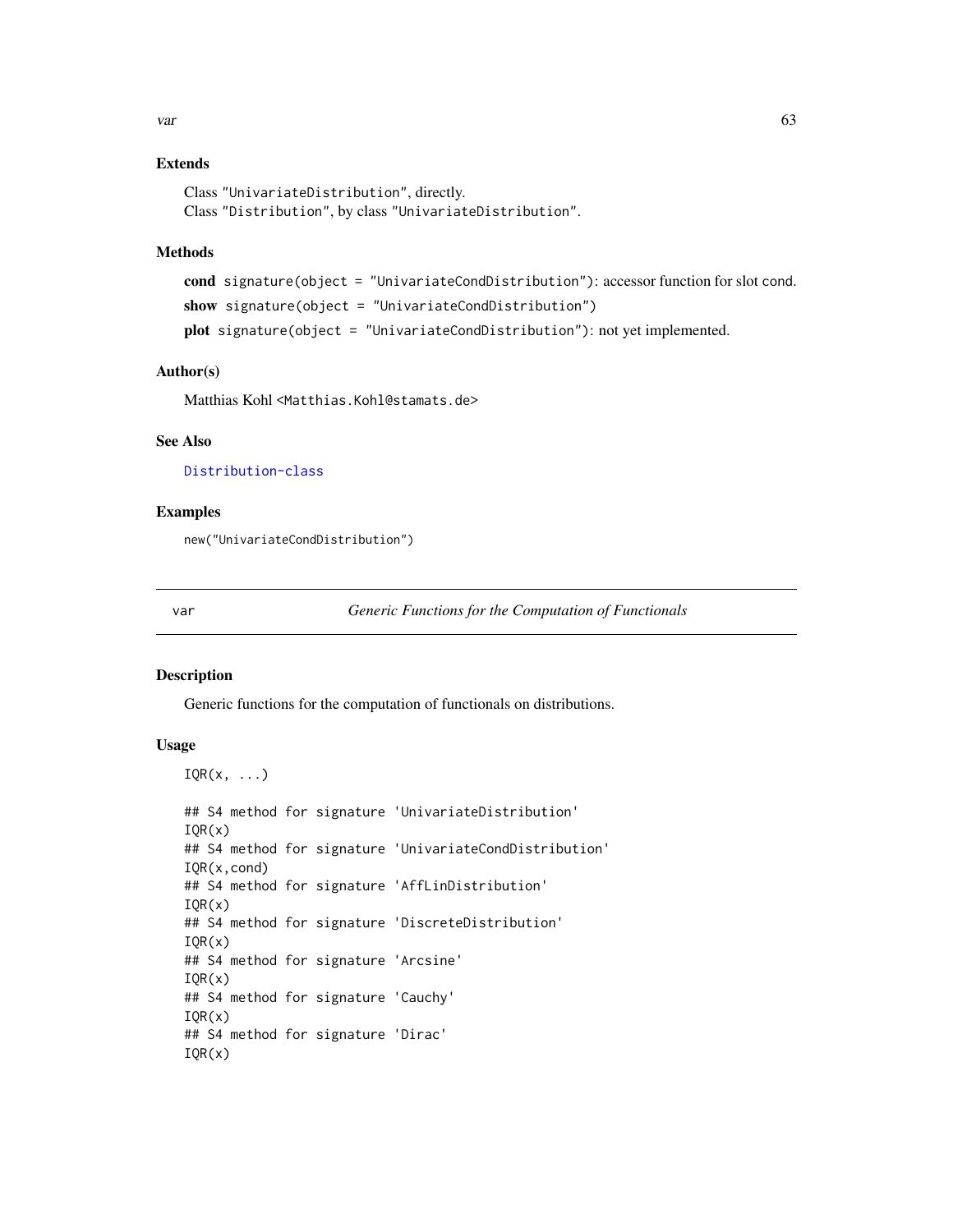### Extends

Class "UnivariateDistribution", directly.
Class "Distribution", by class "UnivariateDistribution".

### Methods

**cond** signature(object = "UnivariateCondDistribution"): accessor function for slot cond.

**show** signature(object = "UnivariateCondDistribution")

**plot** signature(object = "UnivariateCondDistribution"): not yet implemented.

### Author(s)

Matthias Kohl <Matthias.Kohl@stamats.de>

### See Also

Distribution-class

### Examples

```
new("UnivariateCondDistribution")
```

---

## var — *Generic Functions for the Computation of Functionals*

---

### Description

Generic functions for the computation of functionals on distributions.

### Usage

```
IQR(x, ...)

## S4 method for signature 'UnivariateDistribution'
IQR(x)
## S4 method for signature 'UnivariateCondDistribution'
IQR(x,cond)
## S4 method for signature 'AffLinDistribution'
IQR(x)
## S4 method for signature 'DiscreteDistribution'
IQR(x)
## S4 method for signature 'Arcsine'
IQR(x)
## S4 method for signature 'Cauchy'
IQR(x)
## S4 method for signature 'Dirac'
IQR(x)
```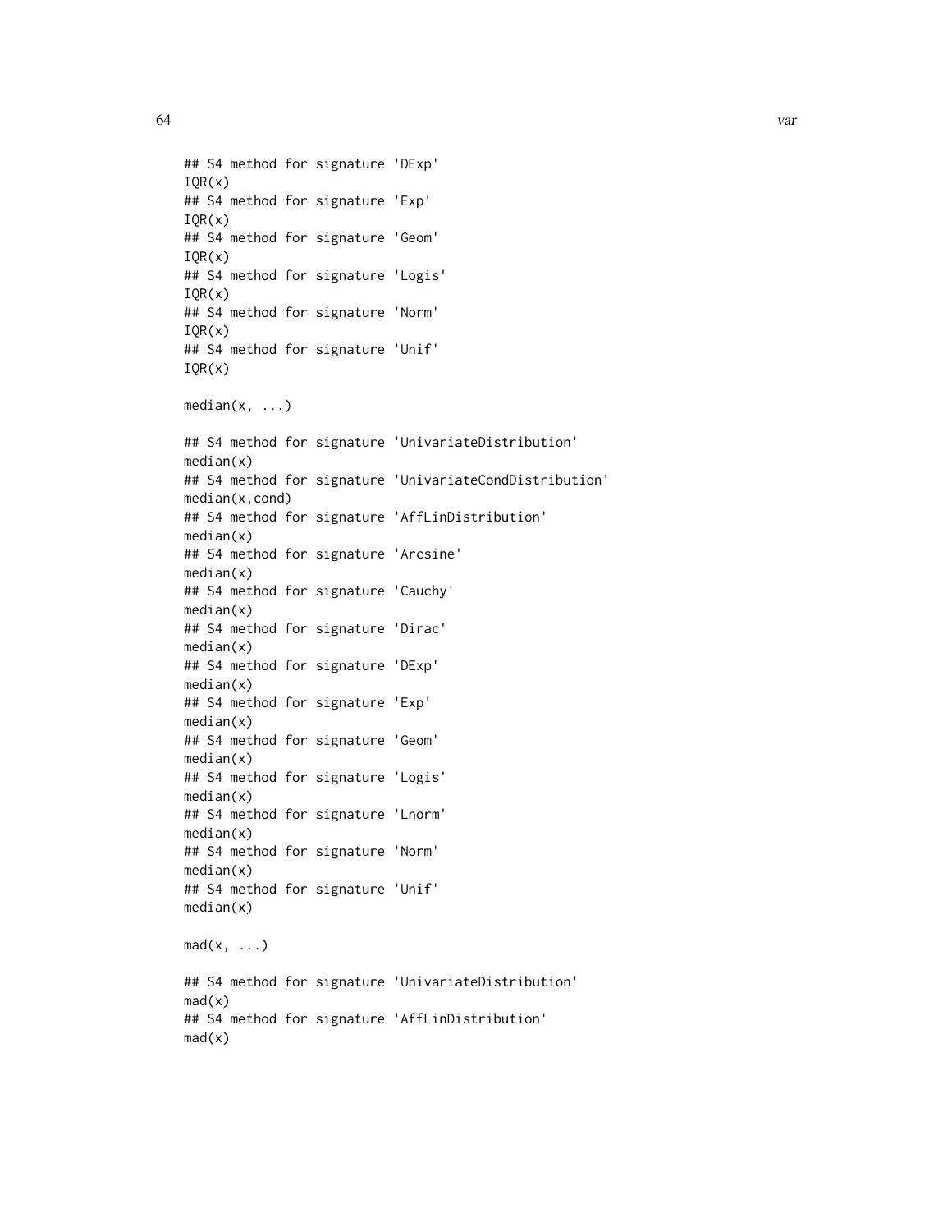```
## S4 method for signature 'DExp'
IQR(x)
## S4 method for signature 'Exp'
IQR(x)
## S4 method for signature 'Geom'
IQR(x)
## S4 method for signature 'Logis'
IQR(x)
## S4 method for signature 'Norm'
IQR(x)
## S4 method for signature 'Unif'
IQR(x)

median(x, ...)

## S4 method for signature 'UnivariateDistribution'
median(x)
## S4 method for signature 'UnivariateCondDistribution'
median(x,cond)
## S4 method for signature 'AffLinDistribution'
median(x)
## S4 method for signature 'Arcsine'
median(x)
## S4 method for signature 'Cauchy'
median(x)
## S4 method for signature 'Dirac'
median(x)
## S4 method for signature 'DExp'
median(x)
## S4 method for signature 'Exp'
median(x)
## S4 method for signature 'Geom'
median(x)
## S4 method for signature 'Logis'
median(x)
## S4 method for signature 'Lnorm'
median(x)
## S4 method for signature 'Norm'
median(x)
## S4 method for signature 'Unif'
median(x)

mad(x, ...)

## S4 method for signature 'UnivariateDistribution'
mad(x)
## S4 method for signature 'AffLinDistribution'
mad(x)
```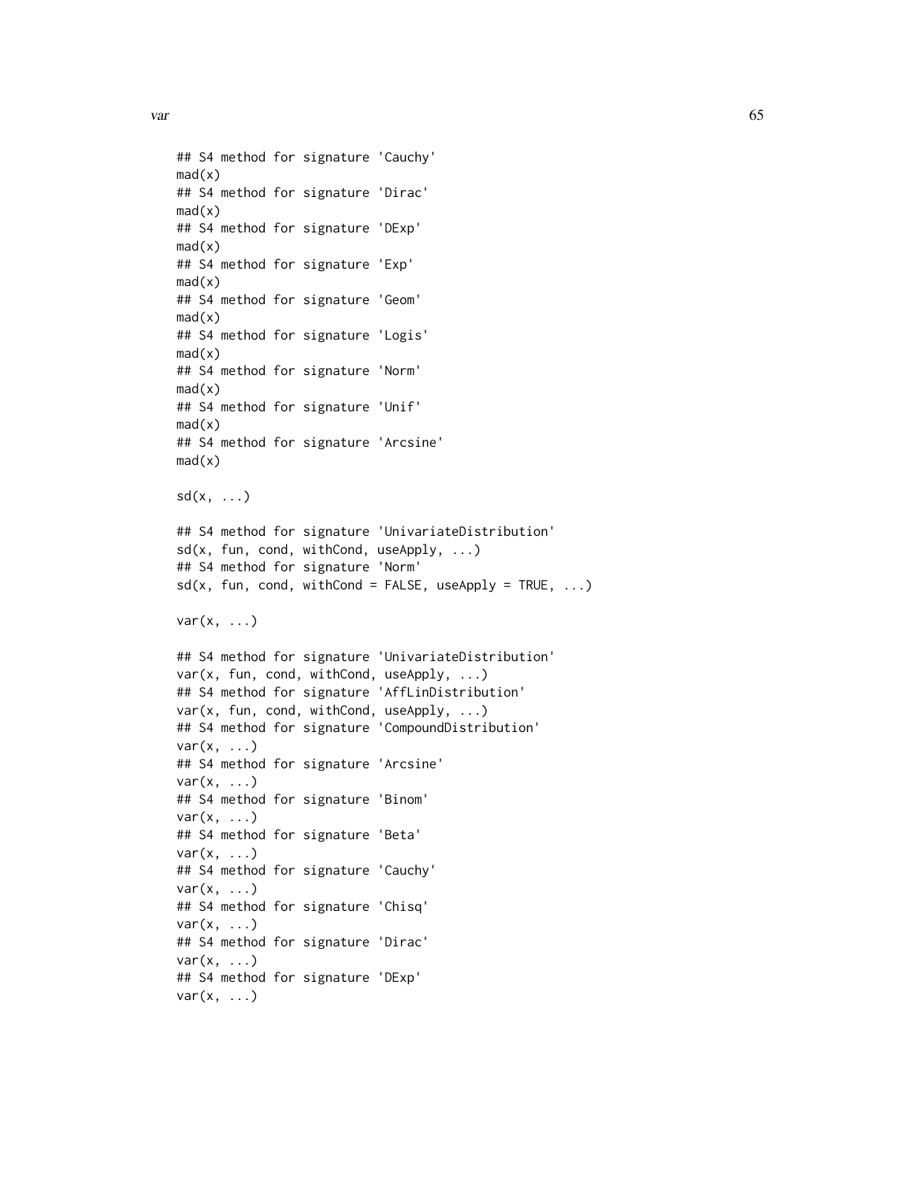```
## S4 method for signature 'Cauchy'
mad(x)
## S4 method for signature 'Dirac'
mad(x)
## S4 method for signature 'DExp'
mad(x)
## S4 method for signature 'Exp'
mad(x)
## S4 method for signature 'Geom'
mad(x)
## S4 method for signature 'Logis'
mad(x)
## S4 method for signature 'Norm'
mad(x)
## S4 method for signature 'Unif'
mad(x)
## S4 method for signature 'Arcsine'
mad(x)

sd(x, ...)

## S4 method for signature 'UnivariateDistribution'
sd(x, fun, cond, withCond, useApply, ...)
## S4 method for signature 'Norm'
sd(x, fun, cond, withCond = FALSE, useApply = TRUE, ...)

var(x, ...)

## S4 method for signature 'UnivariateDistribution'
var(x, fun, cond, withCond, useApply, ...)
## S4 method for signature 'AffLinDistribution'
var(x, fun, cond, withCond, useApply, ...)
## S4 method for signature 'CompoundDistribution'
var(x, ...)
## S4 method for signature 'Arcsine'
var(x, ...)
## S4 method for signature 'Binom'
var(x, ...)
## S4 method for signature 'Beta'
var(x, ...)
## S4 method for signature 'Cauchy'
var(x, ...)
## S4 method for signature 'Chisq'
var(x, ...)
## S4 method for signature 'Dirac'
var(x, ...)
## S4 method for signature 'DExp'
var(x, ...)
```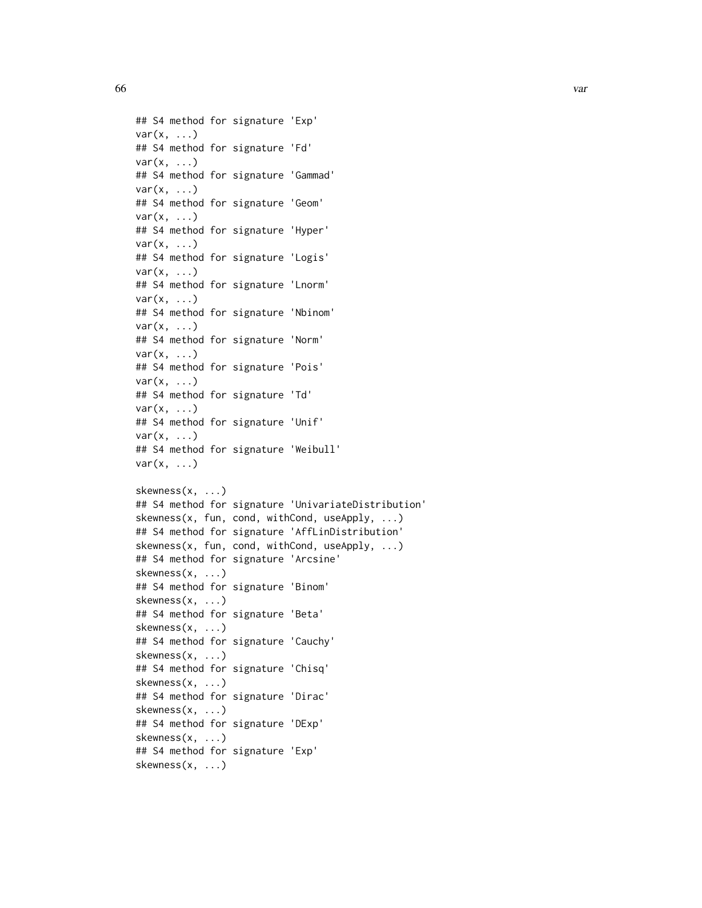```
## S4 method for signature 'Exp'
var(x, ...)
## S4 method for signature 'Fd'
var(x, ...)
## S4 method for signature 'Gammad'
var(x, ...)
## S4 method for signature 'Geom'
var(x, ...)
## S4 method for signature 'Hyper'
var(x, ...)
## S4 method for signature 'Logis'
var(x, ...)
## S4 method for signature 'Lnorm'
var(x, ...)
## S4 method for signature 'Nbinom'
var(x, ...)
## S4 method for signature 'Norm'
var(x, ...)
## S4 method for signature 'Pois'
var(x, ...)
## S4 method for signature 'Td'
var(x, ...)
## S4 method for signature 'Unif'
var(x, ...)
## S4 method for signature 'Weibull'
var(x, ...)

skewness(x, ...)
## S4 method for signature 'UnivariateDistribution'
skewness(x, fun, cond, withCond, useApply, ...)
## S4 method for signature 'AffLinDistribution'
skewness(x, fun, cond, withCond, useApply, ...)
## S4 method for signature 'Arcsine'
skewness(x, ...)
## S4 method for signature 'Binom'
skewness(x, ...)
## S4 method for signature 'Beta'
skewness(x, ...)
## S4 method for signature 'Cauchy'
skewness(x, ...)
## S4 method for signature 'Chisq'
skewness(x, ...)
## S4 method for signature 'Dirac'
skewness(x, ...)
## S4 method for signature 'DExp'
skewness(x, ...)
## S4 method for signature 'Exp'
skewness(x, ...)
```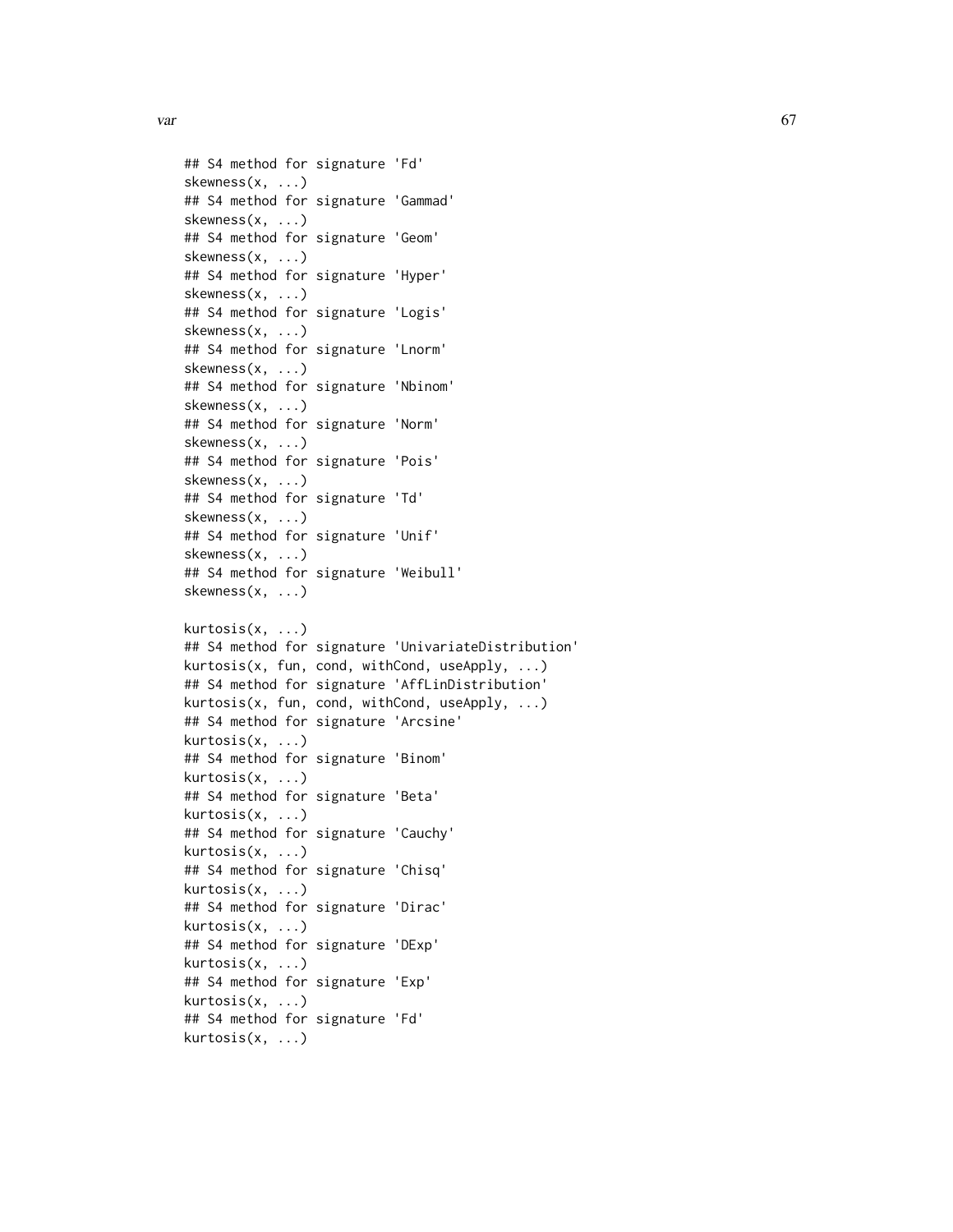```
## S4 method for signature 'Fd'
skewness(x, ...)
## S4 method for signature 'Gammad'
skewness(x, ...)
## S4 method for signature 'Geom'
skewness(x, ...)
## S4 method for signature 'Hyper'
skewness(x, ...)
## S4 method for signature 'Logis'
skewness(x, ...)
## S4 method for signature 'Lnorm'
skewness(x, ...)
## S4 method for signature 'Nbinom'
skewness(x, ...)
## S4 method for signature 'Norm'
skewness(x, ...)
## S4 method for signature 'Pois'
skewness(x, ...)
## S4 method for signature 'Td'
skewness(x, ...)
## S4 method for signature 'Unif'
skewness(x, ...)
## S4 method for signature 'Weibull'
skewness(x, ...)

kurtosis(x, ...)
## S4 method for signature 'UnivariateDistribution'
kurtosis(x, fun, cond, withCond, useApply, ...)
## S4 method for signature 'AffLinDistribution'
kurtosis(x, fun, cond, withCond, useApply, ...)
## S4 method for signature 'Arcsine'
kurtosis(x, ...)
## S4 method for signature 'Binom'
kurtosis(x, ...)
## S4 method for signature 'Beta'
kurtosis(x, ...)
## S4 method for signature 'Cauchy'
kurtosis(x, ...)
## S4 method for signature 'Chisq'
kurtosis(x, ...)
## S4 method for signature 'Dirac'
kurtosis(x, ...)
## S4 method for signature 'DExp'
kurtosis(x, ...)
## S4 method for signature 'Exp'
kurtosis(x, ...)
## S4 method for signature 'Fd'
kurtosis(x, ...)
```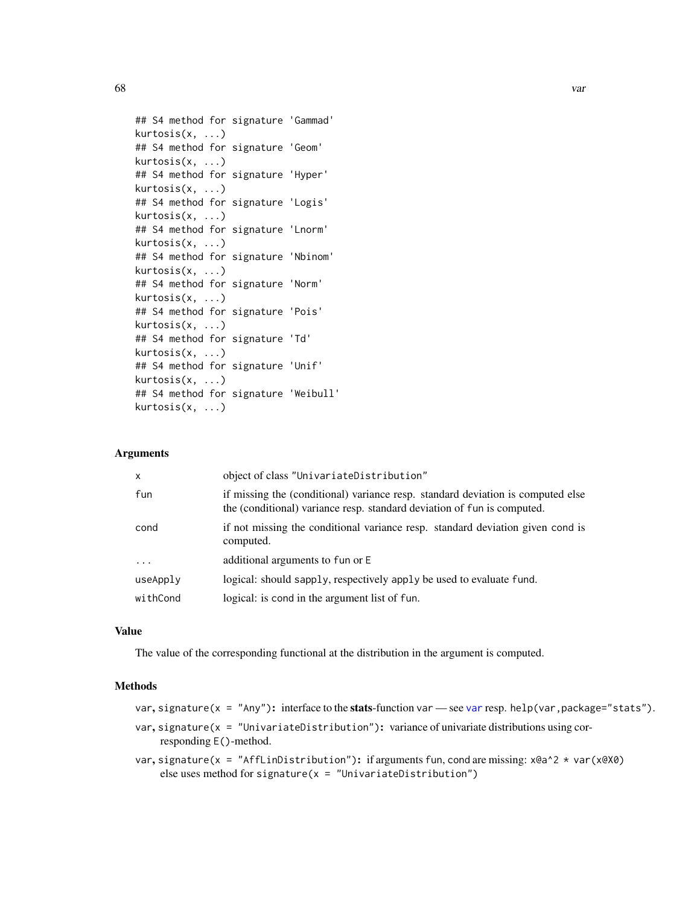```
## S4 method for signature 'Gammad'
kurtosis(x, ...)
## S4 method for signature 'Geom'
kurtosis(x, ...)
## S4 method for signature 'Hyper'
kurtosis(x, ...)
## S4 method for signature 'Logis'
kurtosis(x, ...)
## S4 method for signature 'Lnorm'
kurtosis(x, ...)
## S4 method for signature 'Nbinom'
kurtosis(x, ...)
## S4 method for signature 'Norm'
kurtosis(x, ...)
## S4 method for signature 'Pois'
kurtosis(x, ...)
## S4 method for signature 'Td'
kurtosis(x, ...)
## S4 method for signature 'Unif'
kurtosis(x, ...)
## S4 method for signature 'Weibull'
kurtosis(x, ...)
```

## Arguments

| | |
|---|---|
| x | object of class "UnivariateDistribution" |
| fun | if missing the (conditional) variance resp. standard deviation is computed else the (conditional) variance resp. standard deviation of fun is computed. |
| cond | if not missing the conditional variance resp. standard deviation given cond is computed. |
| ... | additional arguments to fun or E |
| useApply | logical: should sapply, respectively apply be used to evaluate fund. |
| withCond | logical: is cond in the argument list of fun. |

## Value

The value of the corresponding functional at the distribution in the argument is computed.

## Methods

- **var, signature(x = "Any"):** interface to the **stats**-function var — see var resp. help(var,package="stats").
- **var, signature(x = "UnivariateDistribution"):** variance of univariate distributions using corresponding E()-method.
- **var, signature(x = "AffLinDistribution"):** if arguments fun, cond are missing: x@a^2 * var(x@X0) else uses method for signature(x = "UnivariateDistribution")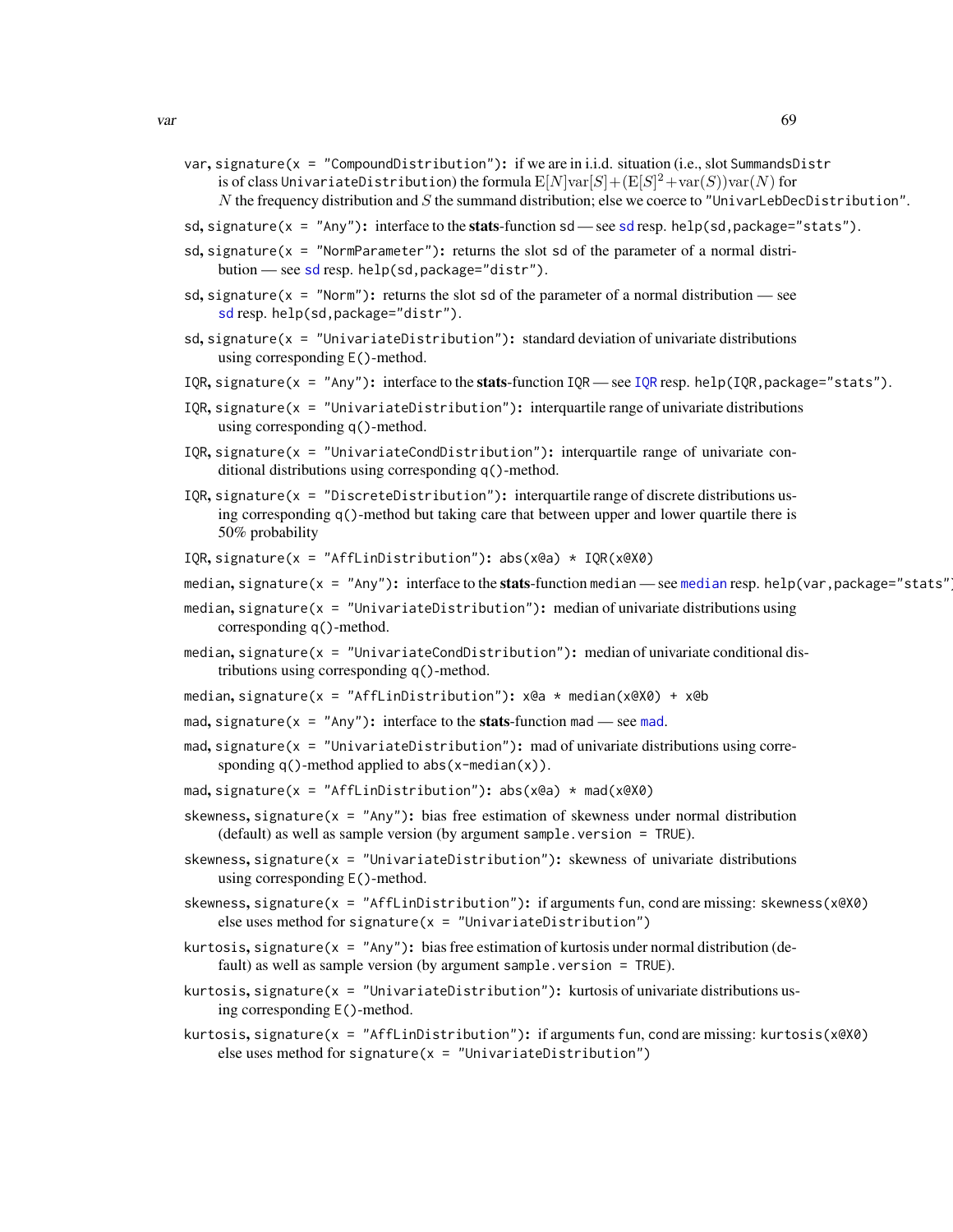var, signature(x = "CompoundDistribution"): if we are in i.i.d. situation (i.e., slot SummandsDistr is of class UnivariateDistribution) the formula $\mathrm{E}[N]\mathrm{var}[S]+(\mathrm{E}[S]^2+\mathrm{var}(S))\mathrm{var}(N)$ for $N$ the frequency distribution and $S$ the summand distribution; else we coerce to "UnivarLebDecDistribution".

sd, signature(x = "Any"): interface to the **stats**-function sd — see sd resp. help(sd,package="stats").

sd, signature(x = "NormParameter"): returns the slot sd of the parameter of a normal distribution — see sd resp. help(sd,package="distr").

sd, signature(x = "Norm"): returns the slot sd of the parameter of a normal distribution — see sd resp. help(sd,package="distr").

sd, signature(x = "UnivariateDistribution"): standard deviation of univariate distributions using corresponding E()-method.

IQR, signature(x = "Any"): interface to the **stats**-function IQR — see IQR resp. help(IQR,package="stats").

IQR, signature(x = "UnivariateDistribution"): interquartile range of univariate distributions using corresponding q()-method.

IQR, signature(x = "UnivariateCondDistribution"): interquartile range of univariate conditional distributions using corresponding q()-method.

IQR, signature(x = "DiscreteDistribution"): interquartile range of discrete distributions using corresponding q()-method but taking care that between upper and lower quartile there is 50% probability

IQR, signature(x = "AffLinDistribution"): abs(x@a) * IQR(x@X0)

median, signature(x = "Any"): interface to the **stats**-function median — see median resp. help(var,package="stats").

median, signature(x = "UnivariateDistribution"): median of univariate distributions using corresponding q()-method.

median, signature(x = "UnivariateCondDistribution"): median of univariate conditional distributions using corresponding q()-method.

median, signature(x = "AffLinDistribution"): x@a * median(x@X0) + x@b

mad, signature(x = "Any"): interface to the **stats**-function mad — see mad.

mad, signature(x = "UnivariateDistribution"): mad of univariate distributions using corresponding q()-method applied to abs(x-median(x)).

mad, signature(x = "AffLinDistribution"): abs(x@a) * mad(x@X0)

skewness, signature(x = "Any"): bias free estimation of skewness under normal distribution (default) as well as sample version (by argument sample.version = TRUE).

skewness, signature(x = "UnivariateDistribution"): skewness of univariate distributions using corresponding E()-method.

skewness, signature(x = "AffLinDistribution"): if arguments fun, cond are missing: skewness(x@X0) else uses method for signature(x = "UnivariateDistribution")

kurtosis, signature(x = "Any"): bias free estimation of kurtosis under normal distribution (default) as well as sample version (by argument sample.version = TRUE).

kurtosis, signature(x = "UnivariateDistribution"): kurtosis of univariate distributions using corresponding E()-method.

kurtosis, signature(x = "AffLinDistribution"): if arguments fun, cond are missing: kurtosis(x@X0) else uses method for signature(x = "UnivariateDistribution")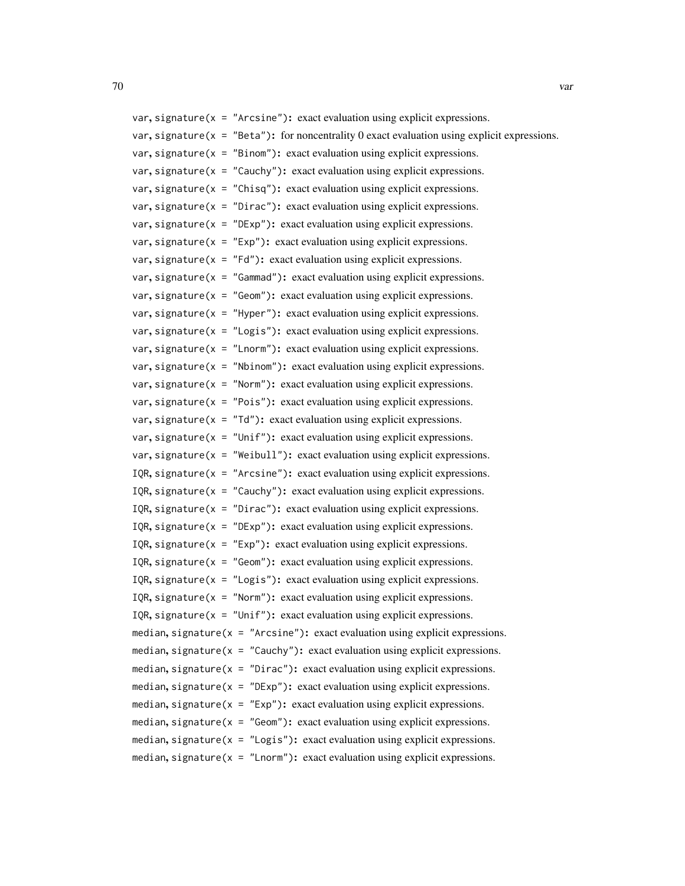var, `signature(x = "Arcsine")`: exact evaluation using explicit expressions.

var, `signature(x = "Beta")`: for noncentrality 0 exact evaluation using explicit expressions.

var, `signature(x = "Binom")`: exact evaluation using explicit expressions.

var, `signature(x = "Cauchy")`: exact evaluation using explicit expressions.

var, `signature(x = "Chisq")`: exact evaluation using explicit expressions.

var, `signature(x = "Dirac")`: exact evaluation using explicit expressions.

var, `signature(x = "DExp")`: exact evaluation using explicit expressions.

var, `signature(x = "Exp")`: exact evaluation using explicit expressions.

var, `signature(x = "Fd")`: exact evaluation using explicit expressions.

var, `signature(x = "Gammad")`: exact evaluation using explicit expressions.

var, `signature(x = "Geom")`: exact evaluation using explicit expressions.

var, `signature(x = "Hyper")`: exact evaluation using explicit expressions.

var, `signature(x = "Logis")`: exact evaluation using explicit expressions.

var, `signature(x = "Lnorm")`: exact evaluation using explicit expressions.

var, `signature(x = "Nbinom")`: exact evaluation using explicit expressions.

var, `signature(x = "Norm")`: exact evaluation using explicit expressions.

var, `signature(x = "Pois")`: exact evaluation using explicit expressions.

var, `signature(x = "Td")`: exact evaluation using explicit expressions.

var, `signature(x = "Unif")`: exact evaluation using explicit expressions.

var, `signature(x = "Weibull")`: exact evaluation using explicit expressions.

IQR, `signature(x = "Arcsine")`: exact evaluation using explicit expressions.

IQR, `signature(x = "Cauchy")`: exact evaluation using explicit expressions.

IQR, `signature(x = "Dirac")`: exact evaluation using explicit expressions.

IQR, `signature(x = "DExp")`: exact evaluation using explicit expressions.

IQR, `signature(x = "Exp")`: exact evaluation using explicit expressions.

IQR, `signature(x = "Geom")`: exact evaluation using explicit expressions.

IQR, `signature(x = "Logis")`: exact evaluation using explicit expressions.

IQR, `signature(x = "Norm")`: exact evaluation using explicit expressions.

IQR, `signature(x = "Unif")`: exact evaluation using explicit expressions.

median, `signature(x = "Arcsine")`: exact evaluation using explicit expressions.

median, `signature(x = "Cauchy")`: exact evaluation using explicit expressions.

median, `signature(x = "Dirac")`: exact evaluation using explicit expressions.

median, `signature(x = "DExp")`: exact evaluation using explicit expressions.

median, `signature(x = "Exp")`: exact evaluation using explicit expressions.

median, `signature(x = "Geom")`: exact evaluation using explicit expressions.

median, `signature(x = "Logis")`: exact evaluation using explicit expressions.

median, `signature(x = "Lnorm")`: exact evaluation using explicit expressions.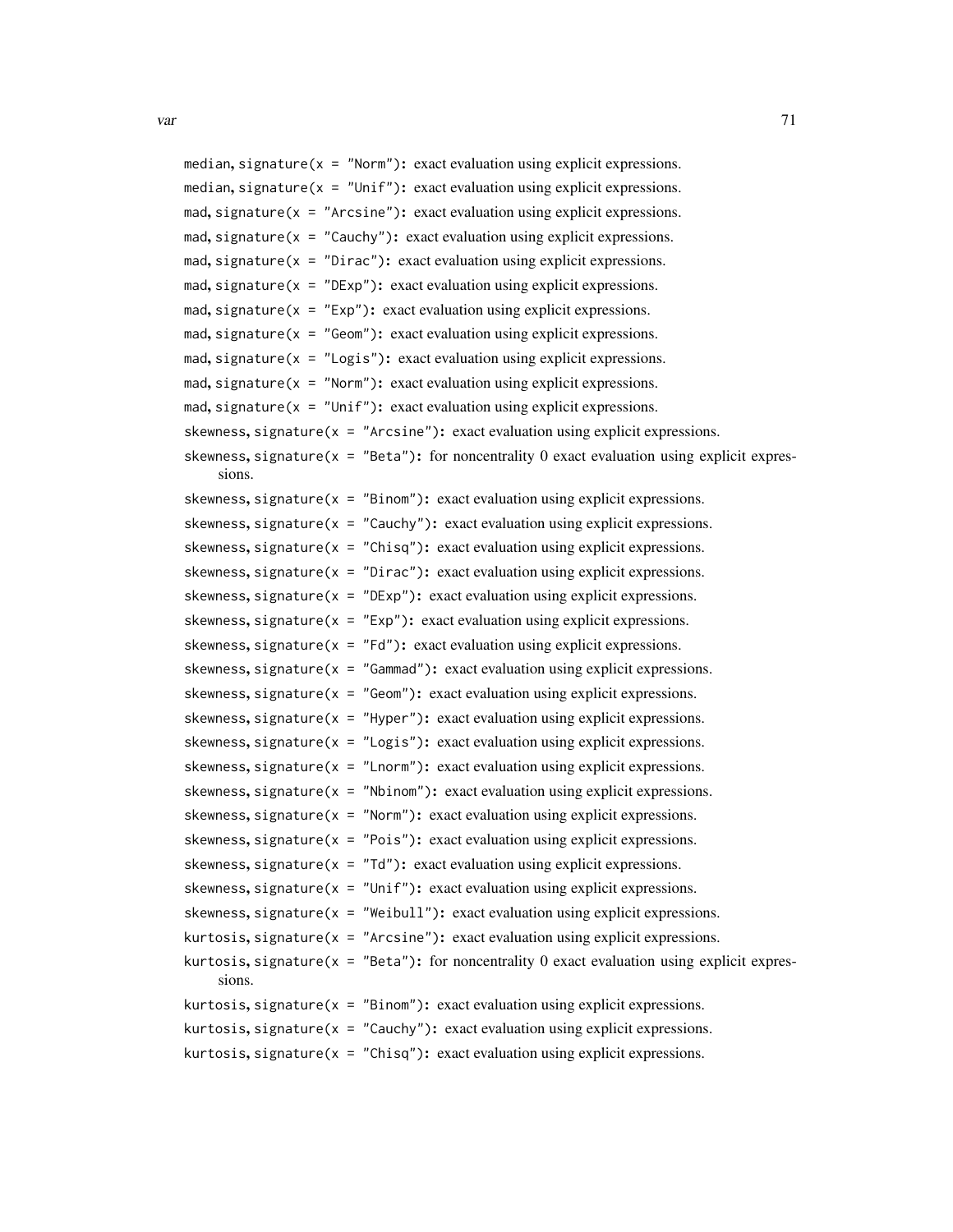median, `signature(x = "Norm")`: exact evaluation using explicit expressions.

median, `signature(x = "Unif")`: exact evaluation using explicit expressions.

mad, `signature(x = "Arcsine")`: exact evaluation using explicit expressions.

mad, `signature(x = "Cauchy")`: exact evaluation using explicit expressions.

mad, `signature(x = "Dirac")`: exact evaluation using explicit expressions.

mad, `signature(x = "DExp")`: exact evaluation using explicit expressions.

mad, `signature(x = "Exp")`: exact evaluation using explicit expressions.

mad, `signature(x = "Geom")`: exact evaluation using explicit expressions.

mad, `signature(x = "Logis")`: exact evaluation using explicit expressions.

mad, `signature(x = "Norm")`: exact evaluation using explicit expressions.

mad, `signature(x = "Unif")`: exact evaluation using explicit expressions.

skewness, `signature(x = "Arcsine")`: exact evaluation using explicit expressions.

skewness, `signature(x = "Beta")`: for noncentrality 0 exact evaluation using explicit expressions.

skewness, `signature(x = "Binom")`: exact evaluation using explicit expressions.

skewness, `signature(x = "Cauchy")`: exact evaluation using explicit expressions.

skewness, `signature(x = "Chisq")`: exact evaluation using explicit expressions.

skewness, `signature(x = "Dirac")`: exact evaluation using explicit expressions.

skewness, `signature(x = "DExp")`: exact evaluation using explicit expressions.

skewness, `signature(x = "Exp")`: exact evaluation using explicit expressions.

skewness, `signature(x = "Fd")`: exact evaluation using explicit expressions.

skewness, `signature(x = "Gammad")`: exact evaluation using explicit expressions.

skewness, `signature(x = "Geom")`: exact evaluation using explicit expressions.

skewness, `signature(x = "Hyper")`: exact evaluation using explicit expressions.

skewness, `signature(x = "Logis")`: exact evaluation using explicit expressions.

skewness, `signature(x = "Lnorm")`: exact evaluation using explicit expressions.

skewness, `signature(x = "Nbinom")`: exact evaluation using explicit expressions.

skewness, `signature(x = "Norm")`: exact evaluation using explicit expressions.

skewness, `signature(x = "Pois")`: exact evaluation using explicit expressions.

skewness, `signature(x = "Td")`: exact evaluation using explicit expressions.

skewness, `signature(x = "Unif")`: exact evaluation using explicit expressions.

skewness, `signature(x = "Weibull")`: exact evaluation using explicit expressions.

kurtosis, `signature(x = "Arcsine")`: exact evaluation using explicit expressions.

kurtosis, `signature(x = "Beta")`: for noncentrality 0 exact evaluation using explicit expressions.

kurtosis, `signature(x = "Binom")`: exact evaluation using explicit expressions.

kurtosis, `signature(x = "Cauchy")`: exact evaluation using explicit expressions.

kurtosis, `signature(x = "Chisq")`: exact evaluation using explicit expressions.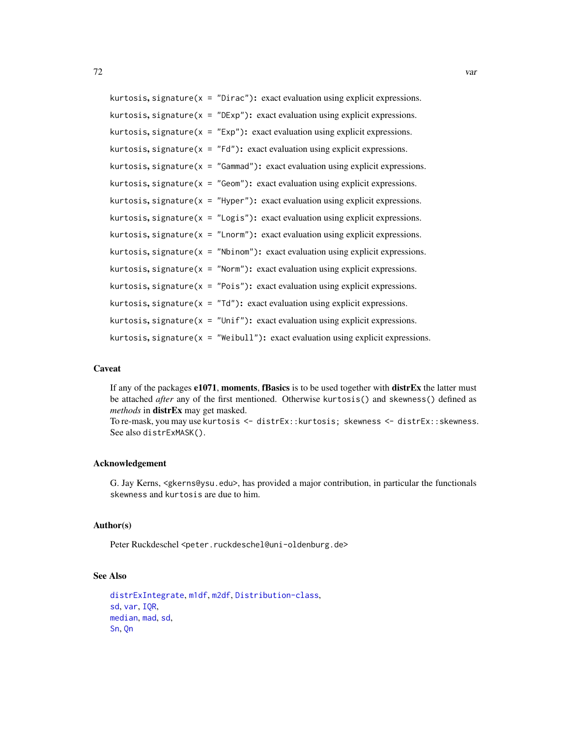`kurtosis, signature(x = "Dirac")`: exact evaluation using explicit expressions.

`kurtosis, signature(x = "DExp")`: exact evaluation using explicit expressions.

`kurtosis, signature(x = "Exp")`: exact evaluation using explicit expressions.

`kurtosis, signature(x = "Fd")`: exact evaluation using explicit expressions.

`kurtosis, signature(x = "Gammad")`: exact evaluation using explicit expressions.

`kurtosis, signature(x = "Geom")`: exact evaluation using explicit expressions.

`kurtosis, signature(x = "Hyper")`: exact evaluation using explicit expressions.

`kurtosis, signature(x = "Logis")`: exact evaluation using explicit expressions.

`kurtosis, signature(x = "Lnorm")`: exact evaluation using explicit expressions.

`kurtosis, signature(x = "Nbinom")`: exact evaluation using explicit expressions.

`kurtosis, signature(x = "Norm")`: exact evaluation using explicit expressions.

`kurtosis, signature(x = "Pois")`: exact evaluation using explicit expressions.

`kurtosis, signature(x = "Td")`: exact evaluation using explicit expressions.

`kurtosis, signature(x = "Unif")`: exact evaluation using explicit expressions.

`kurtosis, signature(x = "Weibull")`: exact evaluation using explicit expressions.

## Caveat

If any of the packages **e1071**, **moments**, **fBasics** is to be used together with **distrEx** the latter must be attached *after* any of the first mentioned. Otherwise `kurtosis()` and `skewness()` defined as *methods* in **distrEx** may get masked.
To re-mask, you may use `kurtosis <- distrEx::kurtosis; skewness <- distrEx::skewness`. See also `distrExMASK()`.

## Acknowledgement

G. Jay Kerns, <gkerns@ysu.edu>, has provided a major contribution, in particular the functionals `skewness` and `kurtosis` are due to him.

## Author(s)

Peter Ruckdeschel <peter.ruckdeschel@uni-oldenburg.de>

## See Also

`distrExIntegrate`, `m1df`, `m2df`, `Distribution-class`,
`sd`, `var`, `IQR`,
`median`, `mad`, `sd`,
`Sn`, `Qn`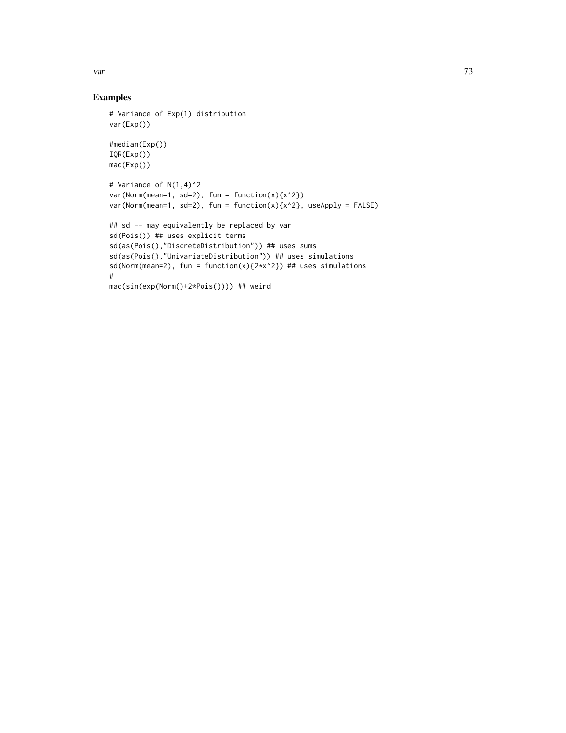## Examples

```
# Variance of Exp(1) distribution
var(Exp())

#median(Exp())
IQR(Exp())
mad(Exp())

# Variance of N(1,4)^2
var(Norm(mean=1, sd=2), fun = function(x){x^2})
var(Norm(mean=1, sd=2), fun = function(x){x^2}, useApply = FALSE)

## sd -- may equivalently be replaced by var
sd(Pois()) ## uses explicit terms
sd(as(Pois(),"DiscreteDistribution")) ## uses sums
sd(as(Pois(),"UnivariateDistribution")) ## uses simulations
sd(Norm(mean=2), fun = function(x){2*x^2}) ## uses simulations
#
mad(sin(exp(Norm()+2*Pois()))) ## weird
```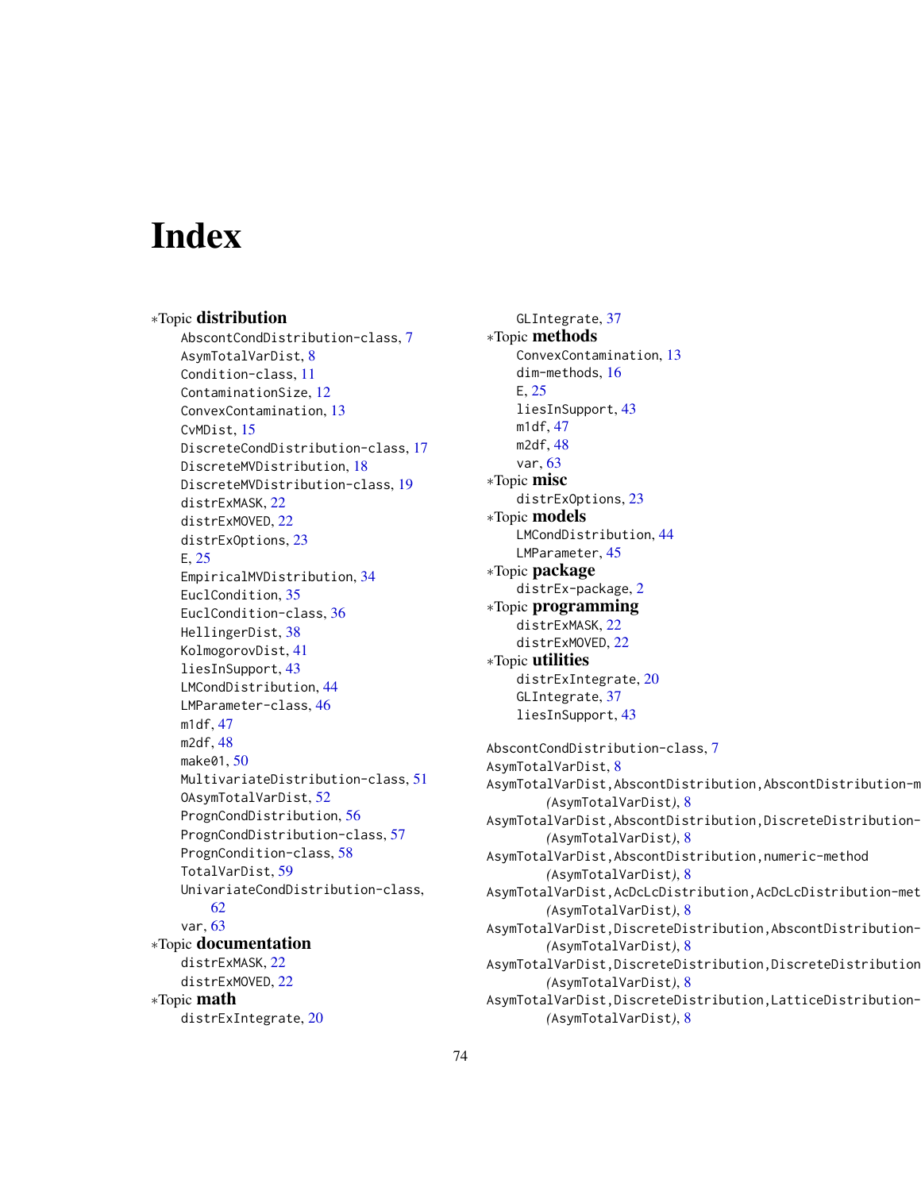# Index

∗Topic **distribution**

- AbscontCondDistribution-class, 7
- AsymTotalVarDist, 8
- Condition-class, 11
- ContaminationSize, 12
- ConvexContamination, 13
- CvMDist, 15
- DiscreteCondDistribution-class, 17
- DiscreteMVDistribution, 18
- DiscreteMVDistribution-class, 19
- distrExMASK, 22
- distrExMOVED, 22
- distrExOptions, 23
- E, 25
- EmpiricalMVDistribution, 34
- EuclCondition, 35
- EuclCondition-class, 36
- HellingerDist, 38
- KolmogorovDist, 41
- liesInSupport, 43
- LMCondDistribution, 44
- LMParameter-class, 46
- m1df, 47
- m2df, 48
- make01, 50
- MultivariateDistribution-class, 51
- OAsymTotalVarDist, 52
- PrognCondDistribution, 56
- PrognCondDistribution-class, 57
- PrognCondition-class, 58
- TotalVarDist, 59
- UnivariateCondDistribution-class, 62
- var, 63

∗Topic **documentation**

- distrExMASK, 22
- distrExMOVED, 22

∗Topic **math**

- distrExIntegrate, 20
- GLIntegrate, 37

∗Topic **methods**

- ConvexContamination, 13
- dim-methods, 16
- E, 25
- liesInSupport, 43
- m1df, 47
- m2df, 48
- var, 63

∗Topic **misc**

- distrExOptions, 23

∗Topic **models**

- LMCondDistribution, 44
- LMParameter, 45

∗Topic **package**

- distrEx-package, 2

∗Topic **programming**

- distrExMASK, 22
- distrExMOVED, 22

∗Topic **utilities**

- distrExIntegrate, 20
- GLIntegrate, 37
- liesInSupport, 43

AbscontCondDistribution-class, 7
AsymTotalVarDist, 8
AsymTotalVarDist,AbscontDistribution,AbscontDistribution-m
    *(AsymTotalVarDist)*, 8
AsymTotalVarDist,AbscontDistribution,DiscreteDistribution-
    *(AsymTotalVarDist)*, 8
AsymTotalVarDist,AbscontDistribution,numeric-method
    *(AsymTotalVarDist)*, 8
AsymTotalVarDist,AcDcLcDistribution,AcDcLcDistribution-met
    *(AsymTotalVarDist)*, 8
AsymTotalVarDist,DiscreteDistribution,AbscontDistribution-
    *(AsymTotalVarDist)*, 8
AsymTotalVarDist,DiscreteDistribution,DiscreteDistribution
    *(AsymTotalVarDist)*, 8
AsymTotalVarDist,DiscreteDistribution,LatticeDistribution-
    *(AsymTotalVarDist)*, 8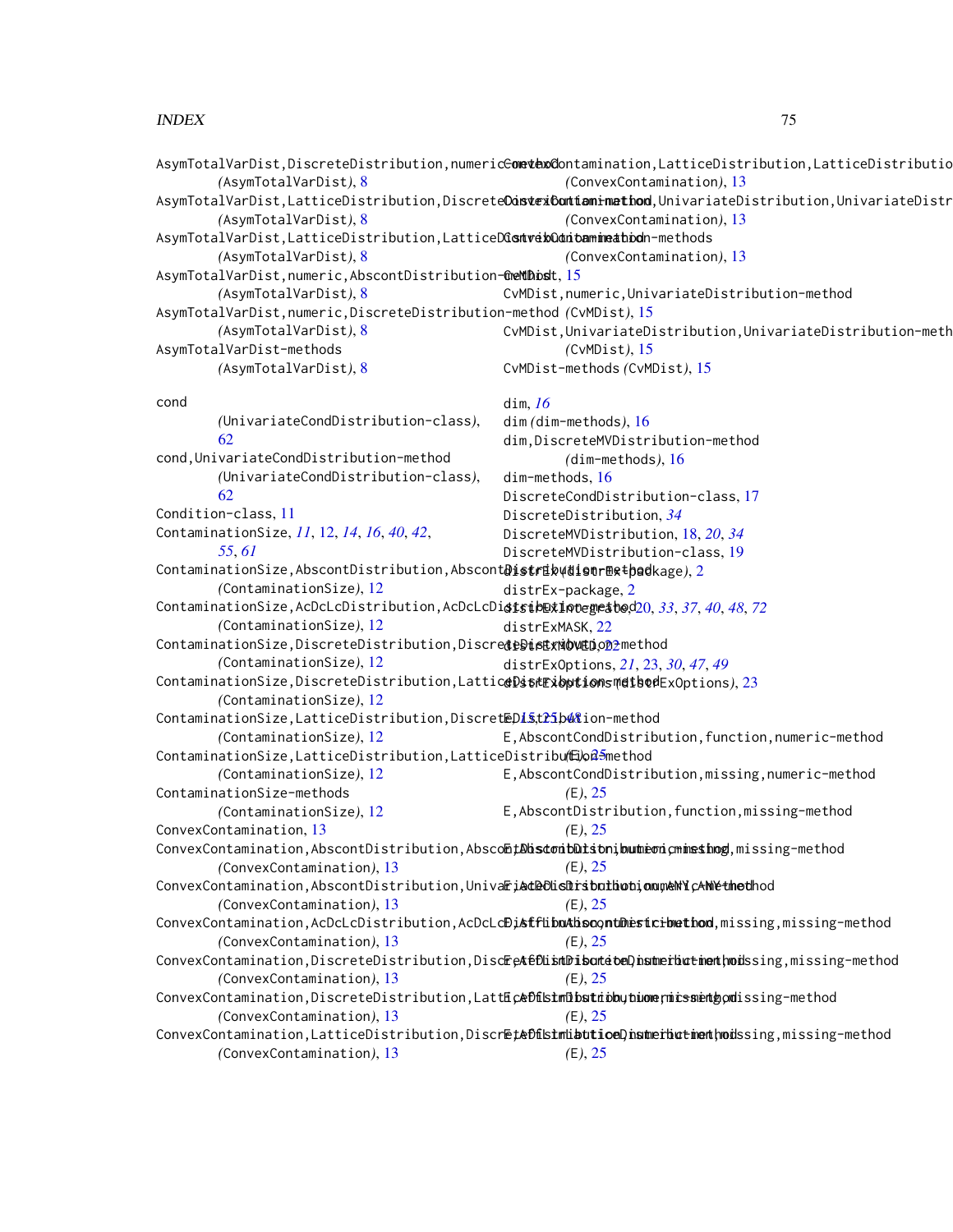AsymTotalVarDist,DiscreteDistribution,numeric-method
  (AsymTotalVarDist), 8
AsymTotalVarDist,LatticeDistribution,DiscreteDistribution-method
  (AsymTotalVarDist), 8
AsymTotalVarDist,LatticeDistribution,LatticeDistribution-method
  (AsymTotalVarDist), 8
AsymTotalVarDist,numeric,AbscontDistribution-method
  (AsymTotalVarDist), 8
AsymTotalVarDist,numeric,DiscreteDistribution-method
  (AsymTotalVarDist), 8
AsymTotalVarDist-methods
  (AsymTotalVarDist), 8

cond
  (UnivariateCondDistribution-class),
  62
cond,UnivariateCondDistribution-method
  (UnivariateCondDistribution-class),
  62
Condition-class, 11
ContaminationSize, *11*, 12, *14*, *16*, *40*, *42*,
  *55*, *61*
ContaminationSize,AbscontDistribution,AbscontDistribution-method
  (ContaminationSize), 12
ContaminationSize,AcDcLcDistribution,AcDcLcDistribution-method
  (ContaminationSize), 12
ContaminationSize,DiscreteDistribution,DiscreteDistribution-method
  (ContaminationSize), 12
ContaminationSize,DiscreteDistribution,LatticeDistribution-method
  (ContaminationSize), 12
ContaminationSize,LatticeDistribution,DiscreteDistribution-method
  (ContaminationSize), 12
ContaminationSize,LatticeDistribution,LatticeDistribution-method
  (ContaminationSize), 12
ContaminationSize-methods
  (ContaminationSize), 12
ConvexContamination, 13
ConvexContamination,AbscontDistribution,AbscontDistribution-method
  (ConvexContamination), 13
ConvexContamination,AbscontDistribution,UnivariateDistribution-method
  (ConvexContamination), 13
ConvexContamination,AcDcLcDistribution,AcDcLcDistribution-method
  (ConvexContamination), 13
ConvexContamination,DiscreteDistribution,DiscreteDistribution-method
  (ConvexContamination), 13
ConvexContamination,DiscreteDistribution,LatticeDistribution-method
  (ConvexContamination), 13
ConvexContamination,LatticeDistribution,DiscreteDistribution-method
  (ConvexContamination), 13
ConvexContamination,LatticeDistribution,LatticeDistribution-method
  (ConvexContamination), 13
ConvexContamination,UnivariateDistribution,UnivariateDistribution-method
  (ConvexContamination), 13
ConvexContamination-methods
  (ConvexContamination), 13
CvMDist, 15
CvMDist,numeric,UnivariateDistribution-method
  (CvMDist), 15
CvMDist,UnivariateDistribution,UnivariateDistribution-method
  (CvMDist), 15
CvMDist-methods (CvMDist), 15

dim, *16*
dim (dim-methods), 16
dim,DiscreteMVDistribution-method
  (dim-methods), 16
dim-methods, 16
DiscreteCondDistribution-class, 17
DiscreteDistribution, *34*
DiscreteMVDistribution, 18, *20*, *34*
DiscreteMVDistribution-class, 19
distrEx (distrEx-package), 2
distrEx-package, 2
distrExIntegrate, 20, *33*, *37*, *40*, *48*, *72*
distrExMASK, 22
distrExMOVED, 22
distrExOptions, *21*, 23, *30*, *47*, *49*
distrExoptions (distrExOptions), 23

E, *15*, 25, *48*
E,AbscontCondDistribution,function,numeric-method
  (E), 25
E,AbscontCondDistribution,missing,numeric-method
  (E), 25
E,AbscontDistribution,function,missing-method
  (E), 25
E,AbscontDistribution,numeric,missing-method
  (E), 25
E,AcDcLcDistribution,ANY,ANY-method
  (E), 25
E,AffLinAbscontDistribution,missing,missing-method
  (E), 25
E,AffLinDiscreteDistribution,missing,missing-method
  (E), 25
E,AffLinDistribution,numeric,missing-method
  (E), 25
E,AffLinLatticeDistribution,missing,missing-method
  (E), 25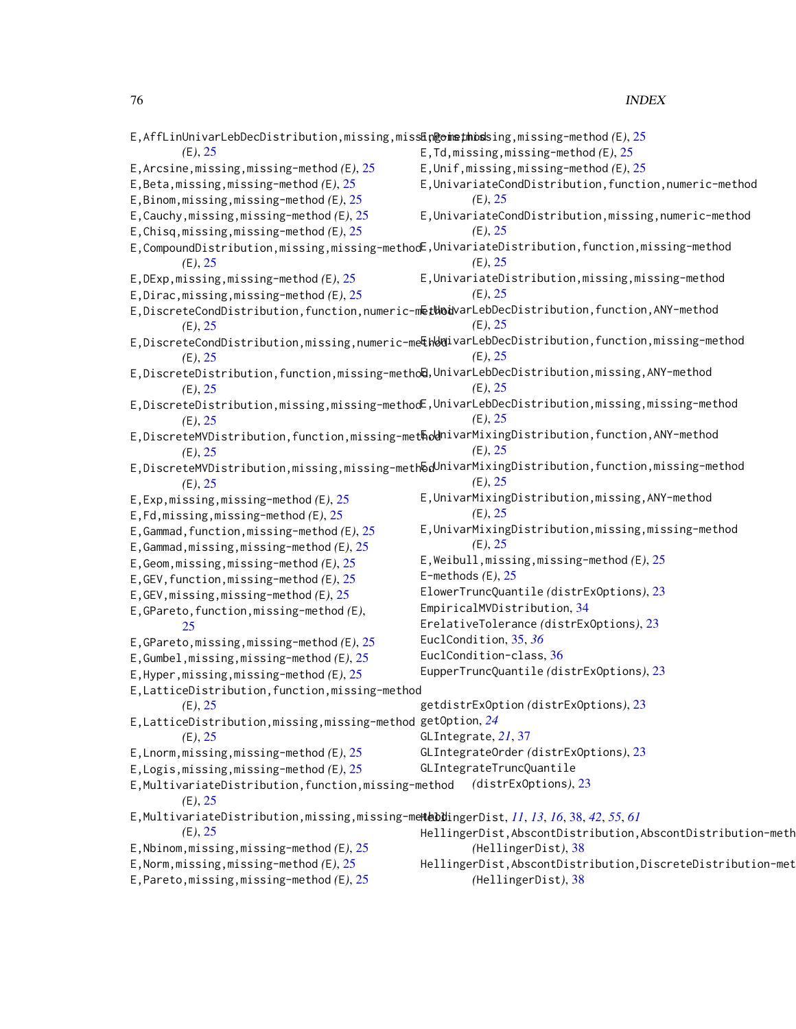E,AffLinUnivarLebDecDistribution,missing,missing-method *(E)*, 25
E,Arcsine,missing,missing-method *(E)*, 25
E,Beta,missing,missing-method *(E)*, 25
E,Binom,missing,missing-method *(E)*, 25
E,Cauchy,missing,missing-method *(E)*, 25
E,Chisq,missing,missing-method *(E)*, 25
E,CompoundDistribution,missing,missing-method *(E)*, 25
E,DExp,missing,missing-method *(E)*, 25
E,Dirac,missing,missing-method *(E)*, 25
E,DiscreteCondDistribution,function,numeric-method *(E)*, 25
E,DiscreteCondDistribution,missing,numeric-method *(E)*, 25
E,DiscreteDistribution,function,missing-method *(E)*, 25
E,DiscreteDistribution,missing,missing-method *(E)*, 25
E,DiscreteMVDistribution,function,missing-method *(E)*, 25
E,DiscreteMVDistribution,missing,missing-method *(E)*, 25
E,Exp,missing,missing-method *(E)*, 25
E,Fd,missing,missing-method *(E)*, 25
E,Gammad,function,missing-method *(E)*, 25
E,Gammad,missing,missing-method *(E)*, 25
E,Geom,missing,missing-method *(E)*, 25
E,GEV,function,missing-method *(E)*, 25
E,GEV,missing,missing-method *(E)*, 25
E,GPareto,function,missing-method *(E)*, 25
E,GPareto,missing,missing-method *(E)*, 25
E,Gumbel,missing,missing-method *(E)*, 25
E,Hyper,missing,missing-method *(E)*, 25
E,LatticeDistribution,function,missing-method *(E)*, 25
E,LatticeDistribution,missing,missing-method *(E)*, 25
E,Lnorm,missing,missing-method *(E)*, 25
E,Logis,missing,missing-method *(E)*, 25
E,MultivariateDistribution,function,missing-method *(E)*, 25
E,MultivariateDistribution,missing,missing-method *(E)*, 25
E,Nbinom,missing,missing-method *(E)*, 25
E,Norm,missing,missing-method *(E)*, 25
E,Pareto,missing,missing-method *(E)*, 25
E,Pois,missing,missing-method *(E)*, 25
E,Td,missing,missing-method *(E)*, 25
E,Unif,missing,missing-method *(E)*, 25
E,UnivariateCondDistribution,function,numeric-method *(E)*, 25
E,UnivariateCondDistribution,missing,numeric-method *(E)*, 25
E,UnivariateDistribution,function,missing-method *(E)*, 25
E,UnivariateDistribution,missing,missing-method *(E)*, 25
E,UnivarLebDecDistribution,function,ANY-method *(E)*, 25
E,UnivarLebDecDistribution,function,missing-method *(E)*, 25
E,UnivarLebDecDistribution,missing,ANY-method *(E)*, 25
E,UnivarLebDecDistribution,missing,missing-method *(E)*, 25
E,UnivarMixingDistribution,function,ANY-method *(E)*, 25
E,UnivarMixingDistribution,function,missing-method *(E)*, 25
E,UnivarMixingDistribution,missing,ANY-method *(E)*, 25
E,UnivarMixingDistribution,missing,missing-method *(E)*, 25
E,Weibull,missing,missing-method *(E)*, 25
E-methods *(E)*, 25
ElowerTruncQuantile *(distrExOptions)*, 23
EmpiricalMVDistribution, 34
ErelativeTolerance *(distrExOptions)*, 23
EuclCondition, 35, *36*
EuclCondition-class, 36
EupperTruncQuantile *(distrExOptions)*, 23

getdistrExOption *(distrExOptions)*, 23
getOption, *24*
GLIntegrate, *21*, 37
GLIntegrateOrder *(distrExOptions)*, 23
GLIntegrateTruncQuantile *(distrExOptions)*, 23

HellingerDist, *11*, *13*, *16*, 38, *42*, *55*, *61*
HellingerDist,AbscontDistribution,AbscontDistribution-method *(HellingerDist)*, 38
HellingerDist,AbscontDistribution,DiscreteDistribution-method *(HellingerDist)*, 38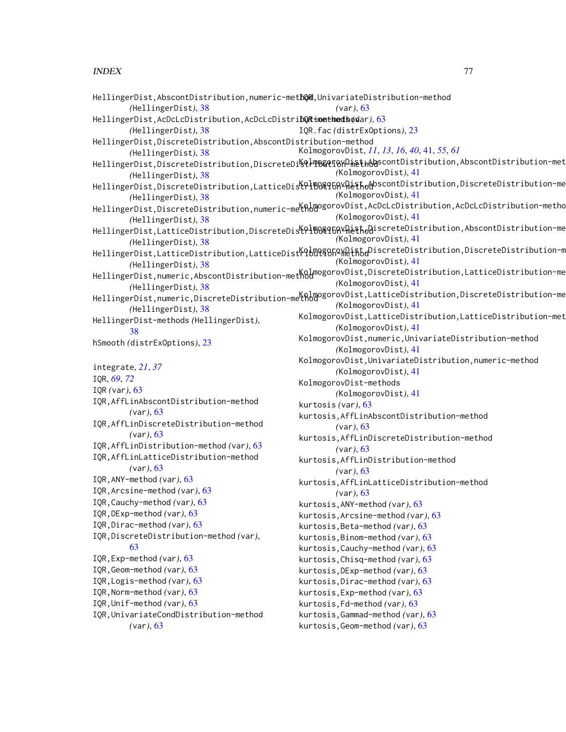HellingerDist,AbscontDistribution,numeric-method (HellingerDist), 38
HellingerDist,AcDcLcDistribution,AcDcLcDistribution-method (HellingerDist), 38
HellingerDist,DiscreteDistribution,AbscontDistribution-method (HellingerDist), 38
HellingerDist,DiscreteDistribution,DiscreteDistribution-method (HellingerDist), 38
HellingerDist,DiscreteDistribution,LatticeDistribution-method (HellingerDist), 38
HellingerDist,DiscreteDistribution,numeric-method (HellingerDist), 38
HellingerDist,LatticeDistribution,DiscreteDistribution-method (HellingerDist), 38
HellingerDist,LatticeDistribution,LatticeDistribution-method (HellingerDist), 38
HellingerDist,numeric,AbscontDistribution-method (HellingerDist), 38
HellingerDist,numeric,DiscreteDistribution-method (HellingerDist), 38
HellingerDist-methods (HellingerDist), 38
hSmooth (distrExOptions), 23

integrate, *21*, *37*
IQR, *69*, *72*
IQR (var), 63
IQR,AffLinAbscontDistribution-method (var), 63
IQR,AffLinDiscreteDistribution-method (var), 63
IQR,AffLinDistribution-method (var), 63
IQR,AffLinLatticeDistribution-method (var), 63
IQR,ANY-method (var), 63
IQR,Arcsine-method (var), 63
IQR,Cauchy-method (var), 63
IQR,DExp-method (var), 63
IQR,Dirac-method (var), 63
IQR,DiscreteDistribution-method (var), 63
IQR,Exp-method (var), 63
IQR,Geom-method (var), 63
IQR,Logis-method (var), 63
IQR,Norm-method (var), 63
IQR,Unif-method (var), 63
IQR,UnivariateCondDistribution-method (var), 63
IQR,UnivariateDistribution-method (var), 63
IQR-methods (var), 63
IQR.fac (distrExOptions), 23

KolmogorovDist, *11*, *13*, *16*, *40*, 41, *55*, *61*
KolmogorovDist,AbscontDistribution,AbscontDistribution-method (KolmogorovDist), 41
KolmogorovDist,AbscontDistribution,DiscreteDistribution-method (KolmogorovDist), 41
KolmogorovDist,AcDcLcDistribution,AcDcLcDistribution-method (KolmogorovDist), 41
KolmogorovDist,DiscreteDistribution,AbscontDistribution-method (KolmogorovDist), 41
KolmogorovDist,DiscreteDistribution,DiscreteDistribution-method (KolmogorovDist), 41
KolmogorovDist,DiscreteDistribution,LatticeDistribution-method (KolmogorovDist), 41
KolmogorovDist,LatticeDistribution,DiscreteDistribution-method (KolmogorovDist), 41
KolmogorovDist,LatticeDistribution,LatticeDistribution-method (KolmogorovDist), 41
KolmogorovDist,numeric,UnivariateDistribution-method (KolmogorovDist), 41
KolmogorovDist,UnivariateDistribution,numeric-method (KolmogorovDist), 41
KolmogorovDist-methods (KolmogorovDist), 41
kurtosis (var), 63
kurtosis,AffLinAbscontDistribution-method (var), 63
kurtosis,AffLinDiscreteDistribution-method (var), 63
kurtosis,AffLinDistribution-method (var), 63
kurtosis,AffLinLatticeDistribution-method (var), 63
kurtosis,ANY-method (var), 63
kurtosis,Arcsine-method (var), 63
kurtosis,Beta-method (var), 63
kurtosis,Binom-method (var), 63
kurtosis,Cauchy-method (var), 63
kurtosis,Chisq-method (var), 63
kurtosis,DExp-method (var), 63
kurtosis,Dirac-method (var), 63
kurtosis,Exp-method (var), 63
kurtosis,Fd-method (var), 63
kurtosis,Gammad-method (var), 63
kurtosis,Geom-method (var), 63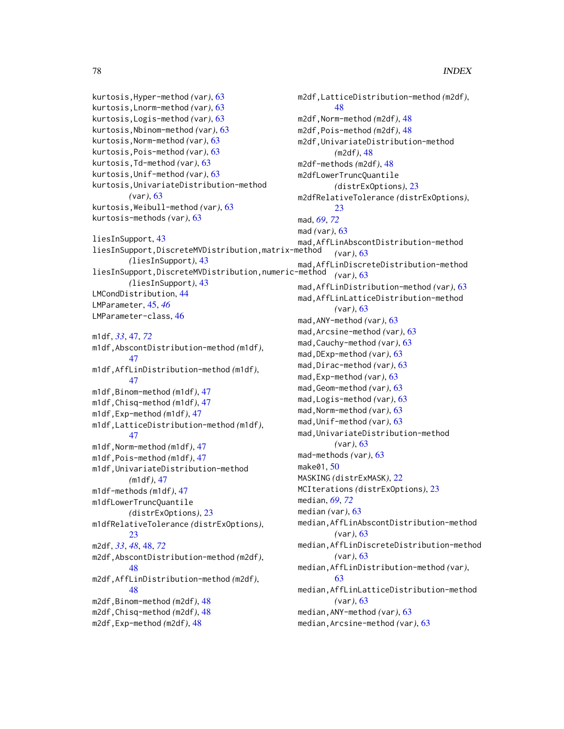kurtosis,Hyper-method *(var)*, 63
kurtosis,Lnorm-method *(var)*, 63
kurtosis,Logis-method *(var)*, 63
kurtosis,Nbinom-method *(var)*, 63
kurtosis,Norm-method *(var)*, 63
kurtosis,Pois-method *(var)*, 63
kurtosis,Td-method *(var)*, 63
kurtosis,Unif-method *(var)*, 63
kurtosis,UnivariateDistribution-method *(var)*, 63
kurtosis,Weibull-method *(var)*, 63
kurtosis-methods *(var)*, 63

liesInSupport, 43
liesInSupport,DiscreteMVDistribution,matrix-method *(liesInSupport)*, 43
liesInSupport,DiscreteMVDistribution,numeric-method *(liesInSupport)*, 43
LMCondDistribution, 44
LMParameter, 45, *46*
LMParameter-class, 46

m1df, *33*, 47, *72*
m1df,AbscontDistribution-method *(m1df)*, 47
m1df,AffLinDistribution-method *(m1df)*, 47
m1df,Binom-method *(m1df)*, 47
m1df,Chisq-method *(m1df)*, 47
m1df,Exp-method *(m1df)*, 47
m1df,LatticeDistribution-method *(m1df)*, 47
m1df,Norm-method *(m1df)*, 47
m1df,Pois-method *(m1df)*, 47
m1df,UnivariateDistribution-method *(m1df)*, 47
m1df-methods *(m1df)*, 47
m1dfLowerTruncQuantile *(distrExOptions)*, 23
m1dfRelativeTolerance *(distrExOptions)*, 23
m2df, *33*, *48*, 48, *72*
m2df,AbscontDistribution-method *(m2df)*, 48
m2df,AffLinDistribution-method *(m2df)*, 48
m2df,Binom-method *(m2df)*, 48
m2df,Chisq-method *(m2df)*, 48
m2df,Exp-method *(m2df)*, 48
m2df,LatticeDistribution-method *(m2df)*, 48
m2df,Norm-method *(m2df)*, 48
m2df,Pois-method *(m2df)*, 48
m2df,UnivariateDistribution-method *(m2df)*, 48
m2df-methods *(m2df)*, 48
m2dfLowerTruncQuantile *(distrExOptions)*, 23
m2dfRelativeTolerance *(distrExOptions)*, 23
mad, *69*, *72*
mad *(var)*, 63
mad,AffLinAbscontDistribution-method *(var)*, 63
mad,AffLinDiscreteDistribution-method *(var)*, 63
mad,AffLinDistribution-method *(var)*, 63
mad,AffLinLatticeDistribution-method *(var)*, 63
mad,ANY-method *(var)*, 63
mad,Arcsine-method *(var)*, 63
mad,Cauchy-method *(var)*, 63
mad,DExp-method *(var)*, 63
mad,Dirac-method *(var)*, 63
mad,Exp-method *(var)*, 63
mad,Geom-method *(var)*, 63
mad,Logis-method *(var)*, 63
mad,Norm-method *(var)*, 63
mad,Unif-method *(var)*, 63
mad,UnivariateDistribution-method *(var)*, 63
mad-methods *(var)*, 63
make01, 50
MASKING *(distrExMASK)*, 22
MCIterations *(distrExOptions)*, 23
median, *69*, *72*
median *(var)*, 63
median,AffLinAbscontDistribution-method *(var)*, 63
median,AffLinDiscreteDistribution-method *(var)*, 63
median,AffLinDistribution-method *(var)*, 63
median,AffLinLatticeDistribution-method *(var)*, 63
median,ANY-method *(var)*, 63
median,Arcsine-method *(var)*, 63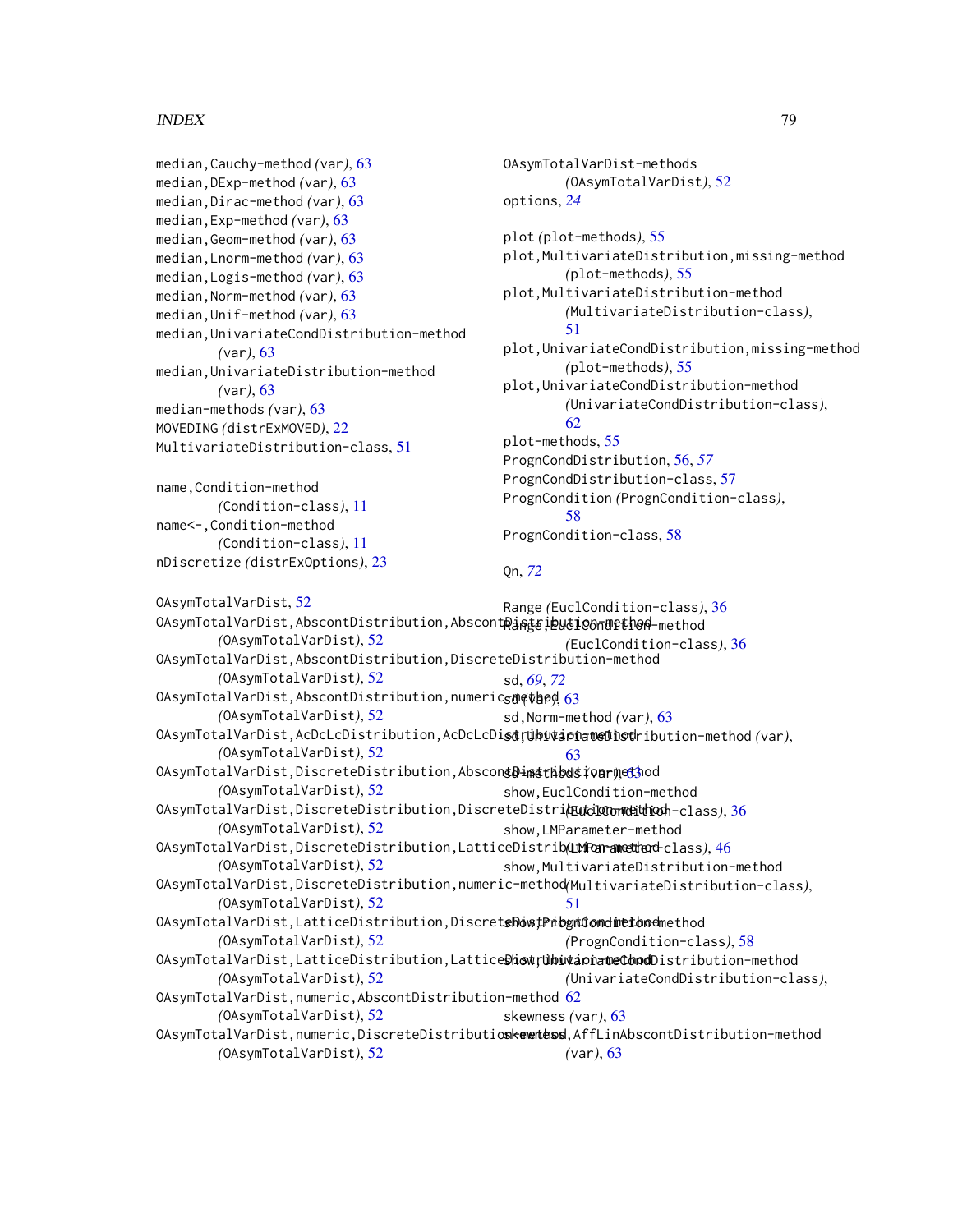median,Cauchy-method *(var)*, 63
median,DExp-method *(var)*, 63
median,Dirac-method *(var)*, 63
median,Exp-method *(var)*, 63
median,Geom-method *(var)*, 63
median,Lnorm-method *(var)*, 63
median,Logis-method *(var)*, 63
median,Norm-method *(var)*, 63
median,Unif-method *(var)*, 63
median,UnivariateCondDistribution-method *(var)*, 63
median,UnivariateDistribution-method *(var)*, 63
median-methods *(var)*, 63
MOVEDING *(distrExMOVED)*, 22
MultivariateDistribution-class, 51

name,Condition-method *(Condition-class)*, 11
name<-,Condition-method *(Condition-class)*, 11
nDiscretize *(distrExOptions)*, 23

OAsymTotalVarDist, 52
OAsymTotalVarDist,AbscontDistribution,AbscontDistribution-method *(OAsymTotalVarDist)*, 52
OAsymTotalVarDist,AbscontDistribution,DiscreteDistribution-method *(OAsymTotalVarDist)*, 52
OAsymTotalVarDist,AbscontDistribution,numeric-method *(OAsymTotalVarDist)*, 52
OAsymTotalVarDist,AcDcLcDistribution,AcDcLcDistribution-method *(OAsymTotalVarDist)*, 52
OAsymTotalVarDist,DiscreteDistribution,AbscontDistribution-method *(OAsymTotalVarDist)*, 52
OAsymTotalVarDist,DiscreteDistribution,DiscreteDistribution-method *(OAsymTotalVarDist)*, 52
OAsymTotalVarDist,DiscreteDistribution,LatticeDistribution-method *(OAsymTotalVarDist)*, 52
OAsymTotalVarDist,DiscreteDistribution,numeric-method *(OAsymTotalVarDist)*, 52
OAsymTotalVarDist,LatticeDistribution,DiscreteDistribution-method *(OAsymTotalVarDist)*, 52
OAsymTotalVarDist,LatticeDistribution,LatticeDistribution-method *(OAsymTotalVarDist)*, 52
OAsymTotalVarDist,numeric,AbscontDistribution-method *(OAsymTotalVarDist)*, 52
OAsymTotalVarDist,numeric,DiscreteDistribution-method *(OAsymTotalVarDist)*, 52
OAsymTotalVarDist-methods *(OAsymTotalVarDist)*, 52
options, *24*

plot *(plot-methods)*, 55
plot,MultivariateDistribution,missing-method *(plot-methods)*, 55
plot,MultivariateDistribution-method *(MultivariateDistribution-class)*, 51
plot,UnivariateCondDistribution,missing-method *(plot-methods)*, 55
plot,UnivariateCondDistribution-method *(UnivariateCondDistribution-class)*, 62
plot-methods, 55
PrognCondDistribution, 56, *57*
PrognCondDistribution-class, 57
PrognCondition *(PrognCondition-class)*, 58
PrognCondition-class, 58

Qn, *72*

Range *(EuclCondition-class)*, 36
Range,EuclCondition-method *(EuclCondition-class)*, 36

sd, *69*, *72*
sd *(var)*, 63
sd,Norm-method *(var)*, 63
sd,UnivariateDistribution-method *(var)*, 63
sd-methods *(var)*, 63
show,EuclCondition-method *(EuclCondition-class)*, 36
show,LMParameter-method *(LMParameter-class)*, 46
show,MultivariateDistribution-method *(MultivariateDistribution-class)*, 51
show,PrognCondition-method *(PrognCondition-class)*, 58
show,UnivariateCondDistribution-method *(UnivariateCondDistribution-class)*, 62
skewness *(var)*, 63
skewness,AffLinAbscontDistribution-method *(var)*, 63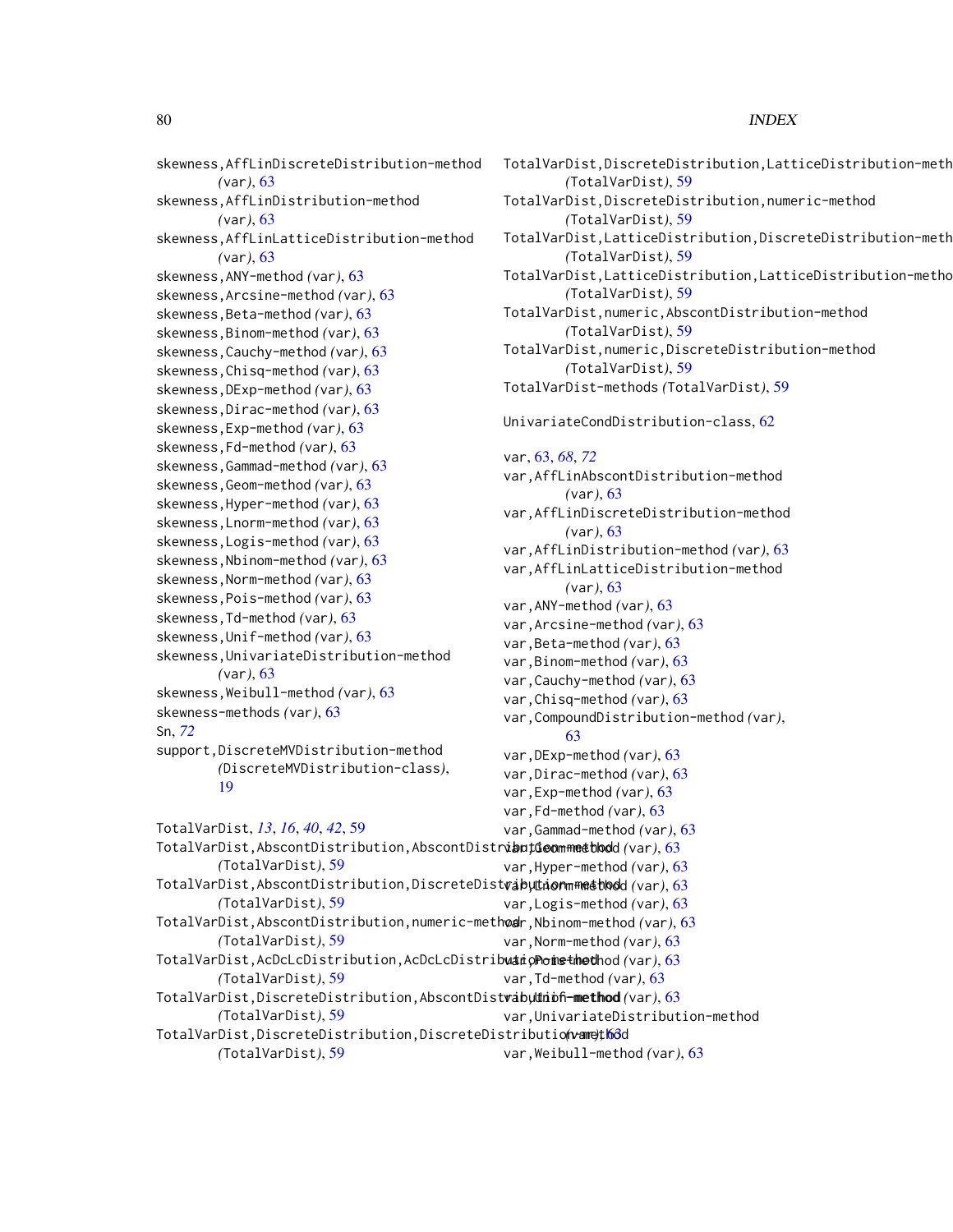skewness,AffLinDiscreteDistribution-method *(var)*, 63
skewness,AffLinDistribution-method *(var)*, 63
skewness,AffLinLatticeDistribution-method *(var)*, 63
skewness,ANY-method *(var)*, 63
skewness,Arcsine-method *(var)*, 63
skewness,Beta-method *(var)*, 63
skewness,Binom-method *(var)*, 63
skewness,Cauchy-method *(var)*, 63
skewness,Chisq-method *(var)*, 63
skewness,DExp-method *(var)*, 63
skewness,Dirac-method *(var)*, 63
skewness,Exp-method *(var)*, 63
skewness,Fd-method *(var)*, 63
skewness,Gammad-method *(var)*, 63
skewness,Geom-method *(var)*, 63
skewness,Hyper-method *(var)*, 63
skewness,Lnorm-method *(var)*, 63
skewness,Logis-method *(var)*, 63
skewness,Nbinom-method *(var)*, 63
skewness,Norm-method *(var)*, 63
skewness,Pois-method *(var)*, 63
skewness,Td-method *(var)*, 63
skewness,Unif-method *(var)*, 63
skewness,UnivariateDistribution-method *(var)*, 63
skewness,Weibull-method *(var)*, 63
skewness-methods *(var)*, 63
Sn, *72*
support,DiscreteMVDistribution-method *(DiscreteMVDistribution-class)*, 19

TotalVarDist, *13*, *16*, *40*, *42*, 59
TotalVarDist,AbscontDistribution,AbscontDistribution-method *(TotalVarDist)*, 59
TotalVarDist,AbscontDistribution,DiscreteDistribution-method *(TotalVarDist)*, 59
TotalVarDist,AbscontDistribution,numeric-method *(TotalVarDist)*, 59
TotalVarDist,AcDcLcDistribution,AcDcLcDistribution-method *(TotalVarDist)*, 59
TotalVarDist,DiscreteDistribution,AbscontDistribution-method *(TotalVarDist)*, 59
TotalVarDist,DiscreteDistribution,DiscreteDistribution-method *(TotalVarDist)*, 59
TotalVarDist,DiscreteDistribution,LatticeDistribution-method *(TotalVarDist)*, 59
TotalVarDist,DiscreteDistribution,numeric-method *(TotalVarDist)*, 59
TotalVarDist,LatticeDistribution,DiscreteDistribution-method *(TotalVarDist)*, 59
TotalVarDist,LatticeDistribution,LatticeDistribution-method *(TotalVarDist)*, 59
TotalVarDist,numeric,AbscontDistribution-method *(TotalVarDist)*, 59
TotalVarDist,numeric,DiscreteDistribution-method *(TotalVarDist)*, 59
TotalVarDist-methods *(TotalVarDist)*, 59

UnivariateCondDistribution-class, 62

var, 63, *68*, *72*
var,AffLinAbscontDistribution-method *(var)*, 63
var,AffLinDiscreteDistribution-method *(var)*, 63
var,AffLinDistribution-method *(var)*, 63
var,AffLinLatticeDistribution-method *(var)*, 63
var,ANY-method *(var)*, 63
var,Arcsine-method *(var)*, 63
var,Beta-method *(var)*, 63
var,Binom-method *(var)*, 63
var,Cauchy-method *(var)*, 63
var,Chisq-method *(var)*, 63
var,CompoundDistribution-method *(var)*, 63
var,DExp-method *(var)*, 63
var,Dirac-method *(var)*, 63
var,Exp-method *(var)*, 63
var,Fd-method *(var)*, 63
var,Gammad-method *(var)*, 63
var,Geom-method *(var)*, 63
var,Hyper-method *(var)*, 63
var,Lnorm-method *(var)*, 63
var,Logis-method *(var)*, 63
var,Nbinom-method *(var)*, 63
var,Norm-method *(var)*, 63
var,Pois-method *(var)*, 63
var,Td-method *(var)*, 63
var,Unif-method *(var)*, 63
var,UnivariateDistribution-method *(var)*, 63
var,Weibull-method *(var)*, 63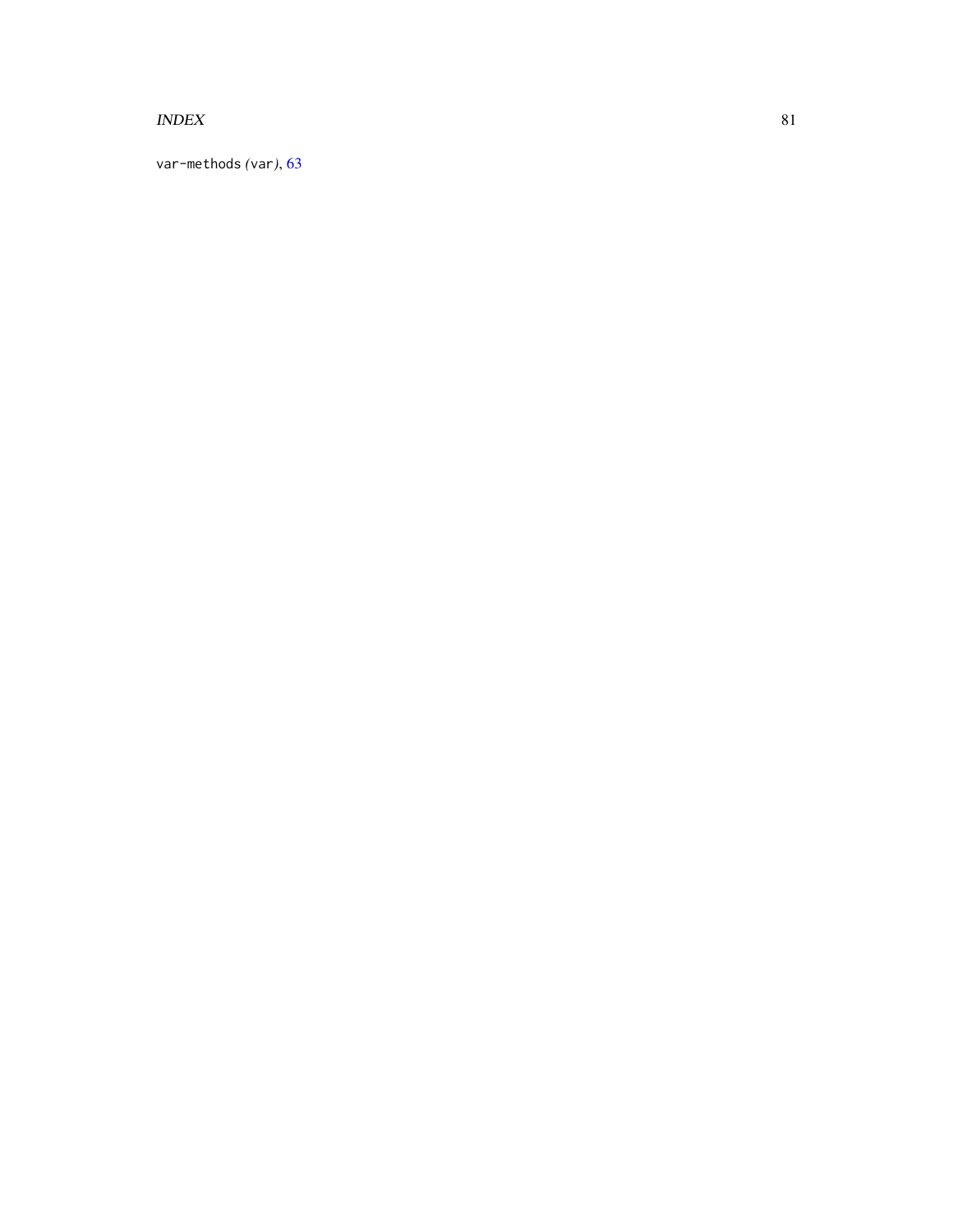var-methods (var), 63